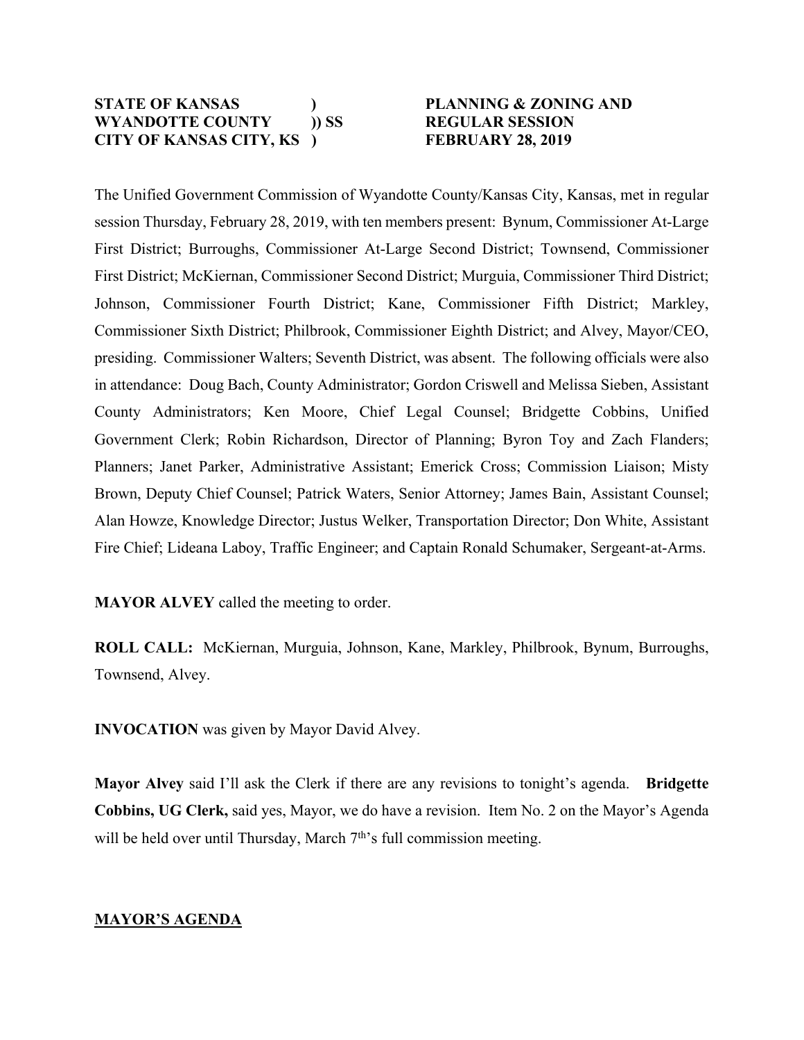**STATE OF KANSAS )** **PLANNING & ZONING AND**
**WYANDOTTE COUNTY )) SS** **REGULAR SESSION**
**CITY OF KANSAS CITY, KS )** **FEBRUARY 28, 2019**

The Unified Government Commission of Wyandotte County/Kansas City, Kansas, met in regular session Thursday, February 28, 2019, with ten members present: Bynum, Commissioner At-Large First District; Burroughs, Commissioner At-Large Second District; Townsend, Commissioner First District; McKiernan, Commissioner Second District; Murguia, Commissioner Third District; Johnson, Commissioner Fourth District; Kane, Commissioner Fifth District; Markley, Commissioner Sixth District; Philbrook, Commissioner Eighth District; and Alvey, Mayor/CEO, presiding. Commissioner Walters; Seventh District, was absent. The following officials were also in attendance: Doug Bach, County Administrator; Gordon Criswell and Melissa Sieben, Assistant County Administrators; Ken Moore, Chief Legal Counsel; Bridgette Cobbins, Unified Government Clerk; Robin Richardson, Director of Planning; Byron Toy and Zach Flanders; Planners; Janet Parker, Administrative Assistant; Emerick Cross; Commission Liaison; Misty Brown, Deputy Chief Counsel; Patrick Waters, Senior Attorney; James Bain, Assistant Counsel; Alan Howze, Knowledge Director; Justus Welker, Transportation Director; Don White, Assistant Fire Chief; Lideana Laboy, Traffic Engineer; and Captain Ronald Schumaker, Sergeant-at-Arms.

**MAYOR ALVEY** called the meeting to order.

**ROLL CALL:** McKiernan, Murguia, Johnson, Kane, Markley, Philbrook, Bynum, Burroughs, Townsend, Alvey.

**INVOCATION** was given by Mayor David Alvey.

**Mayor Alvey** said I'll ask the Clerk if there are any revisions to tonight's agenda. **Bridgette Cobbins, UG Clerk,** said yes, Mayor, we do have a revision. Item No. 2 on the Mayor's Agenda will be held over until Thursday, March 7th's full commission meeting.

**MAYOR'S AGENDA**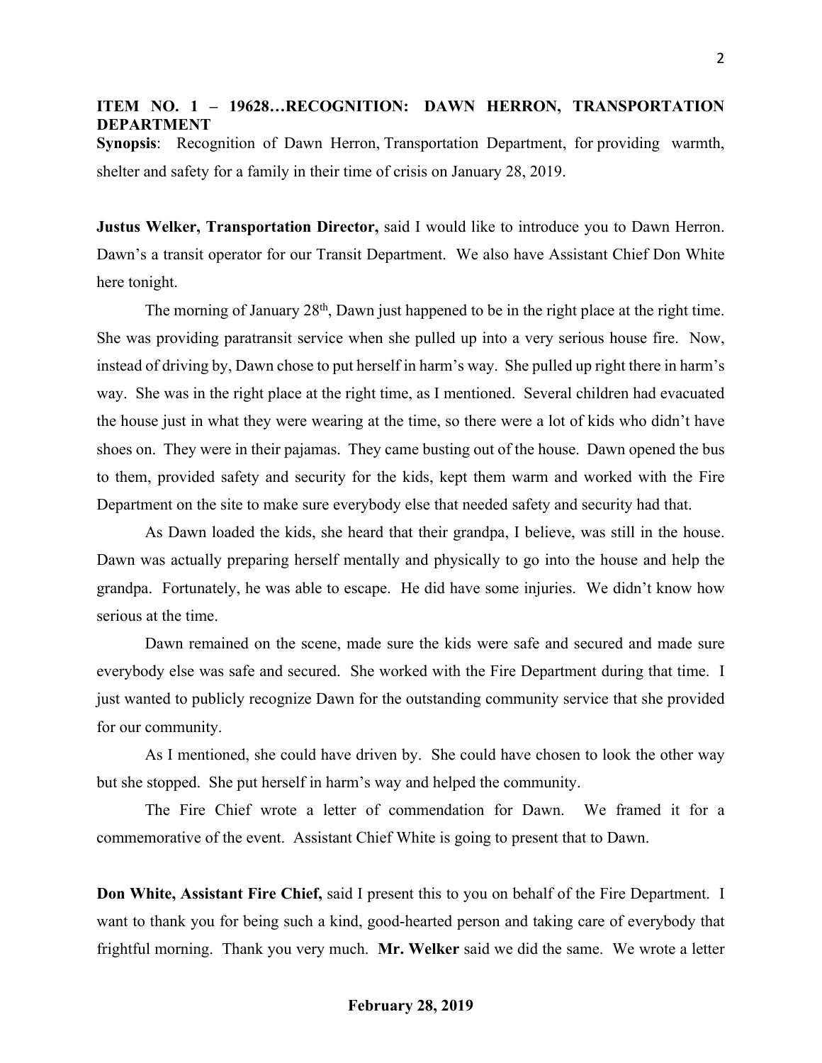**ITEM NO. 1 – 19628…RECOGNITION: DAWN HERRON, TRANSPORTATION DEPARTMENT**

**Synopsis**: Recognition of Dawn Herron, Transportation Department, for providing warmth, shelter and safety for a family in their time of crisis on January 28, 2019.

**Justus Welker, Transportation Director,** said I would like to introduce you to Dawn Herron. Dawn's a transit operator for our Transit Department. We also have Assistant Chief Don White here tonight.

The morning of January 28th, Dawn just happened to be in the right place at the right time. She was providing paratransit service when she pulled up into a very serious house fire. Now, instead of driving by, Dawn chose to put herself in harm's way. She pulled up right there in harm's way. She was in the right place at the right time, as I mentioned. Several children had evacuated the house just in what they were wearing at the time, so there were a lot of kids who didn't have shoes on. They were in their pajamas. They came busting out of the house. Dawn opened the bus to them, provided safety and security for the kids, kept them warm and worked with the Fire Department on the site to make sure everybody else that needed safety and security had that.

As Dawn loaded the kids, she heard that their grandpa, I believe, was still in the house. Dawn was actually preparing herself mentally and physically to go into the house and help the grandpa. Fortunately, he was able to escape. He did have some injuries. We didn't know how serious at the time.

Dawn remained on the scene, made sure the kids were safe and secured and made sure everybody else was safe and secured. She worked with the Fire Department during that time. I just wanted to publicly recognize Dawn for the outstanding community service that she provided for our community.

As I mentioned, she could have driven by. She could have chosen to look the other way but she stopped. She put herself in harm's way and helped the community.

The Fire Chief wrote a letter of commendation for Dawn. We framed it for a commemorative of the event. Assistant Chief White is going to present that to Dawn.

**Don White, Assistant Fire Chief,** said I present this to you on behalf of the Fire Department. I want to thank you for being such a kind, good-hearted person and taking care of everybody that frightful morning. Thank you very much. **Mr. Welker** said we did the same. We wrote a letter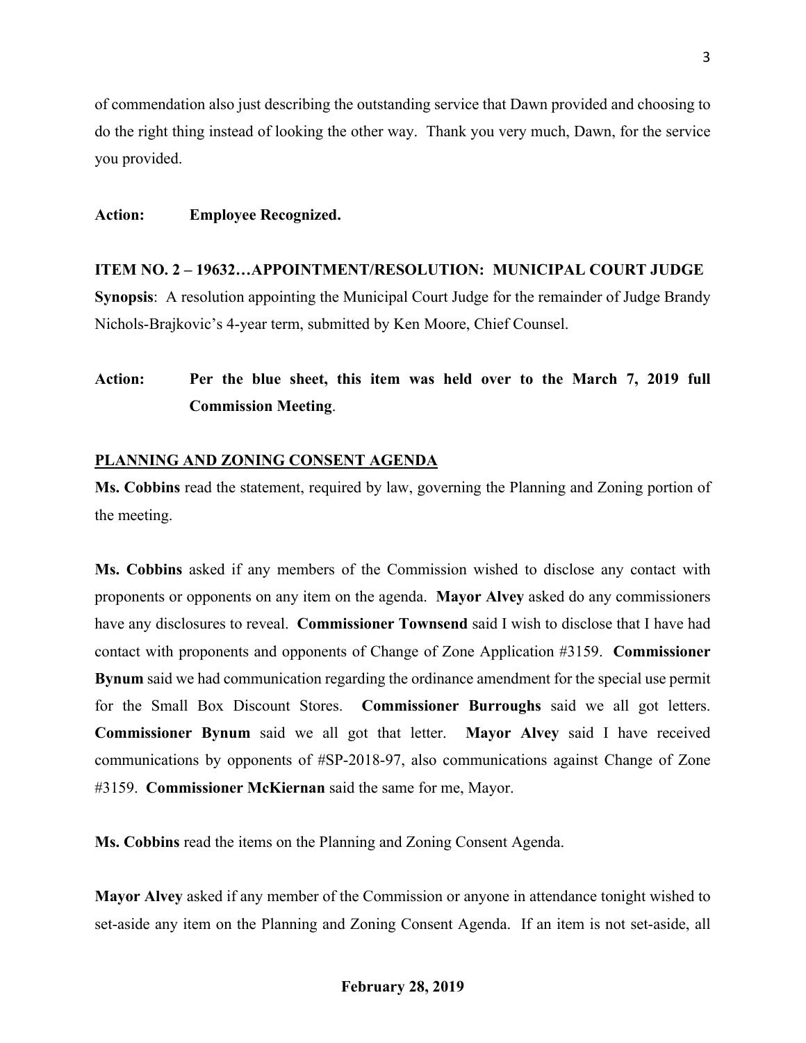of commendation also just describing the outstanding service that Dawn provided and choosing to do the right thing instead of looking the other way. Thank you very much, Dawn, for the service you provided.

**Action: Employee Recognized.**

**ITEM NO. 2 – 19632…APPOINTMENT/RESOLUTION: MUNICIPAL COURT JUDGE**
**Synopsis**: A resolution appointing the Municipal Court Judge for the remainder of Judge Brandy Nichols-Brajkovic's 4-year term, submitted by Ken Moore, Chief Counsel.

**Action: Per the blue sheet, this item was held over to the March 7, 2019 full Commission Meeting**.

**PLANNING AND ZONING CONSENT AGENDA**

**Ms. Cobbins** read the statement, required by law, governing the Planning and Zoning portion of the meeting.

**Ms. Cobbins** asked if any members of the Commission wished to disclose any contact with proponents or opponents on any item on the agenda. **Mayor Alvey** asked do any commissioners have any disclosures to reveal. **Commissioner Townsend** said I wish to disclose that I have had contact with proponents and opponents of Change of Zone Application #3159. **Commissioner Bynum** said we had communication regarding the ordinance amendment for the special use permit for the Small Box Discount Stores. **Commissioner Burroughs** said we all got letters. **Commissioner Bynum** said we all got that letter. **Mayor Alvey** said I have received communications by opponents of #SP-2018-97, also communications against Change of Zone #3159. **Commissioner McKiernan** said the same for me, Mayor.

**Ms. Cobbins** read the items on the Planning and Zoning Consent Agenda.

**Mayor Alvey** asked if any member of the Commission or anyone in attendance tonight wished to set-aside any item on the Planning and Zoning Consent Agenda. If an item is not set-aside, all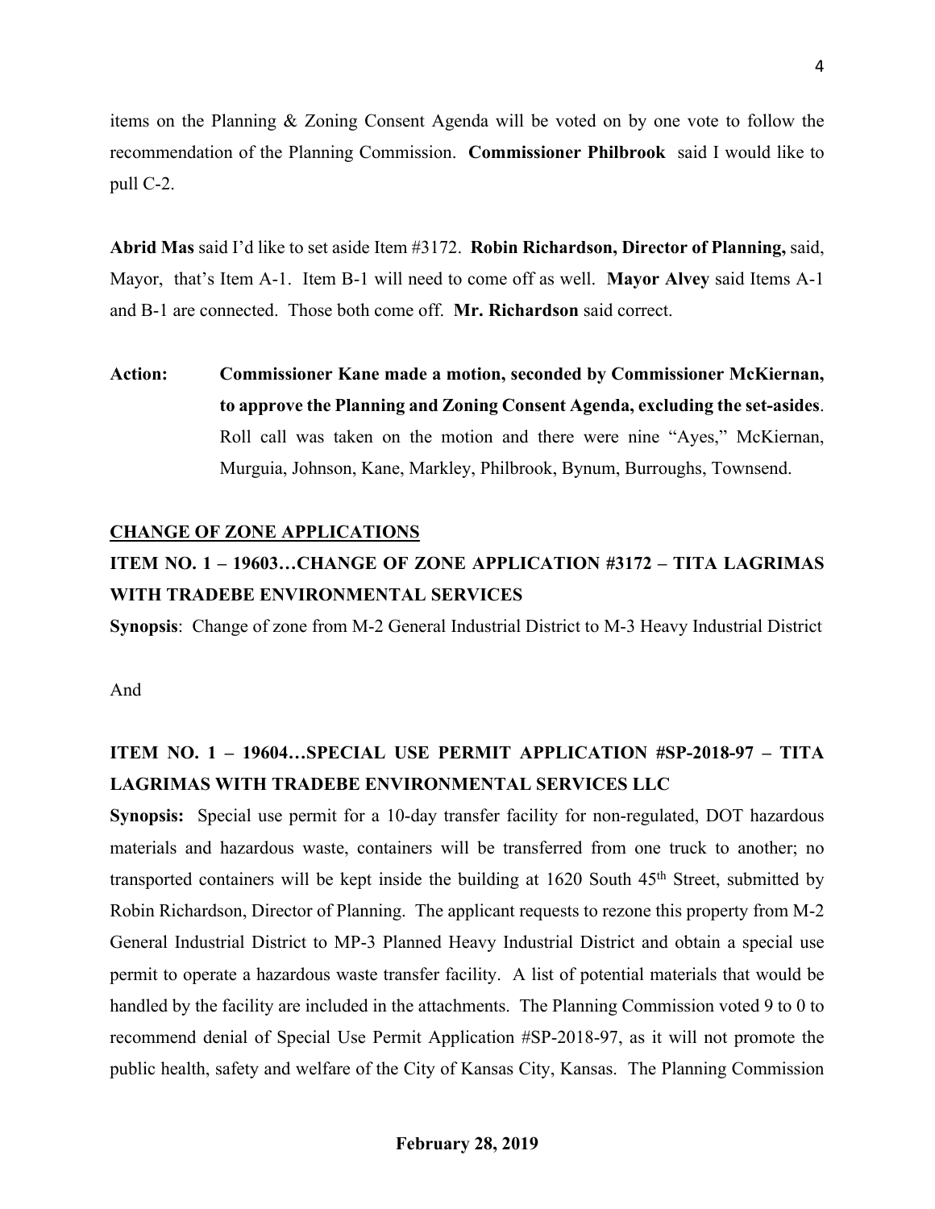items on the Planning & Zoning Consent Agenda will be voted on by one vote to follow the recommendation of the Planning Commission. **Commissioner Philbrook** said I would like to pull C-2.

**Abrid Mas** said I'd like to set aside Item #3172. **Robin Richardson, Director of Planning,** said, Mayor, that's Item A-1. Item B-1 will need to come off as well. **Mayor Alvey** said Items A-1 and B-1 are connected. Those both come off. **Mr. Richardson** said correct.

**Action:** **Commissioner Kane made a motion, seconded by Commissioner McKiernan, to approve the Planning and Zoning Consent Agenda, excluding the set-asides**. Roll call was taken on the motion and there were nine "Ayes," McKiernan, Murguia, Johnson, Kane, Markley, Philbrook, Bynum, Burroughs, Townsend.

**CHANGE OF ZONE APPLICATIONS**

**ITEM NO. 1 – 19603…CHANGE OF ZONE APPLICATION #3172 – TITA LAGRIMAS WITH TRADEBE ENVIRONMENTAL SERVICES**

**Synopsis**: Change of zone from M-2 General Industrial District to M-3 Heavy Industrial District

And

**ITEM NO. 1 – 19604…SPECIAL USE PERMIT APPLICATION #SP-2018-97 – TITA LAGRIMAS WITH TRADEBE ENVIRONMENTAL SERVICES LLC**

**Synopsis:** Special use permit for a 10-day transfer facility for non-regulated, DOT hazardous materials and hazardous waste, containers will be transferred from one truck to another; no transported containers will be kept inside the building at 1620 South 45th Street, submitted by Robin Richardson, Director of Planning. The applicant requests to rezone this property from M-2 General Industrial District to MP-3 Planned Heavy Industrial District and obtain a special use permit to operate a hazardous waste transfer facility. A list of potential materials that would be handled by the facility are included in the attachments. The Planning Commission voted 9 to 0 to recommend denial of Special Use Permit Application #SP-2018-97, as it will not promote the public health, safety and welfare of the City of Kansas City, Kansas. The Planning Commission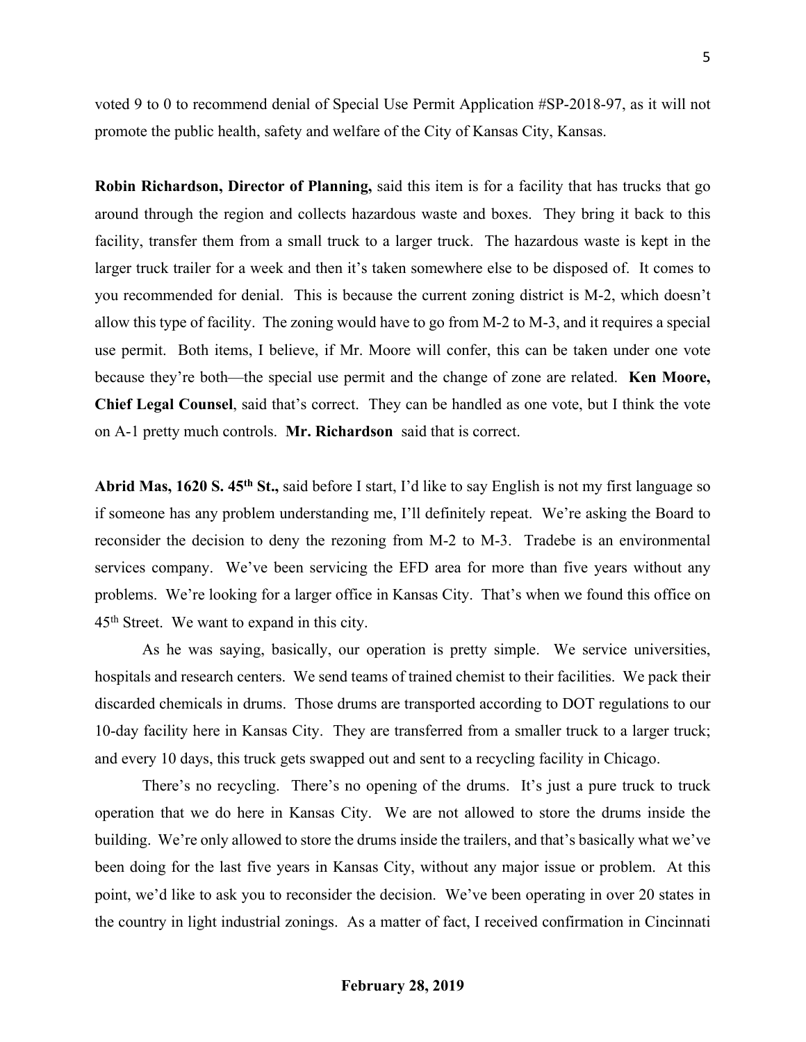voted 9 to 0 to recommend denial of Special Use Permit Application #SP-2018-97, as it will not promote the public health, safety and welfare of the City of Kansas City, Kansas.

**Robin Richardson, Director of Planning,** said this item is for a facility that has trucks that go around through the region and collects hazardous waste and boxes. They bring it back to this facility, transfer them from a small truck to a larger truck. The hazardous waste is kept in the larger truck trailer for a week and then it's taken somewhere else to be disposed of. It comes to you recommended for denial. This is because the current zoning district is M-2, which doesn't allow this type of facility. The zoning would have to go from M-2 to M-3, and it requires a special use permit. Both items, I believe, if Mr. Moore will confer, this can be taken under one vote because they're both—the special use permit and the change of zone are related. **Ken Moore, Chief Legal Counsel**, said that's correct. They can be handled as one vote, but I think the vote on A-1 pretty much controls. **Mr. Richardson** said that is correct.

**Abrid Mas, 1620 S. 45th St.,** said before I start, I'd like to say English is not my first language so if someone has any problem understanding me, I'll definitely repeat. We're asking the Board to reconsider the decision to deny the rezoning from M-2 to M-3. Tradebe is an environmental services company. We've been servicing the EFD area for more than five years without any problems. We're looking for a larger office in Kansas City. That's when we found this office on 45th Street. We want to expand in this city.

As he was saying, basically, our operation is pretty simple. We service universities, hospitals and research centers. We send teams of trained chemist to their facilities. We pack their discarded chemicals in drums. Those drums are transported according to DOT regulations to our 10-day facility here in Kansas City. They are transferred from a smaller truck to a larger truck; and every 10 days, this truck gets swapped out and sent to a recycling facility in Chicago.

There's no recycling. There's no opening of the drums. It's just a pure truck to truck operation that we do here in Kansas City. We are not allowed to store the drums inside the building. We're only allowed to store the drums inside the trailers, and that's basically what we've been doing for the last five years in Kansas City, without any major issue or problem. At this point, we'd like to ask you to reconsider the decision. We've been operating in over 20 states in the country in light industrial zonings. As a matter of fact, I received confirmation in Cincinnati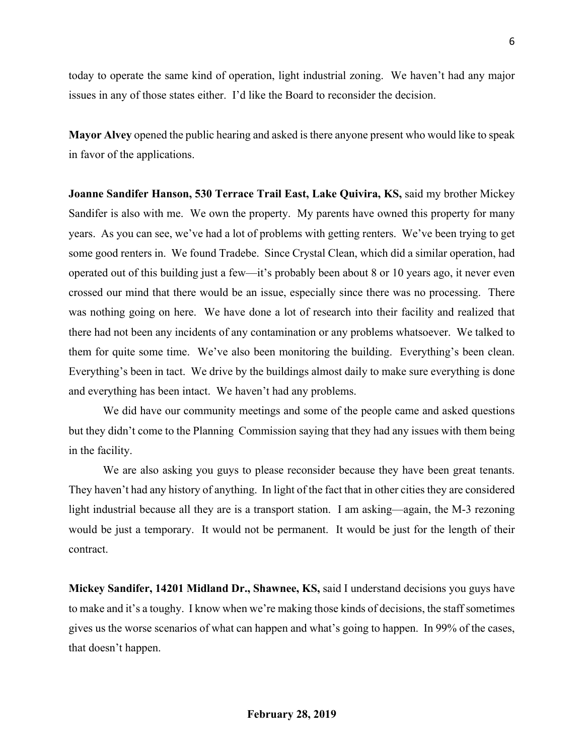today to operate the same kind of operation, light industrial zoning. We haven't had any major issues in any of those states either. I'd like the Board to reconsider the decision.

**Mayor Alvey** opened the public hearing and asked is there anyone present who would like to speak in favor of the applications.

**Joanne Sandifer Hanson, 530 Terrace Trail East, Lake Quivira, KS,** said my brother Mickey Sandifer is also with me. We own the property. My parents have owned this property for many years. As you can see, we've had a lot of problems with getting renters. We've been trying to get some good renters in. We found Tradebe. Since Crystal Clean, which did a similar operation, had operated out of this building just a few—it's probably been about 8 or 10 years ago, it never even crossed our mind that there would be an issue, especially since there was no processing. There was nothing going on here. We have done a lot of research into their facility and realized that there had not been any incidents of any contamination or any problems whatsoever. We talked to them for quite some time. We've also been monitoring the building. Everything's been clean. Everything's been in tact. We drive by the buildings almost daily to make sure everything is done and everything has been intact. We haven't had any problems.

We did have our community meetings and some of the people came and asked questions but they didn't come to the Planning Commission saying that they had any issues with them being in the facility.

We are also asking you guys to please reconsider because they have been great tenants. They haven't had any history of anything. In light of the fact that in other cities they are considered light industrial because all they are is a transport station. I am asking—again, the M-3 rezoning would be just a temporary. It would not be permanent. It would be just for the length of their contract.

**Mickey Sandifer, 14201 Midland Dr., Shawnee, KS,** said I understand decisions you guys have to make and it's a toughy. I know when we're making those kinds of decisions, the staff sometimes gives us the worse scenarios of what can happen and what's going to happen. In 99% of the cases, that doesn't happen.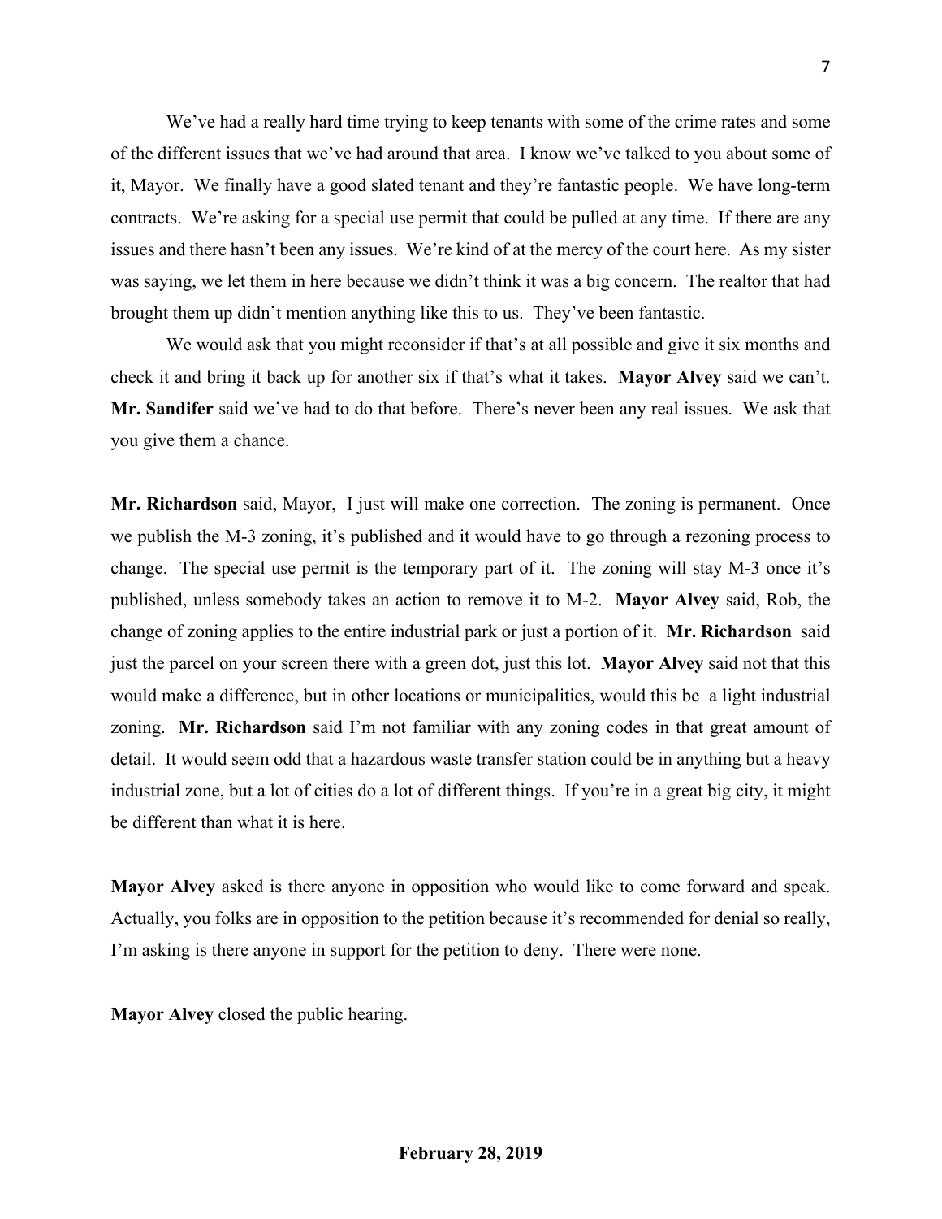We've had a really hard time trying to keep tenants with some of the crime rates and some of the different issues that we've had around that area. I know we've talked to you about some of it, Mayor. We finally have a good slated tenant and they're fantastic people. We have long-term contracts. We're asking for a special use permit that could be pulled at any time. If there are any issues and there hasn't been any issues. We're kind of at the mercy of the court here. As my sister was saying, we let them in here because we didn't think it was a big concern. The realtor that had brought them up didn't mention anything like this to us. They've been fantastic.

We would ask that you might reconsider if that's at all possible and give it six months and check it and bring it back up for another six if that's what it takes. **Mayor Alvey** said we can't. **Mr. Sandifer** said we've had to do that before. There's never been any real issues. We ask that you give them a chance.

**Mr. Richardson** said, Mayor, I just will make one correction. The zoning is permanent. Once we publish the M-3 zoning, it's published and it would have to go through a rezoning process to change. The special use permit is the temporary part of it. The zoning will stay M-3 once it's published, unless somebody takes an action to remove it to M-2. **Mayor Alvey** said, Rob, the change of zoning applies to the entire industrial park or just a portion of it. **Mr. Richardson** said just the parcel on your screen there with a green dot, just this lot. **Mayor Alvey** said not that this would make a difference, but in other locations or municipalities, would this be a light industrial zoning. **Mr. Richardson** said I'm not familiar with any zoning codes in that great amount of detail. It would seem odd that a hazardous waste transfer station could be in anything but a heavy industrial zone, but a lot of cities do a lot of different things. If you're in a great big city, it might be different than what it is here.

**Mayor Alvey** asked is there anyone in opposition who would like to come forward and speak. Actually, you folks are in opposition to the petition because it's recommended for denial so really, I'm asking is there anyone in support for the petition to deny. There were none.

**Mayor Alvey** closed the public hearing.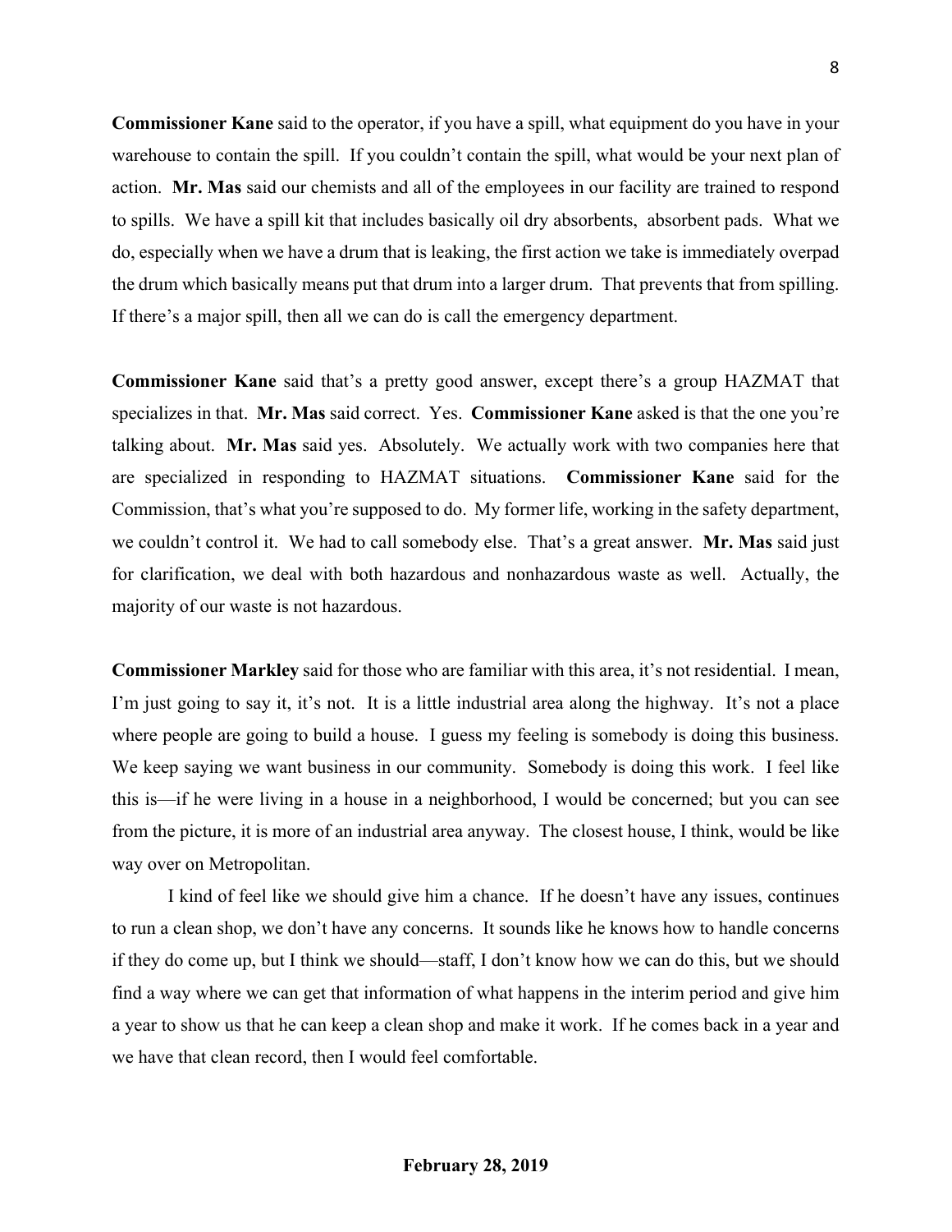**Commissioner Kane** said to the operator, if you have a spill, what equipment do you have in your warehouse to contain the spill. If you couldn't contain the spill, what would be your next plan of action. **Mr. Mas** said our chemists and all of the employees in our facility are trained to respond to spills. We have a spill kit that includes basically oil dry absorbents, absorbent pads. What we do, especially when we have a drum that is leaking, the first action we take is immediately overpad the drum which basically means put that drum into a larger drum. That prevents that from spilling. If there's a major spill, then all we can do is call the emergency department.

**Commissioner Kane** said that's a pretty good answer, except there's a group HAZMAT that specializes in that. **Mr. Mas** said correct. Yes. **Commissioner Kane** asked is that the one you're talking about. **Mr. Mas** said yes. Absolutely. We actually work with two companies here that are specialized in responding to HAZMAT situations. **Commissioner Kane** said for the Commission, that's what you're supposed to do. My former life, working in the safety department, we couldn't control it. We had to call somebody else. That's a great answer. **Mr. Mas** said just for clarification, we deal with both hazardous and nonhazardous waste as well. Actually, the majority of our waste is not hazardous.

**Commissioner Markley** said for those who are familiar with this area, it's not residential. I mean, I'm just going to say it, it's not. It is a little industrial area along the highway. It's not a place where people are going to build a house. I guess my feeling is somebody is doing this business. We keep saying we want business in our community. Somebody is doing this work. I feel like this is—if he were living in a house in a neighborhood, I would be concerned; but you can see from the picture, it is more of an industrial area anyway. The closest house, I think, would be like way over on Metropolitan.

I kind of feel like we should give him a chance. If he doesn't have any issues, continues to run a clean shop, we don't have any concerns. It sounds like he knows how to handle concerns if they do come up, but I think we should—staff, I don't know how we can do this, but we should find a way where we can get that information of what happens in the interim period and give him a year to show us that he can keep a clean shop and make it work. If he comes back in a year and we have that clean record, then I would feel comfortable.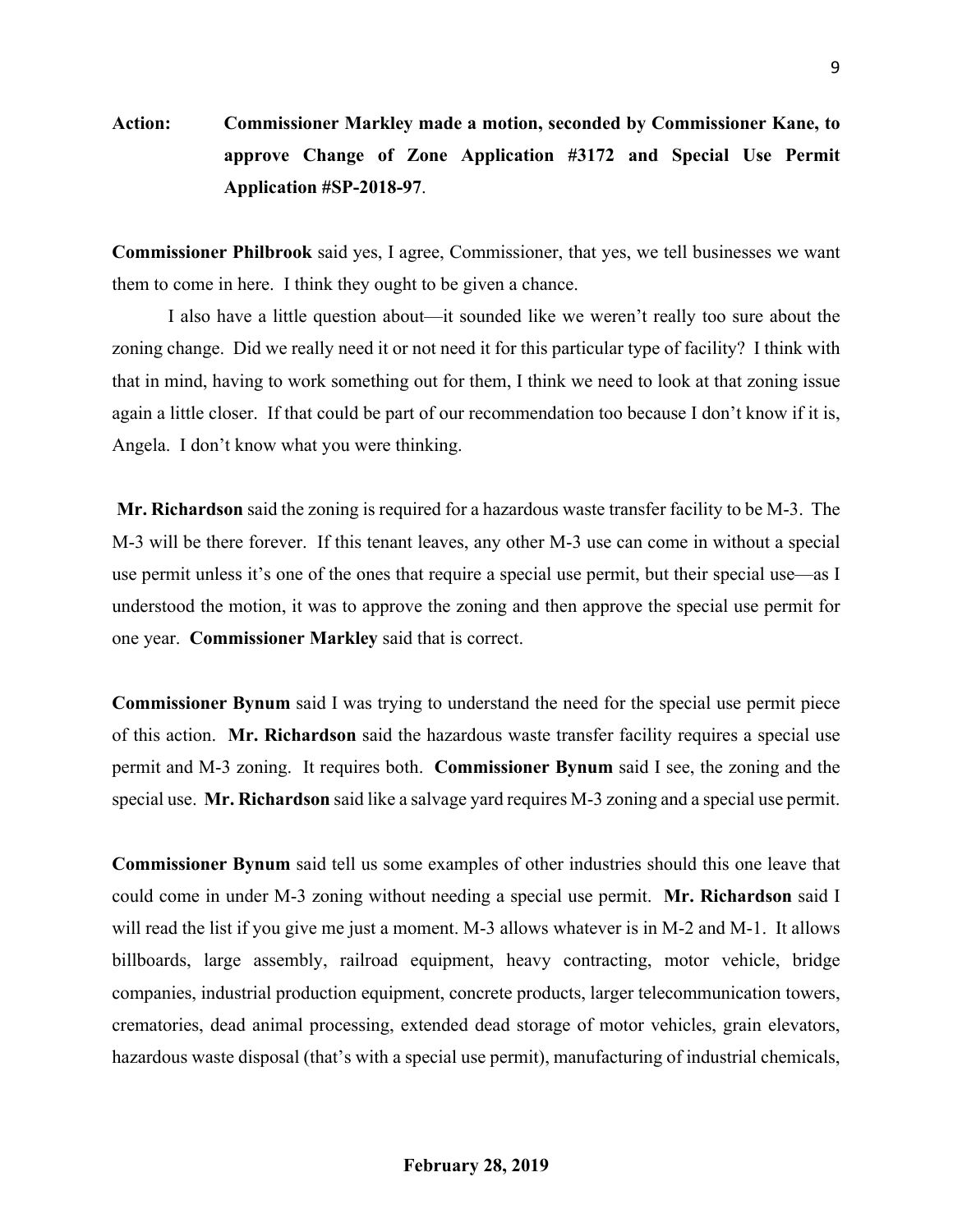**Action: Commissioner Markley made a motion, seconded by Commissioner Kane, to approve Change of Zone Application #3172 and Special Use Permit Application #SP-2018-97**.

**Commissioner Philbrook** said yes, I agree, Commissioner, that yes, we tell businesses we want them to come in here. I think they ought to be given a chance.

I also have a little question about—it sounded like we weren't really too sure about the zoning change. Did we really need it or not need it for this particular type of facility? I think with that in mind, having to work something out for them, I think we need to look at that zoning issue again a little closer. If that could be part of our recommendation too because I don't know if it is, Angela. I don't know what you were thinking.

**Mr. Richardson** said the zoning is required for a hazardous waste transfer facility to be M-3. The M-3 will be there forever. If this tenant leaves, any other M-3 use can come in without a special use permit unless it's one of the ones that require a special use permit, but their special use—as I understood the motion, it was to approve the zoning and then approve the special use permit for one year. **Commissioner Markley** said that is correct.

**Commissioner Bynum** said I was trying to understand the need for the special use permit piece of this action. **Mr. Richardson** said the hazardous waste transfer facility requires a special use permit and M-3 zoning. It requires both. **Commissioner Bynum** said I see, the zoning and the special use. **Mr. Richardson** said like a salvage yard requires M-3 zoning and a special use permit.

**Commissioner Bynum** said tell us some examples of other industries should this one leave that could come in under M-3 zoning without needing a special use permit. **Mr. Richardson** said I will read the list if you give me just a moment. M-3 allows whatever is in M-2 and M-1. It allows billboards, large assembly, railroad equipment, heavy contracting, motor vehicle, bridge companies, industrial production equipment, concrete products, larger telecommunication towers, crematories, dead animal processing, extended dead storage of motor vehicles, grain elevators, hazardous waste disposal (that's with a special use permit), manufacturing of industrial chemicals,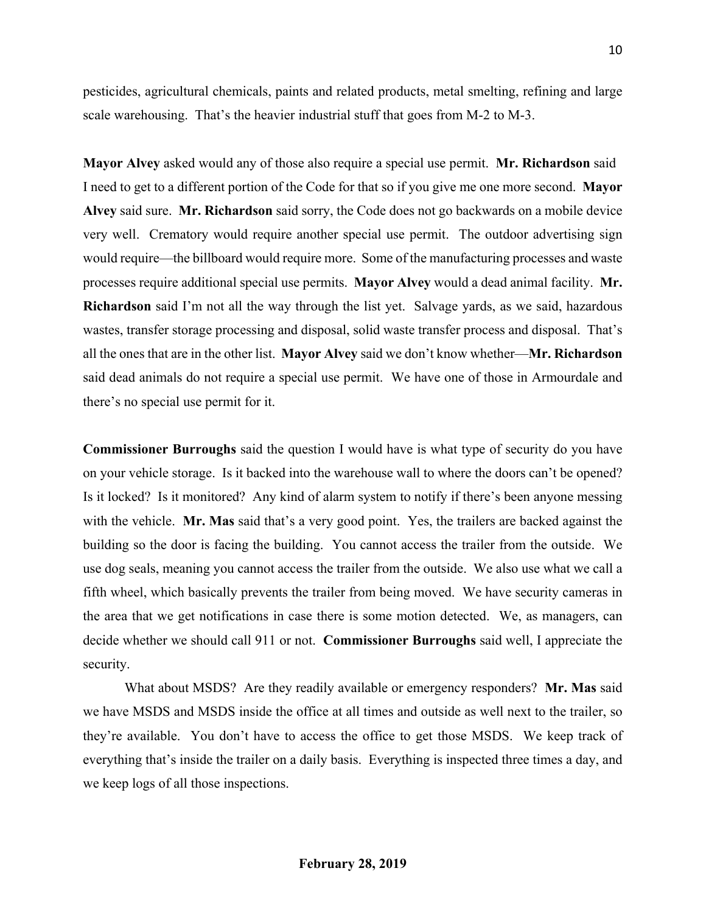pesticides, agricultural chemicals, paints and related products, metal smelting, refining and large scale warehousing. That's the heavier industrial stuff that goes from M-2 to M-3.

**Mayor Alvey** asked would any of those also require a special use permit. **Mr. Richardson** said I need to get to a different portion of the Code for that so if you give me one more second. **Mayor Alvey** said sure. **Mr. Richardson** said sorry, the Code does not go backwards on a mobile device very well. Crematory would require another special use permit. The outdoor advertising sign would require—the billboard would require more. Some of the manufacturing processes and waste processes require additional special use permits. **Mayor Alvey** would a dead animal facility. **Mr. Richardson** said I'm not all the way through the list yet. Salvage yards, as we said, hazardous wastes, transfer storage processing and disposal, solid waste transfer process and disposal. That's all the ones that are in the other list. **Mayor Alvey** said we don't know whether—**Mr. Richardson** said dead animals do not require a special use permit. We have one of those in Armourdale and there's no special use permit for it.

**Commissioner Burroughs** said the question I would have is what type of security do you have on your vehicle storage. Is it backed into the warehouse wall to where the doors can't be opened? Is it locked? Is it monitored? Any kind of alarm system to notify if there's been anyone messing with the vehicle. **Mr. Mas** said that's a very good point. Yes, the trailers are backed against the building so the door is facing the building. You cannot access the trailer from the outside. We use dog seals, meaning you cannot access the trailer from the outside. We also use what we call a fifth wheel, which basically prevents the trailer from being moved. We have security cameras in the area that we get notifications in case there is some motion detected. We, as managers, can decide whether we should call 911 or not. **Commissioner Burroughs** said well, I appreciate the security.

What about MSDS? Are they readily available or emergency responders? **Mr. Mas** said we have MSDS and MSDS inside the office at all times and outside as well next to the trailer, so they're available. You don't have to access the office to get those MSDS. We keep track of everything that's inside the trailer on a daily basis. Everything is inspected three times a day, and we keep logs of all those inspections.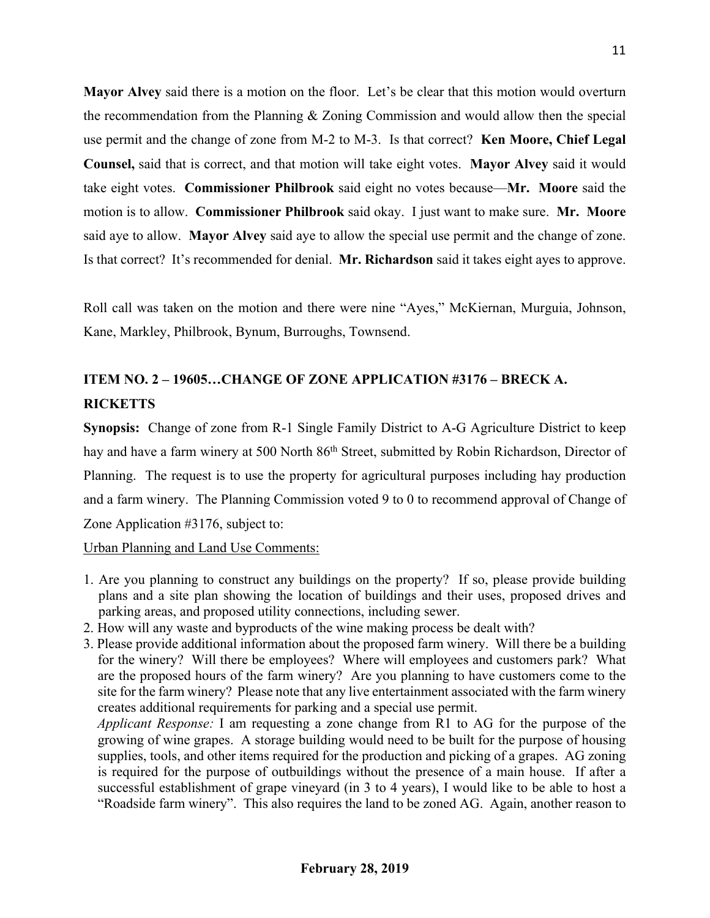**Mayor Alvey** said there is a motion on the floor. Let's be clear that this motion would overturn the recommendation from the Planning & Zoning Commission and would allow then the special use permit and the change of zone from M-2 to M-3. Is that correct? **Ken Moore, Chief Legal Counsel,** said that is correct, and that motion will take eight votes. **Mayor Alvey** said it would take eight votes. **Commissioner Philbrook** said eight no votes because—**Mr. Moore** said the motion is to allow. **Commissioner Philbrook** said okay. I just want to make sure. **Mr. Moore** said aye to allow. **Mayor Alvey** said aye to allow the special use permit and the change of zone. Is that correct? It's recommended for denial. **Mr. Richardson** said it takes eight ayes to approve.

Roll call was taken on the motion and there were nine "Ayes," McKiernan, Murguia, Johnson, Kane, Markley, Philbrook, Bynum, Burroughs, Townsend.

## ITEM NO. 2 – 19605…CHANGE OF ZONE APPLICATION #3176 – BRECK A. RICKETTS

**Synopsis:** Change of zone from R-1 Single Family District to A-G Agriculture District to keep hay and have a farm winery at 500 North 86th Street, submitted by Robin Richardson, Director of Planning. The request is to use the property for agricultural purposes including hay production and a farm winery. The Planning Commission voted 9 to 0 to recommend approval of Change of Zone Application #3176, subject to:

Urban Planning and Land Use Comments:

1. Are you planning to construct any buildings on the property? If so, please provide building plans and a site plan showing the location of buildings and their uses, proposed drives and parking areas, and proposed utility connections, including sewer.
2. How will any waste and byproducts of the wine making process be dealt with?
3. Please provide additional information about the proposed farm winery. Will there be a building for the winery? Will there be employees? Where will employees and customers park? What are the proposed hours of the farm winery? Are you planning to have customers come to the site for the farm winery? Please note that any live entertainment associated with the farm winery creates additional requirements for parking and a special use permit.
   *Applicant Response:* I am requesting a zone change from R1 to AG for the purpose of the growing of wine grapes. A storage building would need to be built for the purpose of housing supplies, tools, and other items required for the production and picking of a grapes. AG zoning is required for the purpose of outbuildings without the presence of a main house. If after a successful establishment of grape vineyard (in 3 to 4 years), I would like to be able to host a "Roadside farm winery". This also requires the land to be zoned AG. Again, another reason to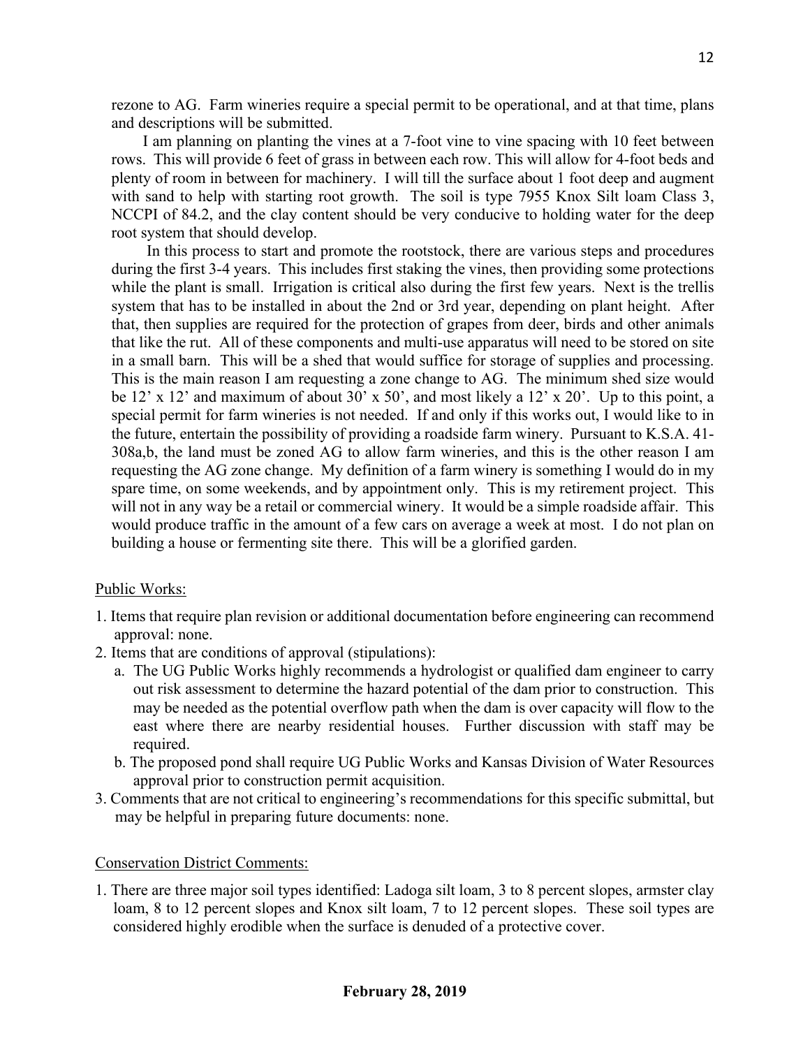rezone to AG. Farm wineries require a special permit to be operational, and at that time, plans and descriptions will be submitted.

I am planning on planting the vines at a 7-foot vine to vine spacing with 10 feet between rows. This will provide 6 feet of grass in between each row. This will allow for 4-foot beds and plenty of room in between for machinery. I will till the surface about 1 foot deep and augment with sand to help with starting root growth. The soil is type 7955 Knox Silt loam Class 3, NCCPI of 84.2, and the clay content should be very conducive to holding water for the deep root system that should develop.

In this process to start and promote the rootstock, there are various steps and procedures during the first 3-4 years. This includes first staking the vines, then providing some protections while the plant is small. Irrigation is critical also during the first few years. Next is the trellis system that has to be installed in about the 2nd or 3rd year, depending on plant height. After that, then supplies are required for the protection of grapes from deer, birds and other animals that like the rut. All of these components and multi-use apparatus will need to be stored on site in a small barn. This will be a shed that would suffice for storage of supplies and processing. This is the main reason I am requesting a zone change to AG. The minimum shed size would be 12' x 12' and maximum of about 30' x 50', and most likely a 12' x 20'. Up to this point, a special permit for farm wineries is not needed. If and only if this works out, I would like to in the future, entertain the possibility of providing a roadside farm winery. Pursuant to K.S.A. 41-308a,b, the land must be zoned AG to allow farm wineries, and this is the other reason I am requesting the AG zone change. My definition of a farm winery is something I would do in my spare time, on some weekends, and by appointment only. This is my retirement project. This will not in any way be a retail or commercial winery. It would be a simple roadside affair. This would produce traffic in the amount of a few cars on average a week at most. I do not plan on building a house or fermenting site there. This will be a glorified garden.

Public Works:

1. Items that require plan revision or additional documentation before engineering can recommend approval: none.
2. Items that are conditions of approval (stipulations):
   a. The UG Public Works highly recommends a hydrologist or qualified dam engineer to carry out risk assessment to determine the hazard potential of the dam prior to construction. This may be needed as the potential overflow path when the dam is over capacity will flow to the east where there are nearby residential houses. Further discussion with staff may be required.
   b. The proposed pond shall require UG Public Works and Kansas Division of Water Resources approval prior to construction permit acquisition.
3. Comments that are not critical to engineering's recommendations for this specific submittal, but may be helpful in preparing future documents: none.

Conservation District Comments:

1. There are three major soil types identified: Ladoga silt loam, 3 to 8 percent slopes, armster clay loam, 8 to 12 percent slopes and Knox silt loam, 7 to 12 percent slopes. These soil types are considered highly erodible when the surface is denuded of a protective cover.

**February 28, 2019**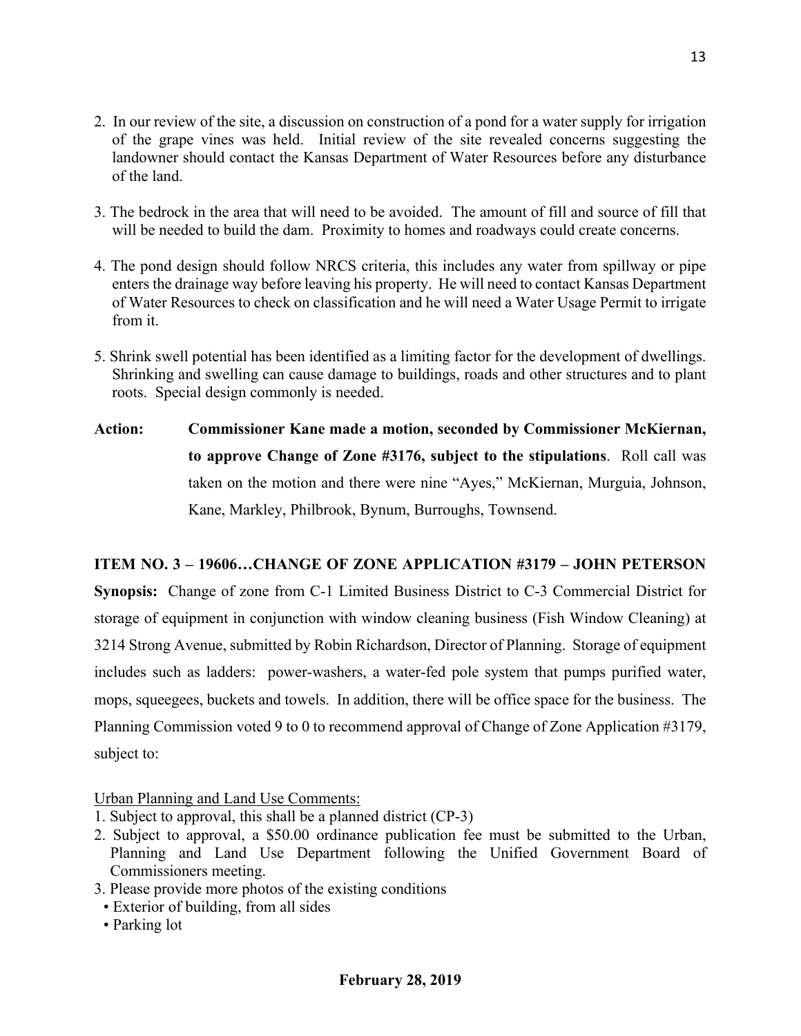2. In our review of the site, a discussion on construction of a pond for a water supply for irrigation of the grape vines was held. Initial review of the site revealed concerns suggesting the landowner should contact the Kansas Department of Water Resources before any disturbance of the land.

3. The bedrock in the area that will need to be avoided. The amount of fill and source of fill that will be needed to build the dam. Proximity to homes and roadways could create concerns.

4. The pond design should follow NRCS criteria, this includes any water from spillway or pipe enters the drainage way before leaving his property. He will need to contact Kansas Department of Water Resources to check on classification and he will need a Water Usage Permit to irrigate from it.

5. Shrink swell potential has been identified as a limiting factor for the development of dwellings. Shrinking and swelling can cause damage to buildings, roads and other structures and to plant roots. Special design commonly is needed.

**Action: Commissioner Kane made a motion, seconded by Commissioner McKiernan, to approve Change of Zone #3176, subject to the stipulations**. Roll call was taken on the motion and there were nine "Ayes," McKiernan, Murguia, Johnson, Kane, Markley, Philbrook, Bynum, Burroughs, Townsend.

**ITEM NO. 3 – 19606…CHANGE OF ZONE APPLICATION #3179 – JOHN PETERSON**

**Synopsis:** Change of zone from C-1 Limited Business District to C-3 Commercial District for storage of equipment in conjunction with window cleaning business (Fish Window Cleaning) at 3214 Strong Avenue, submitted by Robin Richardson, Director of Planning. Storage of equipment includes such as ladders: power-washers, a water-fed pole system that pumps purified water, mops, squeegees, buckets and towels. In addition, there will be office space for the business. The Planning Commission voted 9 to 0 to recommend approval of Change of Zone Application #3179, subject to:

Urban Planning and Land Use Comments:

1. Subject to approval, this shall be a planned district (CP-3)
2. Subject to approval, a $50.00 ordinance publication fee must be submitted to the Urban, Planning and Land Use Department following the Unified Government Board of Commissioners meeting.
3. Please provide more photos of the existing conditions
   - Exterior of building, from all sides
   - Parking lot

**February 28, 2019**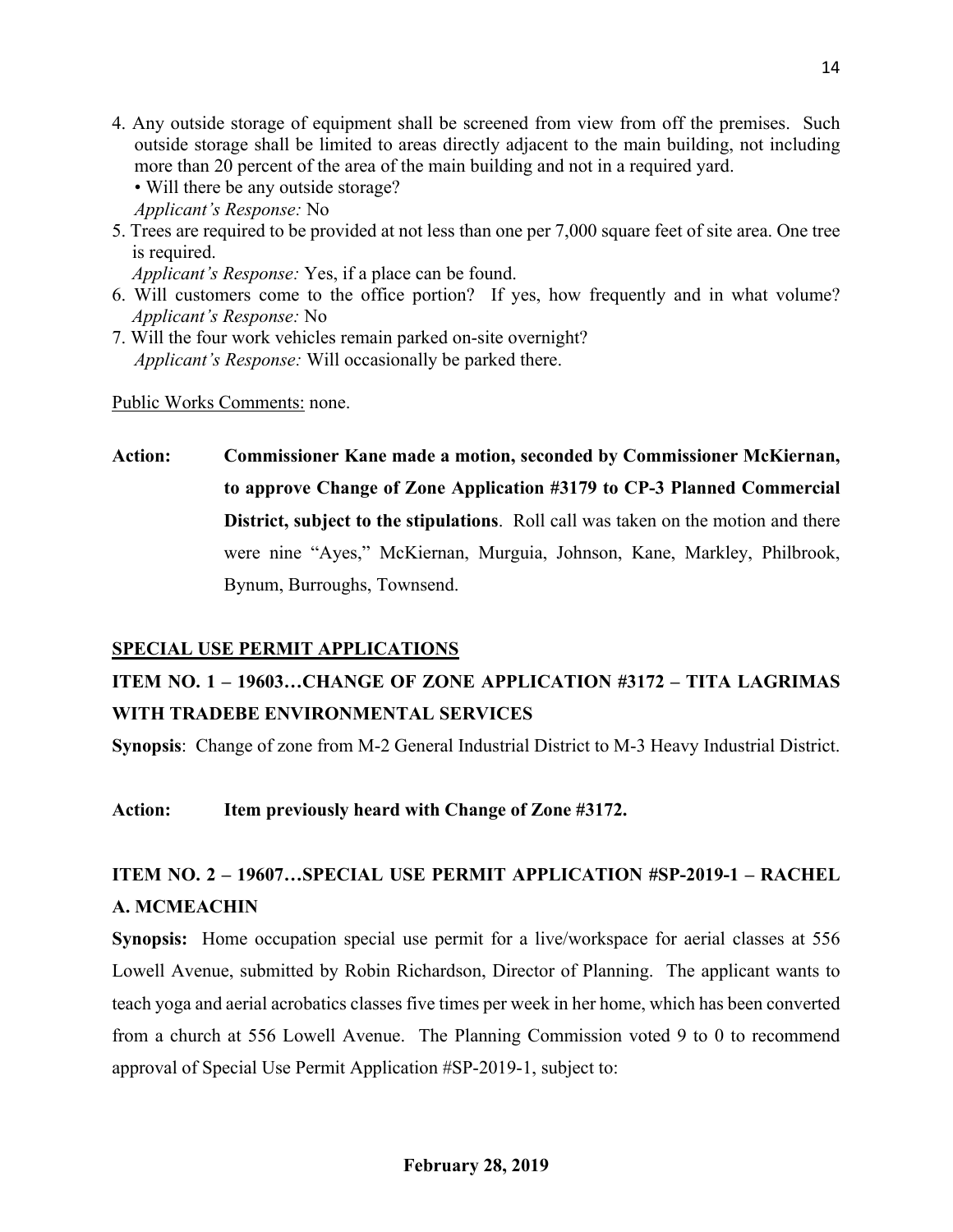4. Any outside storage of equipment shall be screened from view from off the premises. Such outside storage shall be limited to areas directly adjacent to the main building, not including more than 20 percent of the area of the main building and not in a required yard.
   • Will there be any outside storage?
   *Applicant's Response:* No
5. Trees are required to be provided at not less than one per 7,000 square feet of site area. One tree is required.
   *Applicant's Response:* Yes, if a place can be found.
6. Will customers come to the office portion? If yes, how frequently and in what volume?
   *Applicant's Response:* No
7. Will the four work vehicles remain parked on-site overnight?
   *Applicant's Response:* Will occasionally be parked there.

Public Works Comments: none.

**Action: Commissioner Kane made a motion, seconded by Commissioner McKiernan, to approve Change of Zone Application #3179 to CP-3 Planned Commercial District, subject to the stipulations**. Roll call was taken on the motion and there were nine "Ayes," McKiernan, Murguia, Johnson, Kane, Markley, Philbrook, Bynum, Burroughs, Townsend.

**SPECIAL USE PERMIT APPLICATIONS**

**ITEM NO. 1 – 19603…CHANGE OF ZONE APPLICATION #3172 – TITA LAGRIMAS WITH TRADEBE ENVIRONMENTAL SERVICES**

**Synopsis**: Change of zone from M-2 General Industrial District to M-3 Heavy Industrial District.

**Action: Item previously heard with Change of Zone #3172.**

**ITEM NO. 2 – 19607…SPECIAL USE PERMIT APPLICATION #SP-2019-1 – RACHEL A. MCMEACHIN**

**Synopsis:** Home occupation special use permit for a live/workspace for aerial classes at 556 Lowell Avenue, submitted by Robin Richardson, Director of Planning. The applicant wants to teach yoga and aerial acrobatics classes five times per week in her home, which has been converted from a church at 556 Lowell Avenue. The Planning Commission voted 9 to 0 to recommend approval of Special Use Permit Application #SP-2019-1, subject to:

**February 28, 2019**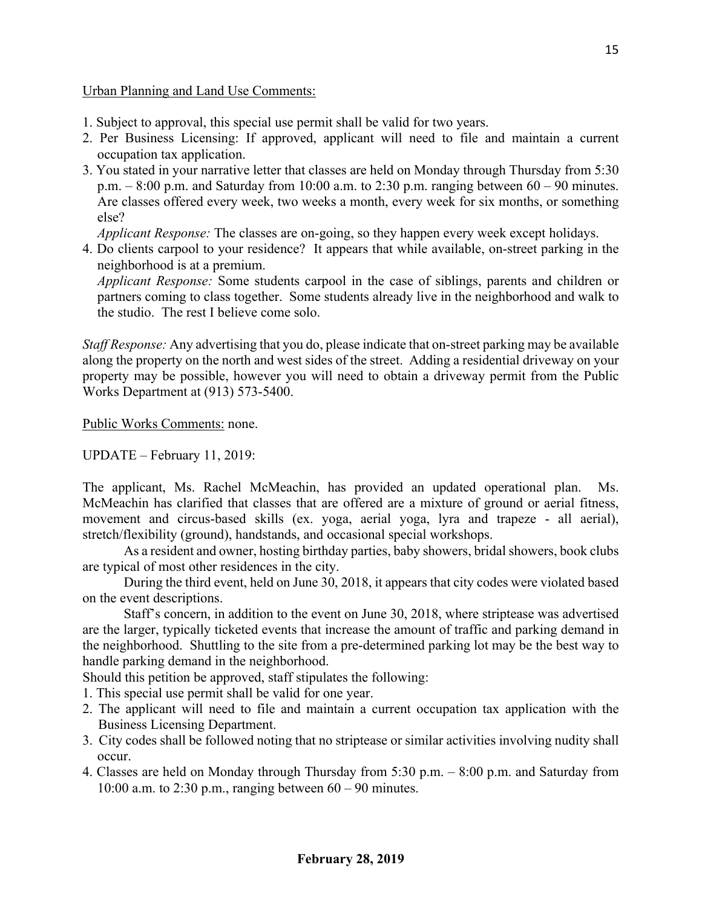Urban Planning and Land Use Comments:

1. Subject to approval, this special use permit shall be valid for two years.
2. Per Business Licensing: If approved, applicant will need to file and maintain a current occupation tax application.
3. You stated in your narrative letter that classes are held on Monday through Thursday from 5:30 p.m. – 8:00 p.m. and Saturday from 10:00 a.m. to 2:30 p.m. ranging between 60 – 90 minutes. Are classes offered every week, two weeks a month, every week for six months, or something else?

   *Applicant Response:* The classes are on-going, so they happen every week except holidays.
4. Do clients carpool to your residence? It appears that while available, on-street parking in the neighborhood is at a premium.

   *Applicant Response:* Some students carpool in the case of siblings, parents and children or partners coming to class together. Some students already live in the neighborhood and walk to the studio. The rest I believe come solo.

*Staff Response:* Any advertising that you do, please indicate that on-street parking may be available along the property on the north and west sides of the street. Adding a residential driveway on your property may be possible, however you will need to obtain a driveway permit from the Public Works Department at (913) 573-5400.

Public Works Comments: none.

UPDATE – February 11, 2019:

The applicant, Ms. Rachel McMeachin, has provided an updated operational plan. Ms. McMeachin has clarified that classes that are offered are a mixture of ground or aerial fitness, movement and circus-based skills (ex. yoga, aerial yoga, lyra and trapeze - all aerial), stretch/flexibility (ground), handstands, and occasional special workshops.

As a resident and owner, hosting birthday parties, baby showers, bridal showers, book clubs are typical of most other residences in the city.

During the third event, held on June 30, 2018, it appears that city codes were violated based on the event descriptions.

Staff's concern, in addition to the event on June 30, 2018, where striptease was advertised are the larger, typically ticketed events that increase the amount of traffic and parking demand in the neighborhood. Shuttling to the site from a pre-determined parking lot may be the best way to handle parking demand in the neighborhood.

Should this petition be approved, staff stipulates the following:

1. This special use permit shall be valid for one year.
2. The applicant will need to file and maintain a current occupation tax application with the Business Licensing Department.
3. City codes shall be followed noting that no striptease or similar activities involving nudity shall occur.
4. Classes are held on Monday through Thursday from 5:30 p.m. – 8:00 p.m. and Saturday from 10:00 a.m. to 2:30 p.m., ranging between 60 – 90 minutes.

**February 28, 2019**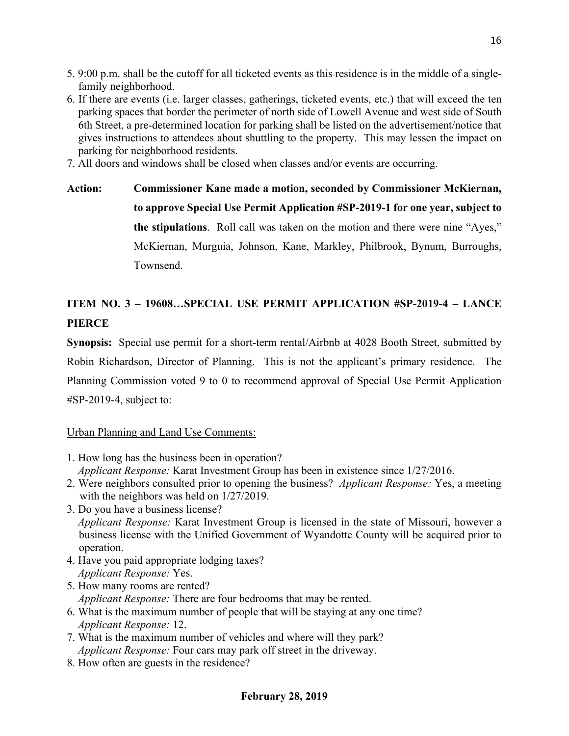5. 9:00 p.m. shall be the cutoff for all ticketed events as this residence is in the middle of a single-family neighborhood.
6. If there are events (i.e. larger classes, gatherings, ticketed events, etc.) that will exceed the ten parking spaces that border the perimeter of north side of Lowell Avenue and west side of South 6th Street, a pre-determined location for parking shall be listed on the advertisement/notice that gives instructions to attendees about shuttling to the property. This may lessen the impact on parking for neighborhood residents.
7. All doors and windows shall be closed when classes and/or events are occurring.

**Action:** **Commissioner Kane made a motion, seconded by Commissioner McKiernan, to approve Special Use Permit Application #SP-2019-1 for one year, subject to the stipulations**. Roll call was taken on the motion and there were nine "Ayes," McKiernan, Murguia, Johnson, Kane, Markley, Philbrook, Bynum, Burroughs, Townsend.

**ITEM NO. 3 – 19608…SPECIAL USE PERMIT APPLICATION #SP-2019-4 – LANCE PIERCE**

**Synopsis:** Special use permit for a short-term rental/Airbnb at 4028 Booth Street, submitted by Robin Richardson, Director of Planning. This is not the applicant's primary residence. The Planning Commission voted 9 to 0 to recommend approval of Special Use Permit Application #SP-2019-4, subject to:

Urban Planning and Land Use Comments:

1. How long has the business been in operation?
   *Applicant Response:* Karat Investment Group has been in existence since 1/27/2016.
2. Were neighbors consulted prior to opening the business? *Applicant Response:* Yes, a meeting with the neighbors was held on 1/27/2019.
3. Do you have a business license?
   *Applicant Response:* Karat Investment Group is licensed in the state of Missouri, however a business license with the Unified Government of Wyandotte County will be acquired prior to operation.
4. Have you paid appropriate lodging taxes?
   *Applicant Response:* Yes.
5. How many rooms are rented?
   *Applicant Response:* There are four bedrooms that may be rented.
6. What is the maximum number of people that will be staying at any one time?
   *Applicant Response:* 12.
7. What is the maximum number of vehicles and where will they park?
   *Applicant Response:* Four cars may park off street in the driveway.
8. How often are guests in the residence?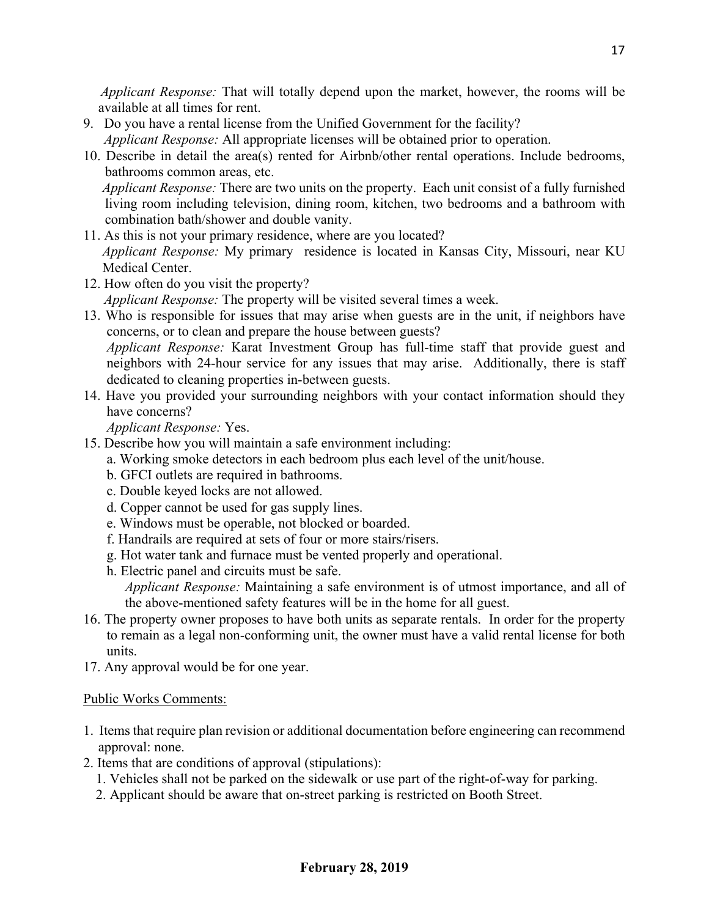*Applicant Response:* That will totally depend upon the market, however, the rooms will be available at all times for rent.

9. Do you have a rental license from the Unified Government for the facility?
   *Applicant Response:* All appropriate licenses will be obtained prior to operation.
10. Describe in detail the area(s) rented for Airbnb/other rental operations. Include bedrooms, bathrooms common areas, etc.
    *Applicant Response:* There are two units on the property. Each unit consist of a fully furnished living room including television, dining room, kitchen, two bedrooms and a bathroom with combination bath/shower and double vanity.
11. As this is not your primary residence, where are you located?
    *Applicant Response:* My primary residence is located in Kansas City, Missouri, near KU Medical Center.
12. How often do you visit the property?
    *Applicant Response:* The property will be visited several times a week.
13. Who is responsible for issues that may arise when guests are in the unit, if neighbors have concerns, or to clean and prepare the house between guests?
    *Applicant Response:* Karat Investment Group has full-time staff that provide guest and neighbors with 24-hour service for any issues that may arise. Additionally, there is staff dedicated to cleaning properties in-between guests.
14. Have you provided your surrounding neighbors with your contact information should they have concerns?
    *Applicant Response:* Yes.
15. Describe how you will maintain a safe environment including:
    a. Working smoke detectors in each bedroom plus each level of the unit/house.
    b. GFCI outlets are required in bathrooms.
    c. Double keyed locks are not allowed.
    d. Copper cannot be used for gas supply lines.
    e. Windows must be operable, not blocked or boarded.
    f. Handrails are required at sets of four or more stairs/risers.
    g. Hot water tank and furnace must be vented properly and operational.
    h. Electric panel and circuits must be safe.
       *Applicant Response:* Maintaining a safe environment is of utmost importance, and all of the above-mentioned safety features will be in the home for all guest.
16. The property owner proposes to have both units as separate rentals. In order for the property to remain as a legal non-conforming unit, the owner must have a valid rental license for both units.
17. Any approval would be for one year.

<u>Public Works Comments:</u>

1. Items that require plan revision or additional documentation before engineering can recommend approval: none.
2. Items that are conditions of approval (stipulations):
   1. Vehicles shall not be parked on the sidewalk or use part of the right-of-way for parking.
   2. Applicant should be aware that on-street parking is restricted on Booth Street.

**February 28, 2019**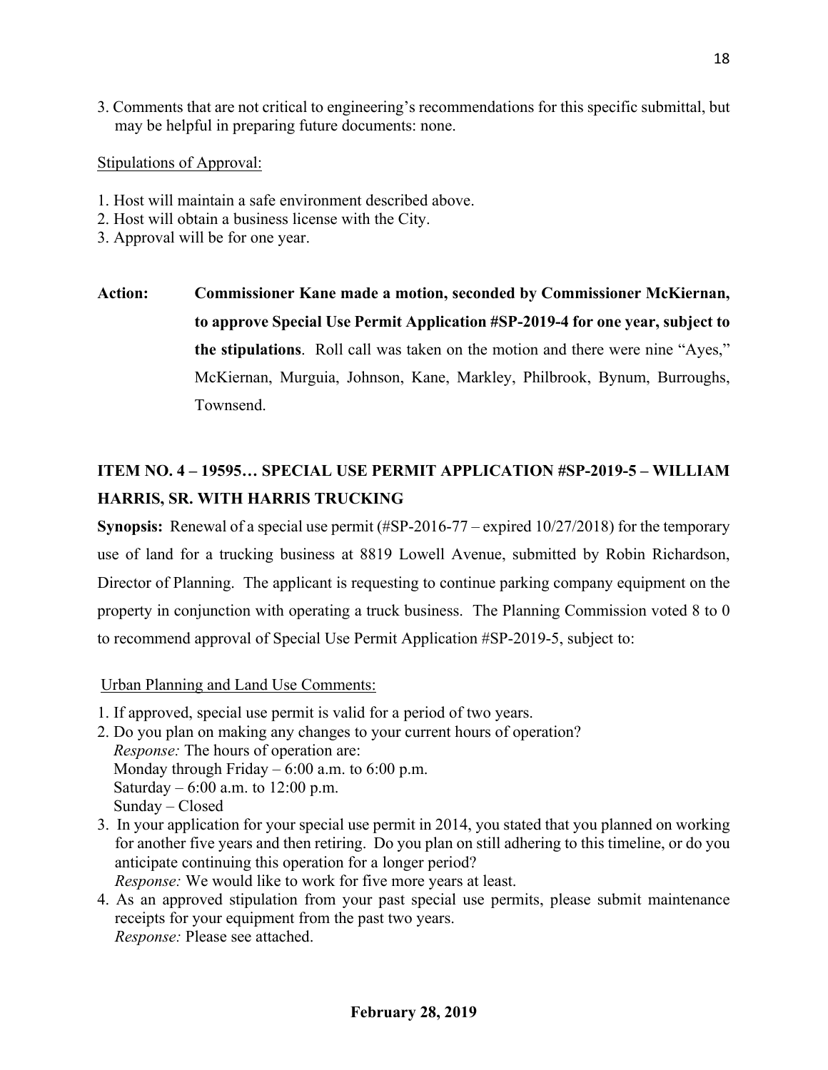3. Comments that are not critical to engineering's recommendations for this specific submittal, but may be helpful in preparing future documents: none.

Stipulations of Approval:

1. Host will maintain a safe environment described above.
2. Host will obtain a business license with the City.
3. Approval will be for one year.

**Action:** **Commissioner Kane made a motion, seconded by Commissioner McKiernan, to approve Special Use Permit Application #SP-2019-4 for one year, subject to the stipulations**. Roll call was taken on the motion and there were nine "Ayes," McKiernan, Murguia, Johnson, Kane, Markley, Philbrook, Bynum, Burroughs, Townsend.

## ITEM NO. 4 – 19595… SPECIAL USE PERMIT APPLICATION #SP-2019-5 – WILLIAM HARRIS, SR. WITH HARRIS TRUCKING

**Synopsis:** Renewal of a special use permit (#SP-2016-77 – expired 10/27/2018) for the temporary use of land for a trucking business at 8819 Lowell Avenue, submitted by Robin Richardson, Director of Planning. The applicant is requesting to continue parking company equipment on the property in conjunction with operating a truck business. The Planning Commission voted 8 to 0 to recommend approval of Special Use Permit Application #SP-2019-5, subject to:

Urban Planning and Land Use Comments:

1. If approved, special use permit is valid for a period of two years.
2. Do you plan on making any changes to your current hours of operation?
   *Response:* The hours of operation are:
   Monday through Friday – 6:00 a.m. to 6:00 p.m.
   Saturday – 6:00 a.m. to 12:00 p.m.
   Sunday – Closed
3. In your application for your special use permit in 2014, you stated that you planned on working for another five years and then retiring. Do you plan on still adhering to this timeline, or do you anticipate continuing this operation for a longer period?
   *Response:* We would like to work for five more years at least.
4. As an approved stipulation from your past special use permits, please submit maintenance receipts for your equipment from the past two years.
   *Response:* Please see attached.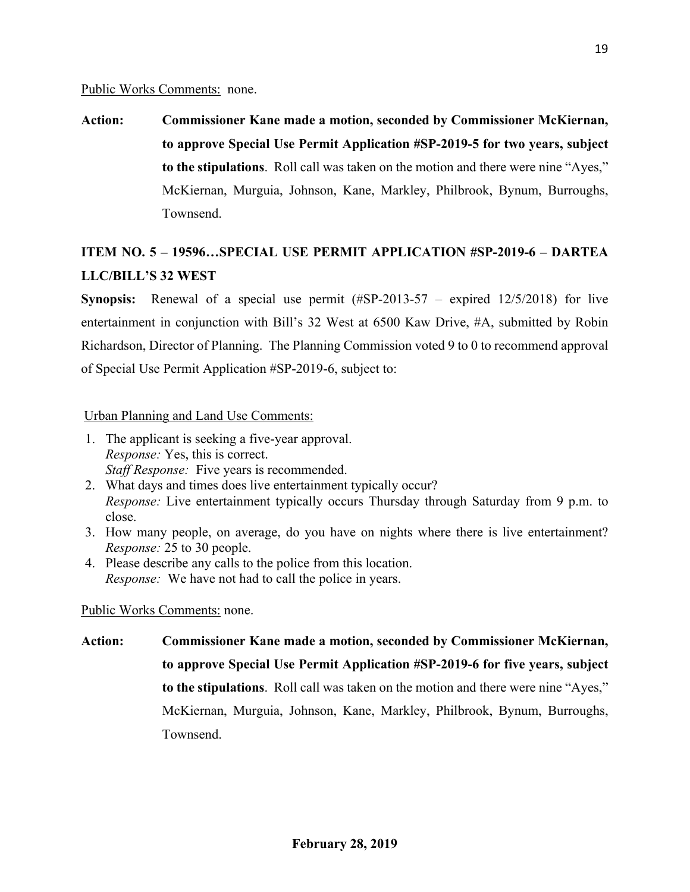Public Works Comments: none.

**Action:** **Commissioner Kane made a motion, seconded by Commissioner McKiernan, to approve Special Use Permit Application #SP-2019-5 for two years, subject to the stipulations**. Roll call was taken on the motion and there were nine "Ayes," McKiernan, Murguia, Johnson, Kane, Markley, Philbrook, Bynum, Burroughs, Townsend.

## ITEM NO. 5 – 19596…SPECIAL USE PERMIT APPLICATION #SP-2019-6 – DARTEA LLC/BILL'S 32 WEST

**Synopsis:** Renewal of a special use permit (#SP-2013-57 – expired 12/5/2018) for live entertainment in conjunction with Bill's 32 West at 6500 Kaw Drive, #A, submitted by Robin Richardson, Director of Planning. The Planning Commission voted 9 to 0 to recommend approval of Special Use Permit Application #SP-2019-6, subject to:

Urban Planning and Land Use Comments:

1. The applicant is seeking a five-year approval.
   *Response:* Yes, this is correct.
   *Staff Response:* Five years is recommended.
2. What days and times does live entertainment typically occur?
   *Response:* Live entertainment typically occurs Thursday through Saturday from 9 p.m. to close.
3. How many people, on average, do you have on nights where there is live entertainment?
   *Response:* 25 to 30 people.
4. Please describe any calls to the police from this location.
   *Response:* We have not had to call the police in years.

Public Works Comments: none.

**Action:** **Commissioner Kane made a motion, seconded by Commissioner McKiernan, to approve Special Use Permit Application #SP-2019-6 for five years, subject to the stipulations**. Roll call was taken on the motion and there were nine "Ayes," McKiernan, Murguia, Johnson, Kane, Markley, Philbrook, Bynum, Burroughs, Townsend.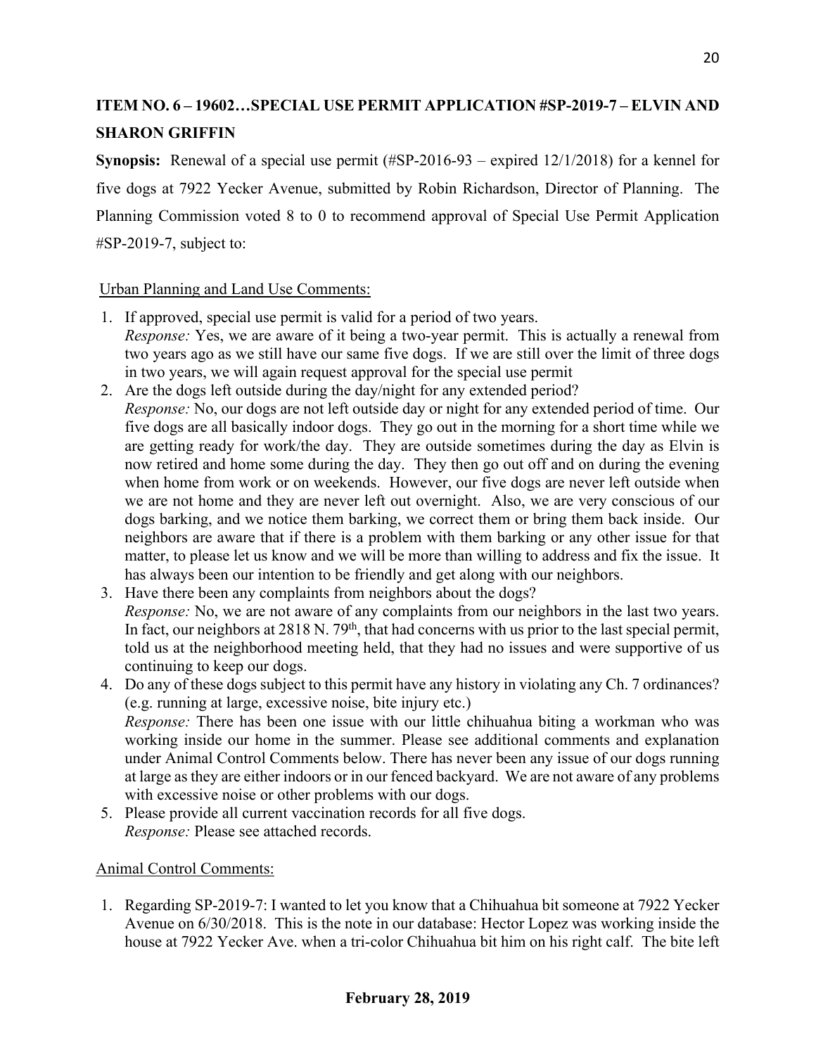**ITEM NO. 6 – 19602…SPECIAL USE PERMIT APPLICATION #SP-2019-7 – ELVIN AND SHARON GRIFFIN**

**Synopsis:** Renewal of a special use permit (#SP-2016-93 – expired 12/1/2018) for a kennel for five dogs at 7922 Yecker Avenue, submitted by Robin Richardson, Director of Planning. The Planning Commission voted 8 to 0 to recommend approval of Special Use Permit Application #SP-2019-7, subject to:

Urban Planning and Land Use Comments:

1. If approved, special use permit is valid for a period of two years.
   *Response:* Yes, we are aware of it being a two-year permit. This is actually a renewal from two years ago as we still have our same five dogs. If we are still over the limit of three dogs in two years, we will again request approval for the special use permit
2. Are the dogs left outside during the day/night for any extended period?
   *Response:* No, our dogs are not left outside day or night for any extended period of time. Our five dogs are all basically indoor dogs. They go out in the morning for a short time while we are getting ready for work/the day. They are outside sometimes during the day as Elvin is now retired and home some during the day. They then go out off and on during the evening when home from work or on weekends. However, our five dogs are never left outside when we are not home and they are never left out overnight. Also, we are very conscious of our dogs barking, and we notice them barking, we correct them or bring them back inside. Our neighbors are aware that if there is a problem with them barking or any other issue for that matter, to please let us know and we will be more than willing to address and fix the issue. It has always been our intention to be friendly and get along with our neighbors.
3. Have there been any complaints from neighbors about the dogs?
   *Response:* No, we are not aware of any complaints from our neighbors in the last two years. In fact, our neighbors at 2818 N. 79th, that had concerns with us prior to the last special permit, told us at the neighborhood meeting held, that they had no issues and were supportive of us continuing to keep our dogs.
4. Do any of these dogs subject to this permit have any history in violating any Ch. 7 ordinances? (e.g. running at large, excessive noise, bite injury etc.)
   *Response:* There has been one issue with our little chihuahua biting a workman who was working inside our home in the summer. Please see additional comments and explanation under Animal Control Comments below. There has never been any issue of our dogs running at large as they are either indoors or in our fenced backyard. We are not aware of any problems with excessive noise or other problems with our dogs.
5. Please provide all current vaccination records for all five dogs.
   *Response:* Please see attached records.

Animal Control Comments:

1. Regarding SP-2019-7: I wanted to let you know that a Chihuahua bit someone at 7922 Yecker Avenue on 6/30/2018. This is the note in our database: Hector Lopez was working inside the house at 7922 Yecker Ave. when a tri-color Chihuahua bit him on his right calf. The bite left

**February 28, 2019**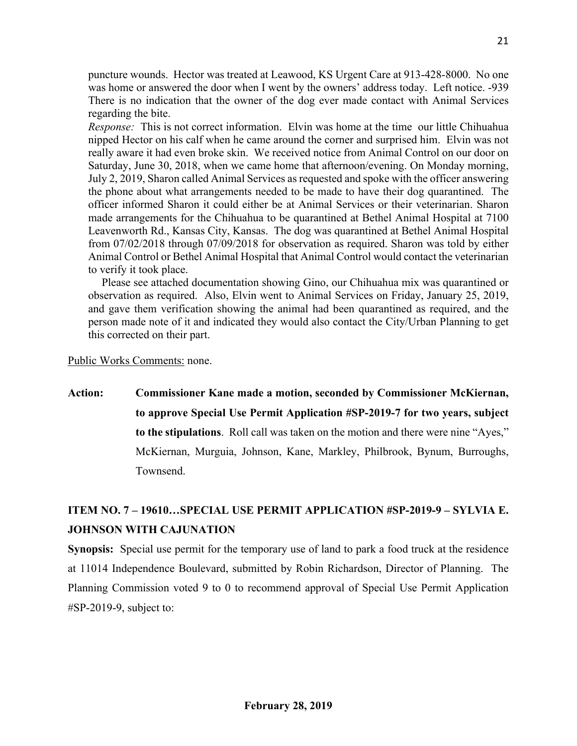puncture wounds. Hector was treated at Leawood, KS Urgent Care at 913-428-8000. No one was home or answered the door when I went by the owners' address today. Left notice. -939 There is no indication that the owner of the dog ever made contact with Animal Services regarding the bite.

*Response:* This is not correct information. Elvin was home at the time our little Chihuahua nipped Hector on his calf when he came around the corner and surprised him. Elvin was not really aware it had even broke skin. We received notice from Animal Control on our door on Saturday, June 30, 2018, when we came home that afternoon/evening. On Monday morning, July 2, 2019, Sharon called Animal Services as requested and spoke with the officer answering the phone about what arrangements needed to be made to have their dog quarantined. The officer informed Sharon it could either be at Animal Services or their veterinarian. Sharon made arrangements for the Chihuahua to be quarantined at Bethel Animal Hospital at 7100 Leavenworth Rd., Kansas City, Kansas. The dog was quarantined at Bethel Animal Hospital from 07/02/2018 through 07/09/2018 for observation as required. Sharon was told by either Animal Control or Bethel Animal Hospital that Animal Control would contact the veterinarian to verify it took place.

Please see attached documentation showing Gino, our Chihuahua mix was quarantined or observation as required. Also, Elvin went to Animal Services on Friday, January 25, 2019, and gave them verification showing the animal had been quarantined as required, and the person made note of it and indicated they would also contact the City/Urban Planning to get this corrected on their part.

Public Works Comments: none.

**Action: Commissioner Kane made a motion, seconded by Commissioner McKiernan, to approve Special Use Permit Application #SP-2019-7 for two years, subject to the stipulations**. Roll call was taken on the motion and there were nine "Ayes," McKiernan, Murguia, Johnson, Kane, Markley, Philbrook, Bynum, Burroughs, Townsend.

## ITEM NO. 7 – 19610…SPECIAL USE PERMIT APPLICATION #SP-2019-9 – SYLVIA E. JOHNSON WITH CAJUNATION

**Synopsis:** Special use permit for the temporary use of land to park a food truck at the residence at 11014 Independence Boulevard, submitted by Robin Richardson, Director of Planning. The Planning Commission voted 9 to 0 to recommend approval of Special Use Permit Application #SP-2019-9, subject to: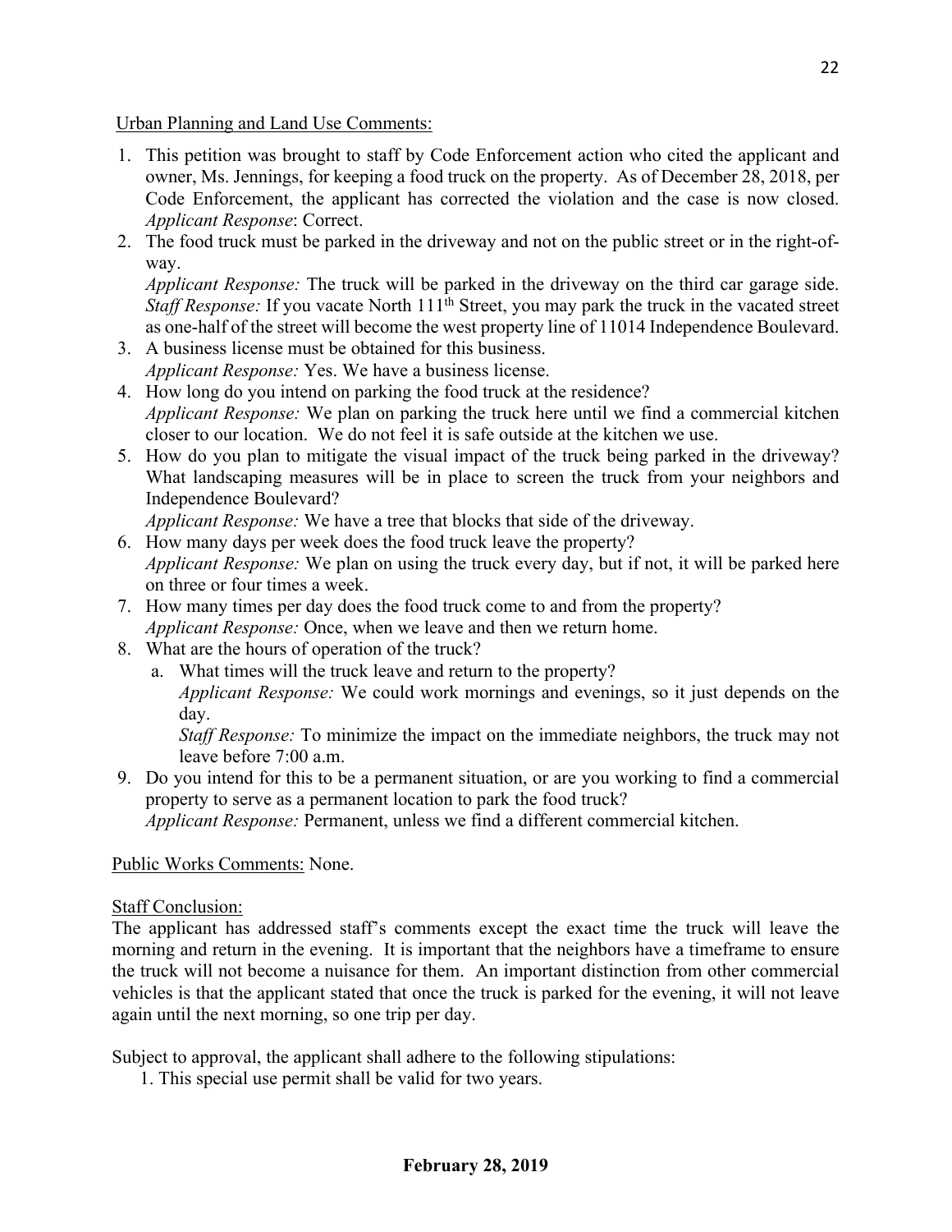Urban Planning and Land Use Comments:

1. This petition was brought to staff by Code Enforcement action who cited the applicant and owner, Ms. Jennings, for keeping a food truck on the property. As of December 28, 2018, per Code Enforcement, the applicant has corrected the violation and the case is now closed. *Applicant Response*: Correct.
2. The food truck must be parked in the driveway and not on the public street or in the right-of-way.
   *Applicant Response:* The truck will be parked in the driveway on the third car garage side.
   *Staff Response:* If you vacate North 111th Street, you may park the truck in the vacated street as one-half of the street will become the west property line of 11014 Independence Boulevard.
3. A business license must be obtained for this business.
   *Applicant Response:* Yes. We have a business license.
4. How long do you intend on parking the food truck at the residence?
   *Applicant Response:* We plan on parking the truck here until we find a commercial kitchen closer to our location. We do not feel it is safe outside at the kitchen we use.
5. How do you plan to mitigate the visual impact of the truck being parked in the driveway? What landscaping measures will be in place to screen the truck from your neighbors and Independence Boulevard?
   *Applicant Response:* We have a tree that blocks that side of the driveway.
6. How many days per week does the food truck leave the property?
   *Applicant Response:* We plan on using the truck every day, but if not, it will be parked here on three or four times a week.
7. How many times per day does the food truck come to and from the property?
   *Applicant Response:* Once, when we leave and then we return home.
8. What are the hours of operation of the truck?
   a. What times will the truck leave and return to the property?
      *Applicant Response:* We could work mornings and evenings, so it just depends on the day.
      *Staff Response:* To minimize the impact on the immediate neighbors, the truck may not leave before 7:00 a.m.
9. Do you intend for this to be a permanent situation, or are you working to find a commercial property to serve as a permanent location to park the food truck?
   *Applicant Response:* Permanent, unless we find a different commercial kitchen.

Public Works Comments: None.

Staff Conclusion:

The applicant has addressed staff's comments except the exact time the truck will leave the morning and return in the evening. It is important that the neighbors have a timeframe to ensure the truck will not become a nuisance for them. An important distinction from other commercial vehicles is that the applicant stated that once the truck is parked for the evening, it will not leave again until the next morning, so one trip per day.

Subject to approval, the applicant shall adhere to the following stipulations:

1. This special use permit shall be valid for two years.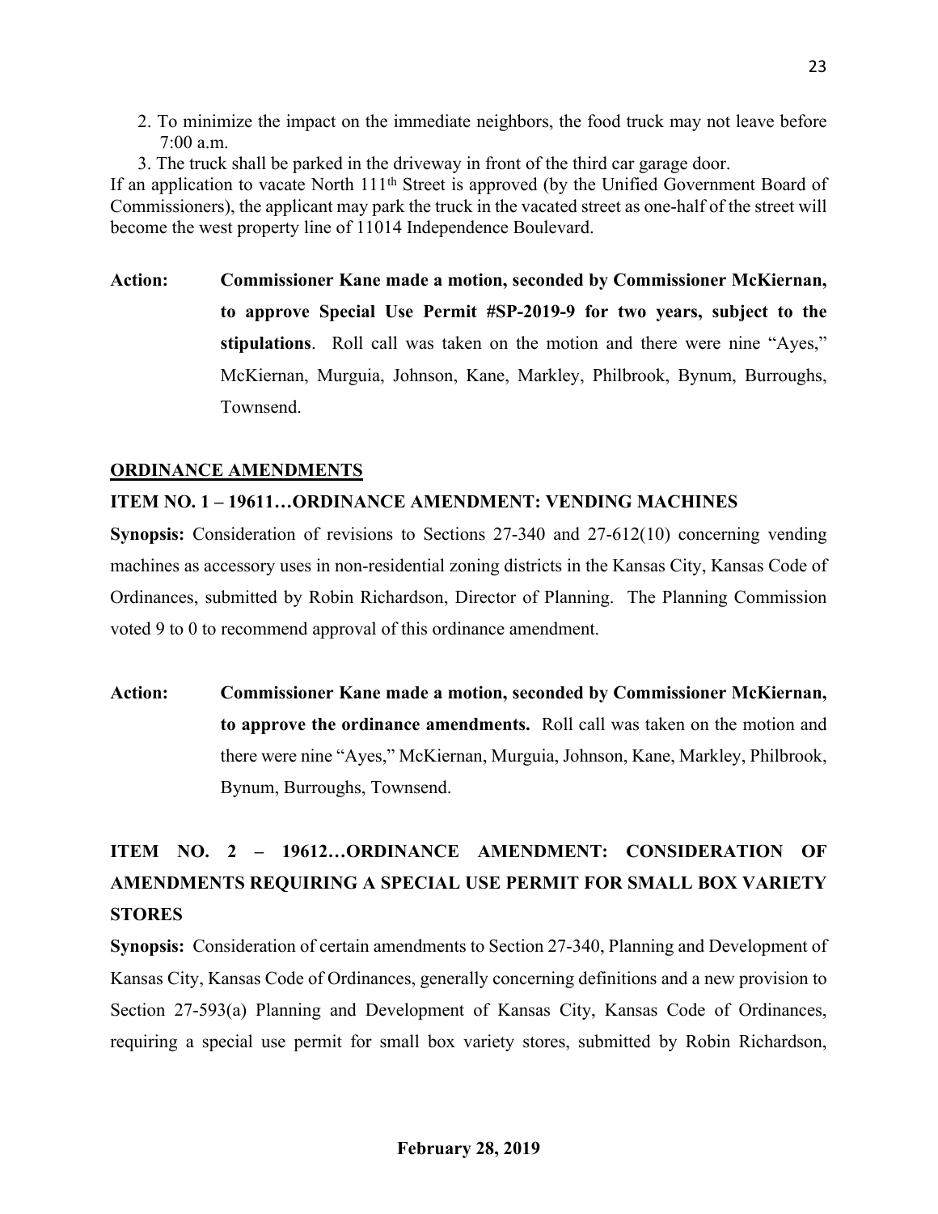2. To minimize the impact on the immediate neighbors, the food truck may not leave before 7:00 a.m.
3. The truck shall be parked in the driveway in front of the third car garage door.

If an application to vacate North 111th Street is approved (by the Unified Government Board of Commissioners), the applicant may park the truck in the vacated street as one-half of the street will become the west property line of 11014 Independence Boulevard.

**Action:** **Commissioner Kane made a motion, seconded by Commissioner McKiernan, to approve Special Use Permit #SP-2019-9 for two years, subject to the stipulations**. Roll call was taken on the motion and there were nine "Ayes," McKiernan, Murguia, Johnson, Kane, Markley, Philbrook, Bynum, Burroughs, Townsend.

## ORDINANCE AMENDMENTS

### ITEM NO. 1 – 19611…ORDINANCE AMENDMENT: VENDING MACHINES

**Synopsis:** Consideration of revisions to Sections 27-340 and 27-612(10) concerning vending machines as accessory uses in non-residential zoning districts in the Kansas City, Kansas Code of Ordinances, submitted by Robin Richardson, Director of Planning. The Planning Commission voted 9 to 0 to recommend approval of this ordinance amendment.

**Action:** **Commissioner Kane made a motion, seconded by Commissioner McKiernan, to approve the ordinance amendments.** Roll call was taken on the motion and there were nine "Ayes," McKiernan, Murguia, Johnson, Kane, Markley, Philbrook, Bynum, Burroughs, Townsend.

### ITEM NO. 2 – 19612…ORDINANCE AMENDMENT: CONSIDERATION OF AMENDMENTS REQUIRING A SPECIAL USE PERMIT FOR SMALL BOX VARIETY STORES

**Synopsis:** Consideration of certain amendments to Section 27-340, Planning and Development of Kansas City, Kansas Code of Ordinances, generally concerning definitions and a new provision to Section 27-593(a) Planning and Development of Kansas City, Kansas Code of Ordinances, requiring a special use permit for small box variety stores, submitted by Robin Richardson,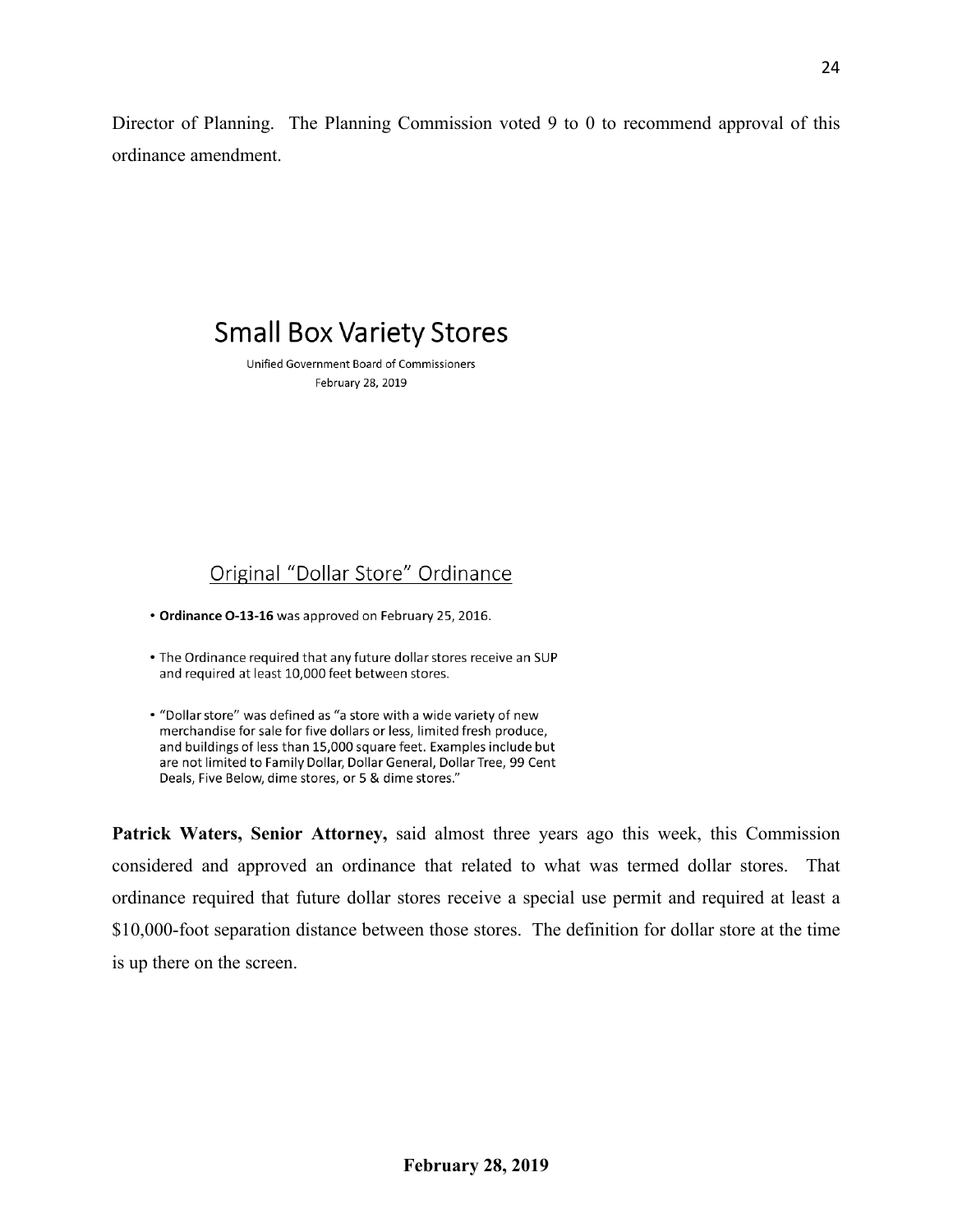Director of Planning. The Planning Commission voted 9 to 0 to recommend approval of this ordinance amendment.

## Small Box Variety Stores

Unified Government Board of Commissioners
February 28, 2019

### Original "Dollar Store" Ordinance

- **Ordinance O-13-16** was approved on February 25, 2016.
- The Ordinance required that any future dollar stores receive an SUP and required at least 10,000 feet between stores.
- "Dollar store" was defined as "a store with a wide variety of new merchandise for sale for five dollars or less, limited fresh produce, and buildings of less than 15,000 square feet. Examples include but are not limited to Family Dollar, Dollar General, Dollar Tree, 99 Cent Deals, Five Below, dime stores, or 5 & dime stores."

**Patrick Waters, Senior Attorney,** said almost three years ago this week, this Commission considered and approved an ordinance that related to what was termed dollar stores. That ordinance required that future dollar stores receive a special use permit and required at least a $10,000-foot separation distance between those stores. The definition for dollar store at the time is up there on the screen.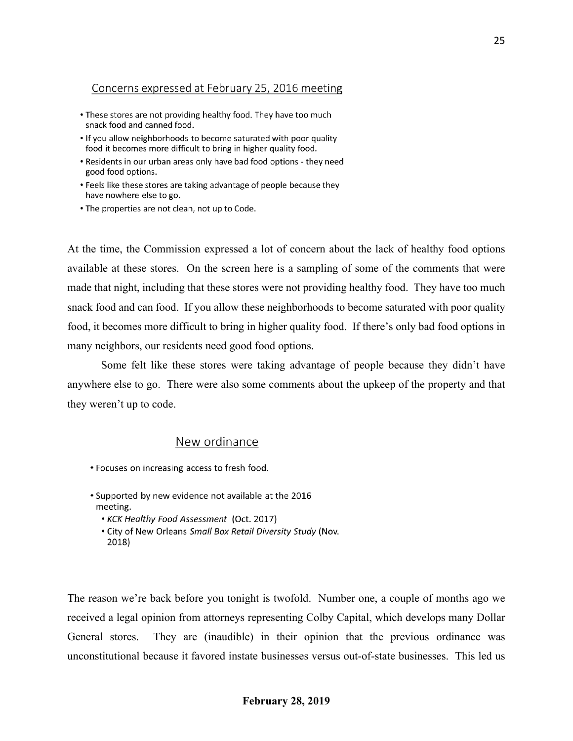## Concerns expressed at February 25, 2016 meeting

- These stores are not providing healthy food. They have too much snack food and canned food.
- If you allow neighborhoods to become saturated with poor quality food it becomes more difficult to bring in higher quality food.
- Residents in our urban areas only have bad food options - they need good food options.
- Feels like these stores are taking advantage of people because they have nowhere else to go.
- The properties are not clean, not up to Code.

At the time, the Commission expressed a lot of concern about the lack of healthy food options available at these stores. On the screen here is a sampling of some of the comments that were made that night, including that these stores were not providing healthy food. They have too much snack food and can food. If you allow these neighborhoods to become saturated with poor quality food, it becomes more difficult to bring in higher quality food. If there's only bad food options in many neighbors, our residents need good food options.

Some felt like these stores were taking advantage of people because they didn't have anywhere else to go. There were also some comments about the upkeep of the property and that they weren't up to code.

## New ordinance

- Focuses on increasing access to fresh food.
- Supported by new evidence not available at the 2016 meeting.
  - *KCK Healthy Food Assessment* (Oct. 2017)
  - City of New Orleans *Small Box Retail Diversity Study* (Nov. 2018)

The reason we're back before you tonight is twofold. Number one, a couple of months ago we received a legal opinion from attorneys representing Colby Capital, which develops many Dollar General stores. They are (inaudible) in their opinion that the previous ordinance was unconstitutional because it favored instate businesses versus out-of-state businesses. This led us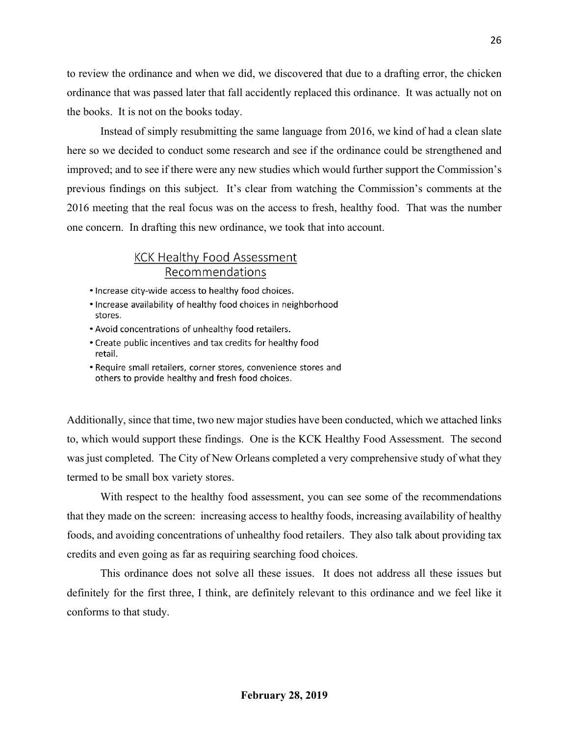to review the ordinance and when we did, we discovered that due to a drafting error, the chicken ordinance that was passed later that fall accidently replaced this ordinance. It was actually not on the books. It is not on the books today.

Instead of simply resubmitting the same language from 2016, we kind of had a clean slate here so we decided to conduct some research and see if the ordinance could be strengthened and improved; and to see if there were any new studies which would further support the Commission's previous findings on this subject. It's clear from watching the Commission's comments at the 2016 meeting that the real focus was on the access to fresh, healthy food. That was the number one concern. In drafting this new ordinance, we took that into account.

## KCK Healthy Food Assessment Recommendations

- Increase city-wide access to healthy food choices.
- Increase availability of healthy food choices in neighborhood stores.
- Avoid concentrations of unhealthy food retailers.
- Create public incentives and tax credits for healthy food retail.
- Require small retailers, corner stores, convenience stores and others to provide healthy and fresh food choices.

Additionally, since that time, two new major studies have been conducted, which we attached links to, which would support these findings. One is the KCK Healthy Food Assessment. The second was just completed. The City of New Orleans completed a very comprehensive study of what they termed to be small box variety stores.

With respect to the healthy food assessment, you can see some of the recommendations that they made on the screen: increasing access to healthy foods, increasing availability of healthy foods, and avoiding concentrations of unhealthy food retailers. They also talk about providing tax credits and even going as far as requiring searching food choices.

This ordinance does not solve all these issues. It does not address all these issues but definitely for the first three, I think, are definitely relevant to this ordinance and we feel like it conforms to that study.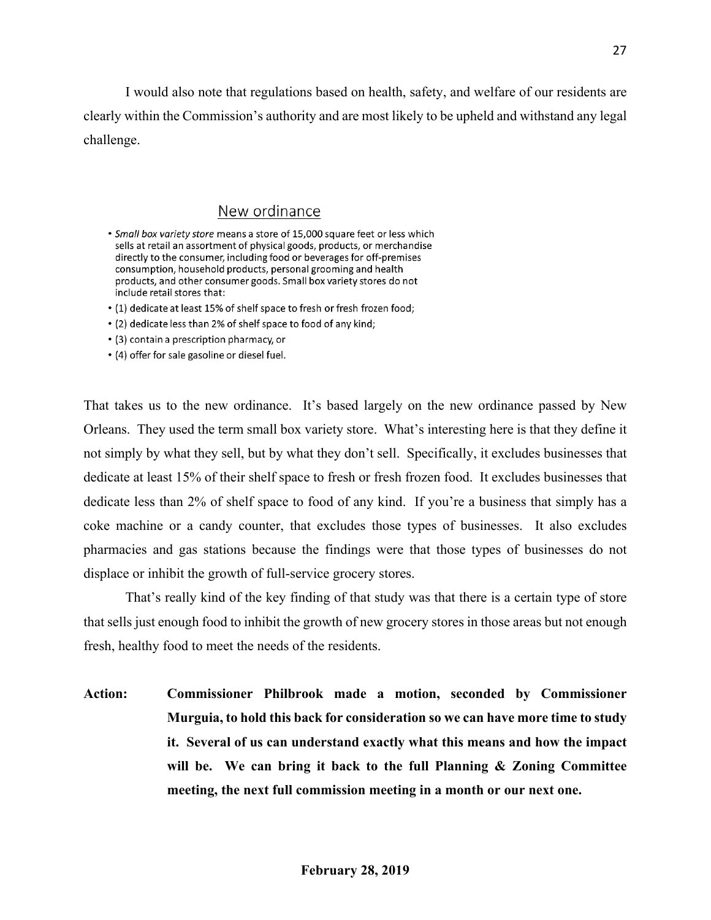I would also note that regulations based on health, safety, and welfare of our residents are clearly within the Commission's authority and are most likely to be upheld and withstand any legal challenge.

## New ordinance

- *Small box variety store* means a store of 15,000 square feet or less which sells at retail an assortment of physical goods, products, or merchandise directly to the consumer, including food or beverages for off-premises consumption, household products, personal grooming and health products, and other consumer goods. Small box variety stores do not include retail stores that:
- (1) dedicate at least 15% of shelf space to fresh or fresh frozen food;
- (2) dedicate less than 2% of shelf space to food of any kind;
- (3) contain a prescription pharmacy, or
- (4) offer for sale gasoline or diesel fuel.

That takes us to the new ordinance. It's based largely on the new ordinance passed by New Orleans. They used the term small box variety store. What's interesting here is that they define it not simply by what they sell, but by what they don't sell. Specifically, it excludes businesses that dedicate at least 15% of their shelf space to fresh or fresh frozen food. It excludes businesses that dedicate less than 2% of shelf space to food of any kind. If you're a business that simply has a coke machine or a candy counter, that excludes those types of businesses. It also excludes pharmacies and gas stations because the findings were that those types of businesses do not displace or inhibit the growth of full-service grocery stores.

That's really kind of the key finding of that study was that there is a certain type of store that sells just enough food to inhibit the growth of new grocery stores in those areas but not enough fresh, healthy food to meet the needs of the residents.

**Action:** **Commissioner Philbrook made a motion, seconded by Commissioner Murguia, to hold this back for consideration so we can have more time to study it. Several of us can understand exactly what this means and how the impact will be. We can bring it back to the full Planning & Zoning Committee meeting, the next full commission meeting in a month or our next one.**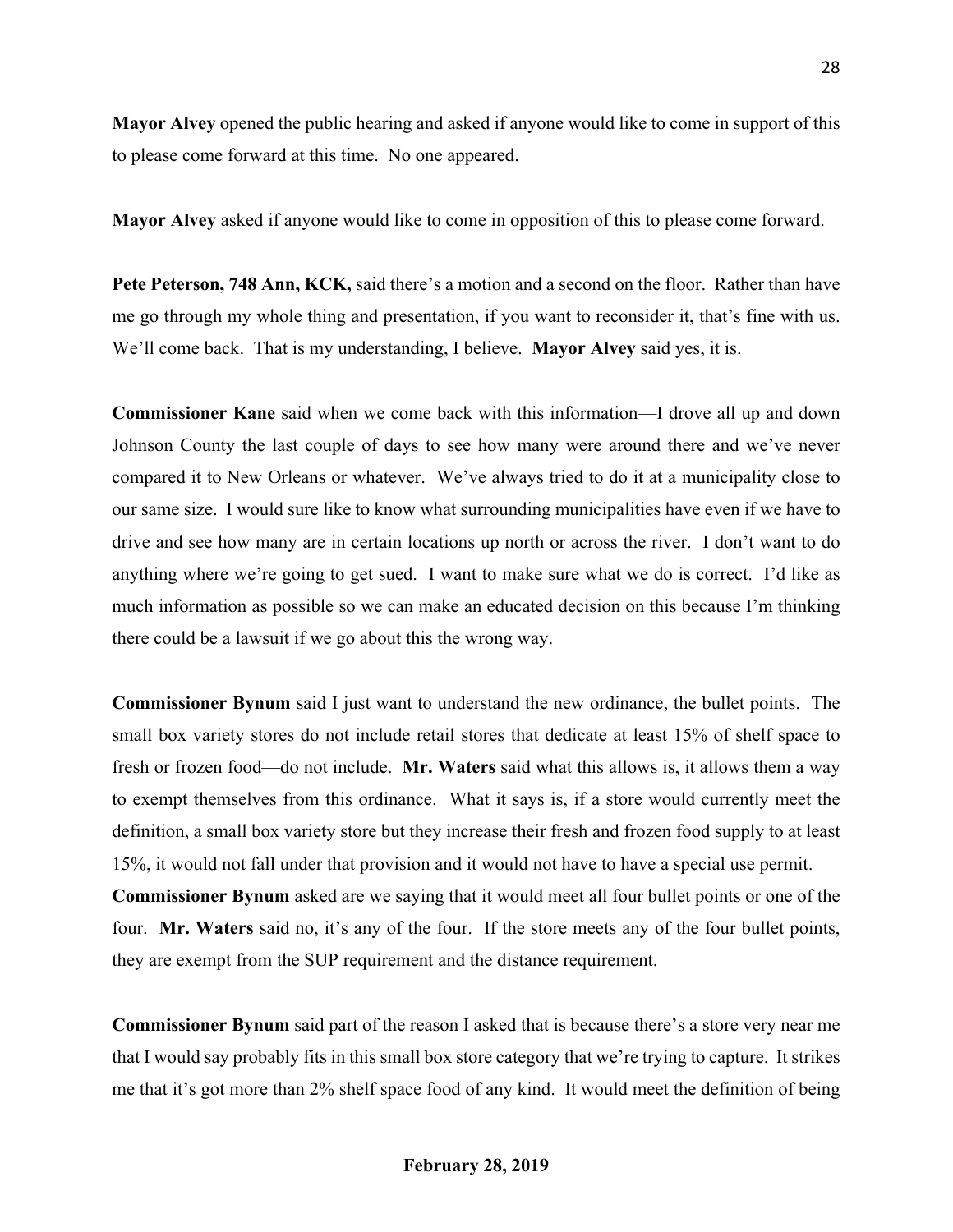**Mayor Alvey** opened the public hearing and asked if anyone would like to come in support of this to please come forward at this time. No one appeared.

**Mayor Alvey** asked if anyone would like to come in opposition of this to please come forward.

**Pete Peterson, 748 Ann, KCK,** said there's a motion and a second on the floor. Rather than have me go through my whole thing and presentation, if you want to reconsider it, that's fine with us. We'll come back. That is my understanding, I believe. **Mayor Alvey** said yes, it is.

**Commissioner Kane** said when we come back with this information—I drove all up and down Johnson County the last couple of days to see how many were around there and we've never compared it to New Orleans or whatever. We've always tried to do it at a municipality close to our same size. I would sure like to know what surrounding municipalities have even if we have to drive and see how many are in certain locations up north or across the river. I don't want to do anything where we're going to get sued. I want to make sure what we do is correct. I'd like as much information as possible so we can make an educated decision on this because I'm thinking there could be a lawsuit if we go about this the wrong way.

**Commissioner Bynum** said I just want to understand the new ordinance, the bullet points. The small box variety stores do not include retail stores that dedicate at least 15% of shelf space to fresh or frozen food—do not include. **Mr. Waters** said what this allows is, it allows them a way to exempt themselves from this ordinance. What it says is, if a store would currently meet the definition, a small box variety store but they increase their fresh and frozen food supply to at least 15%, it would not fall under that provision and it would not have to have a special use permit.
**Commissioner Bynum** asked are we saying that it would meet all four bullet points or one of the four. **Mr. Waters** said no, it's any of the four. If the store meets any of the four bullet points, they are exempt from the SUP requirement and the distance requirement.

**Commissioner Bynum** said part of the reason I asked that is because there's a store very near me that I would say probably fits in this small box store category that we're trying to capture. It strikes me that it's got more than 2% shelf space food of any kind. It would meet the definition of being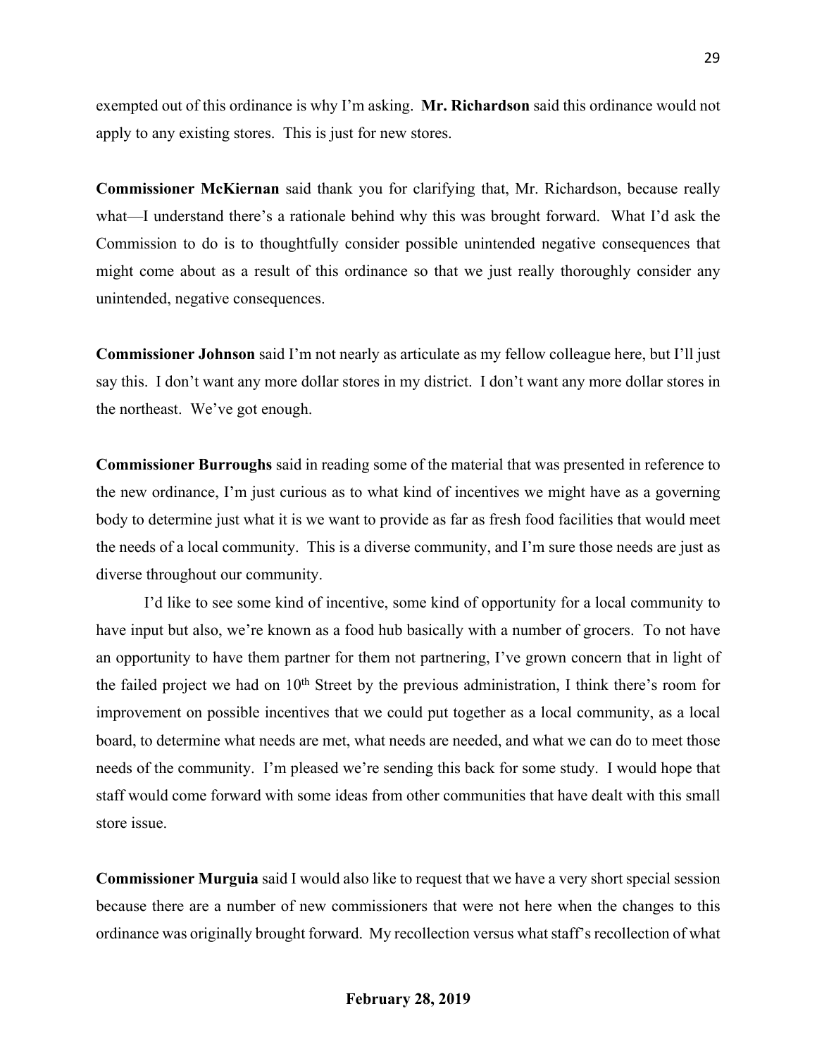exempted out of this ordinance is why I'm asking. **Mr. Richardson** said this ordinance would not apply to any existing stores. This is just for new stores.

**Commissioner McKiernan** said thank you for clarifying that, Mr. Richardson, because really what—I understand there's a rationale behind why this was brought forward. What I'd ask the Commission to do is to thoughtfully consider possible unintended negative consequences that might come about as a result of this ordinance so that we just really thoroughly consider any unintended, negative consequences.

**Commissioner Johnson** said I'm not nearly as articulate as my fellow colleague here, but I'll just say this. I don't want any more dollar stores in my district. I don't want any more dollar stores in the northeast. We've got enough.

**Commissioner Burroughs** said in reading some of the material that was presented in reference to the new ordinance, I'm just curious as to what kind of incentives we might have as a governing body to determine just what it is we want to provide as far as fresh food facilities that would meet the needs of a local community. This is a diverse community, and I'm sure those needs are just as diverse throughout our community.

I'd like to see some kind of incentive, some kind of opportunity for a local community to have input but also, we're known as a food hub basically with a number of grocers. To not have an opportunity to have them partner for them not partnering, I've grown concern that in light of the failed project we had on 10th Street by the previous administration, I think there's room for improvement on possible incentives that we could put together as a local community, as a local board, to determine what needs are met, what needs are needed, and what we can do to meet those needs of the community. I'm pleased we're sending this back for some study. I would hope that staff would come forward with some ideas from other communities that have dealt with this small store issue.

**Commissioner Murguia** said I would also like to request that we have a very short special session because there are a number of new commissioners that were not here when the changes to this ordinance was originally brought forward. My recollection versus what staff's recollection of what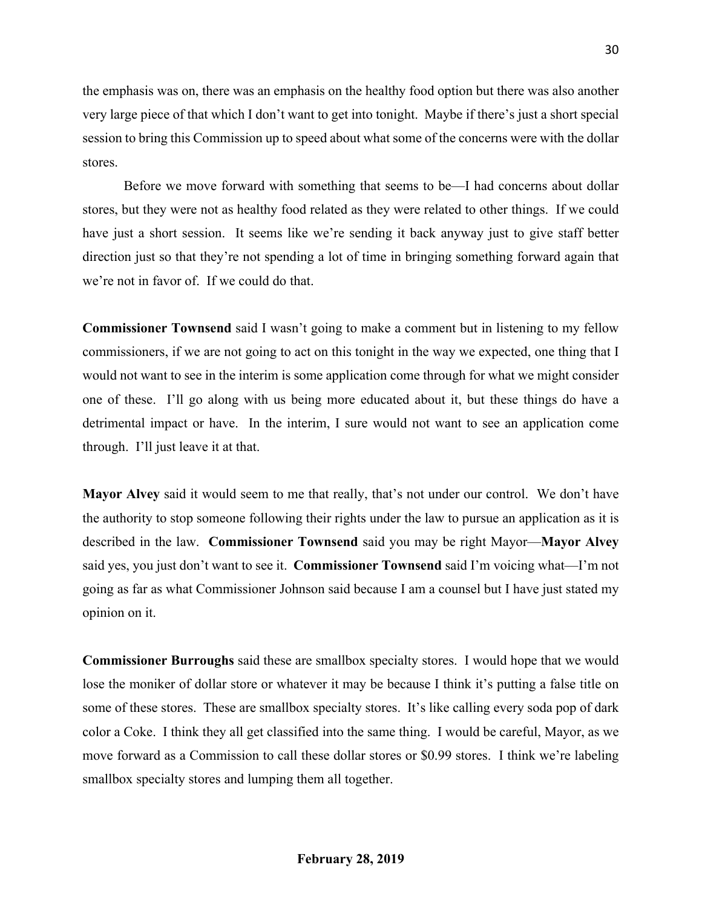the emphasis was on, there was an emphasis on the healthy food option but there was also another very large piece of that which I don't want to get into tonight. Maybe if there's just a short special session to bring this Commission up to speed about what some of the concerns were with the dollar stores.

Before we move forward with something that seems to be—I had concerns about dollar stores, but they were not as healthy food related as they were related to other things. If we could have just a short session. It seems like we're sending it back anyway just to give staff better direction just so that they're not spending a lot of time in bringing something forward again that we're not in favor of. If we could do that.

**Commissioner Townsend** said I wasn't going to make a comment but in listening to my fellow commissioners, if we are not going to act on this tonight in the way we expected, one thing that I would not want to see in the interim is some application come through for what we might consider one of these. I'll go along with us being more educated about it, but these things do have a detrimental impact or have. In the interim, I sure would not want to see an application come through. I'll just leave it at that.

**Mayor Alvey** said it would seem to me that really, that's not under our control. We don't have the authority to stop someone following their rights under the law to pursue an application as it is described in the law. **Commissioner Townsend** said you may be right Mayor—**Mayor Alvey** said yes, you just don't want to see it. **Commissioner Townsend** said I'm voicing what—I'm not going as far as what Commissioner Johnson said because I am a counsel but I have just stated my opinion on it.

**Commissioner Burroughs** said these are smallbox specialty stores. I would hope that we would lose the moniker of dollar store or whatever it may be because I think it's putting a false title on some of these stores. These are smallbox specialty stores. It's like calling every soda pop of dark color a Coke. I think they all get classified into the same thing. I would be careful, Mayor, as we move forward as a Commission to call these dollar stores or $0.99 stores. I think we're labeling smallbox specialty stores and lumping them all together.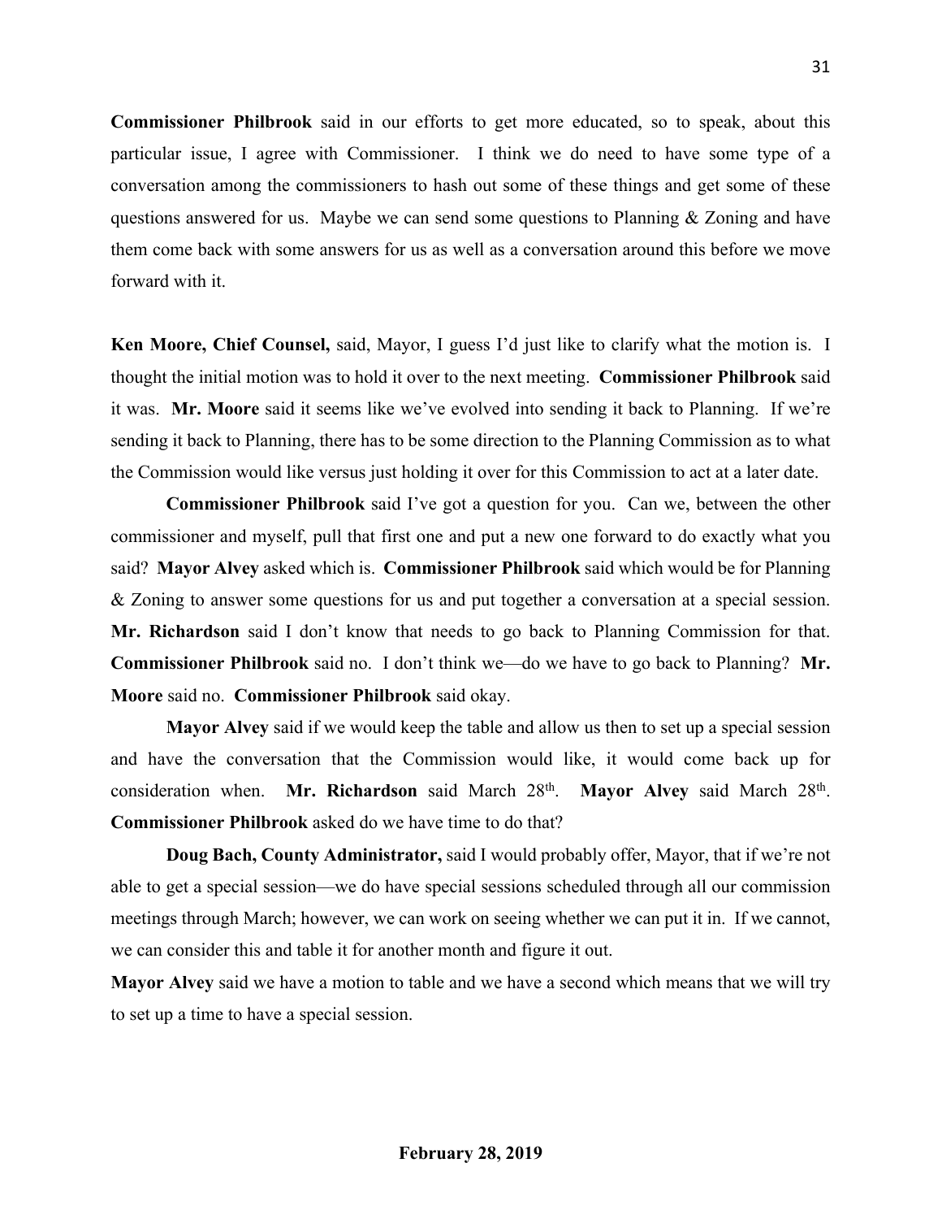**Commissioner Philbrook** said in our efforts to get more educated, so to speak, about this particular issue, I agree with Commissioner. I think we do need to have some type of a conversation among the commissioners to hash out some of these things and get some of these questions answered for us. Maybe we can send some questions to Planning & Zoning and have them come back with some answers for us as well as a conversation around this before we move forward with it.

**Ken Moore, Chief Counsel,** said, Mayor, I guess I'd just like to clarify what the motion is. I thought the initial motion was to hold it over to the next meeting. **Commissioner Philbrook** said it was. **Mr. Moore** said it seems like we've evolved into sending it back to Planning. If we're sending it back to Planning, there has to be some direction to the Planning Commission as to what the Commission would like versus just holding it over for this Commission to act at a later date.

**Commissioner Philbrook** said I've got a question for you. Can we, between the other commissioner and myself, pull that first one and put a new one forward to do exactly what you said? **Mayor Alvey** asked which is. **Commissioner Philbrook** said which would be for Planning & Zoning to answer some questions for us and put together a conversation at a special session. **Mr. Richardson** said I don't know that needs to go back to Planning Commission for that. **Commissioner Philbrook** said no. I don't think we—do we have to go back to Planning? **Mr. Moore** said no. **Commissioner Philbrook** said okay.

**Mayor Alvey** said if we would keep the table and allow us then to set up a special session and have the conversation that the Commission would like, it would come back up for consideration when. **Mr. Richardson** said March 28th. **Mayor Alvey** said March 28th. **Commissioner Philbrook** asked do we have time to do that?

**Doug Bach, County Administrator,** said I would probably offer, Mayor, that if we're not able to get a special session—we do have special sessions scheduled through all our commission meetings through March; however, we can work on seeing whether we can put it in. If we cannot, we can consider this and table it for another month and figure it out.

**Mayor Alvey** said we have a motion to table and we have a second which means that we will try to set up a time to have a special session.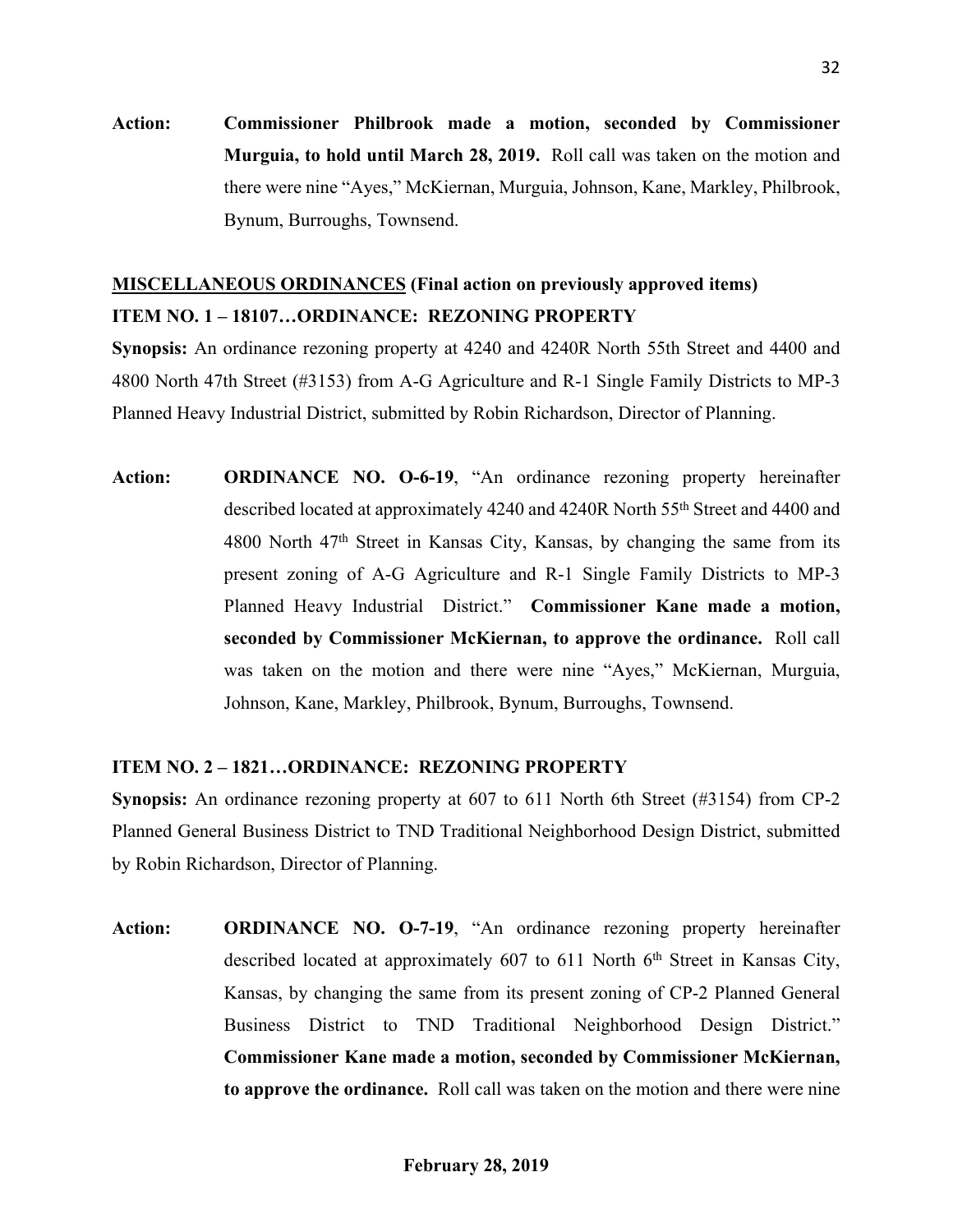**Action:** **Commissioner Philbrook made a motion, seconded by Commissioner Murguia, to hold until March 28, 2019.** Roll call was taken on the motion and there were nine "Ayes," McKiernan, Murguia, Johnson, Kane, Markley, Philbrook, Bynum, Burroughs, Townsend.

**MISCELLANEOUS ORDINANCES (Final action on previously approved items)**

**ITEM NO. 1 – 18107…ORDINANCE: REZONING PROPERTY**

**Synopsis:** An ordinance rezoning property at 4240 and 4240R North 55th Street and 4400 and 4800 North 47th Street (#3153) from A-G Agriculture and R-1 Single Family Districts to MP-3 Planned Heavy Industrial District, submitted by Robin Richardson, Director of Planning.

**Action:** **ORDINANCE NO. O-6-19**, "An ordinance rezoning property hereinafter described located at approximately 4240 and 4240R North 55th Street and 4400 and 4800 North 47th Street in Kansas City, Kansas, by changing the same from its present zoning of A-G Agriculture and R-1 Single Family Districts to MP-3 Planned Heavy Industrial District." **Commissioner Kane made a motion, seconded by Commissioner McKiernan, to approve the ordinance.** Roll call was taken on the motion and there were nine "Ayes," McKiernan, Murguia, Johnson, Kane, Markley, Philbrook, Bynum, Burroughs, Townsend.

**ITEM NO. 2 – 1821…ORDINANCE: REZONING PROPERTY**

**Synopsis:** An ordinance rezoning property at 607 to 611 North 6th Street (#3154) from CP-2 Planned General Business District to TND Traditional Neighborhood Design District, submitted by Robin Richardson, Director of Planning.

**Action:** **ORDINANCE NO. O-7-19**, "An ordinance rezoning property hereinafter described located at approximately 607 to 611 North 6th Street in Kansas City, Kansas, by changing the same from its present zoning of CP-2 Planned General Business District to TND Traditional Neighborhood Design District." **Commissioner Kane made a motion, seconded by Commissioner McKiernan, to approve the ordinance.** Roll call was taken on the motion and there were nine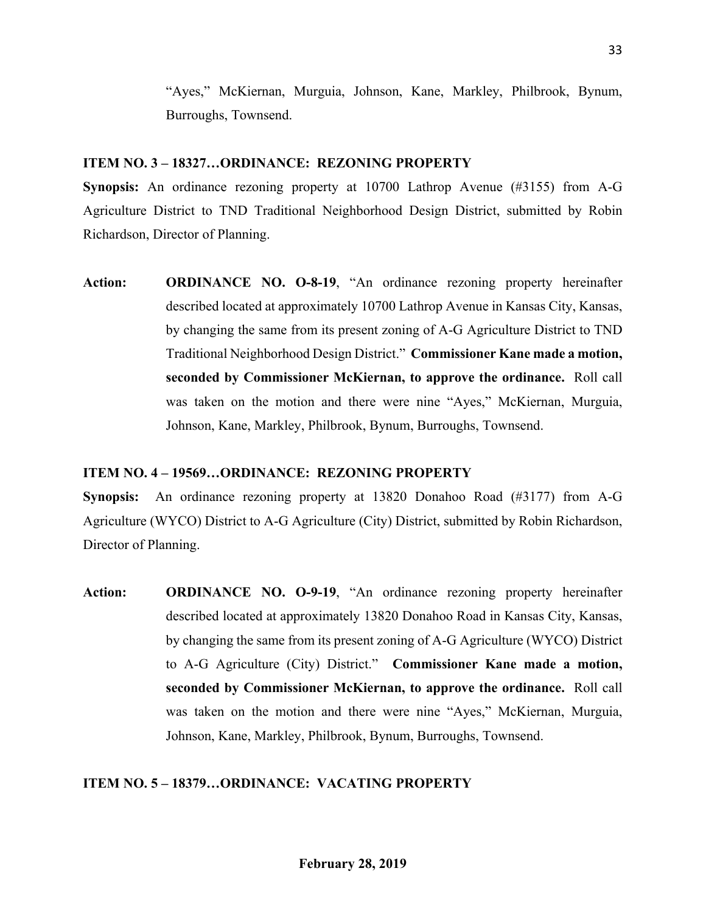"Ayes," McKiernan, Murguia, Johnson, Kane, Markley, Philbrook, Bynum, Burroughs, Townsend.

**ITEM NO. 3 – 18327…ORDINANCE: REZONING PROPERTY**

**Synopsis:** An ordinance rezoning property at 10700 Lathrop Avenue (#3155) from A-G Agriculture District to TND Traditional Neighborhood Design District, submitted by Robin Richardson, Director of Planning.

**Action:** **ORDINANCE NO. O-8-19**, "An ordinance rezoning property hereinafter described located at approximately 10700 Lathrop Avenue in Kansas City, Kansas, by changing the same from its present zoning of A-G Agriculture District to TND Traditional Neighborhood Design District." **Commissioner Kane made a motion, seconded by Commissioner McKiernan, to approve the ordinance.** Roll call was taken on the motion and there were nine "Ayes," McKiernan, Murguia, Johnson, Kane, Markley, Philbrook, Bynum, Burroughs, Townsend.

**ITEM NO. 4 – 19569…ORDINANCE: REZONING PROPERTY**

**Synopsis:** An ordinance rezoning property at 13820 Donahoo Road (#3177) from A-G Agriculture (WYCO) District to A-G Agriculture (City) District, submitted by Robin Richardson, Director of Planning.

**Action:** **ORDINANCE NO. O-9-19**, "An ordinance rezoning property hereinafter described located at approximately 13820 Donahoo Road in Kansas City, Kansas, by changing the same from its present zoning of A-G Agriculture (WYCO) District to A-G Agriculture (City) District." **Commissioner Kane made a motion, seconded by Commissioner McKiernan, to approve the ordinance.** Roll call was taken on the motion and there were nine "Ayes," McKiernan, Murguia, Johnson, Kane, Markley, Philbrook, Bynum, Burroughs, Townsend.

**ITEM NO. 5 – 18379…ORDINANCE: VACATING PROPERTY**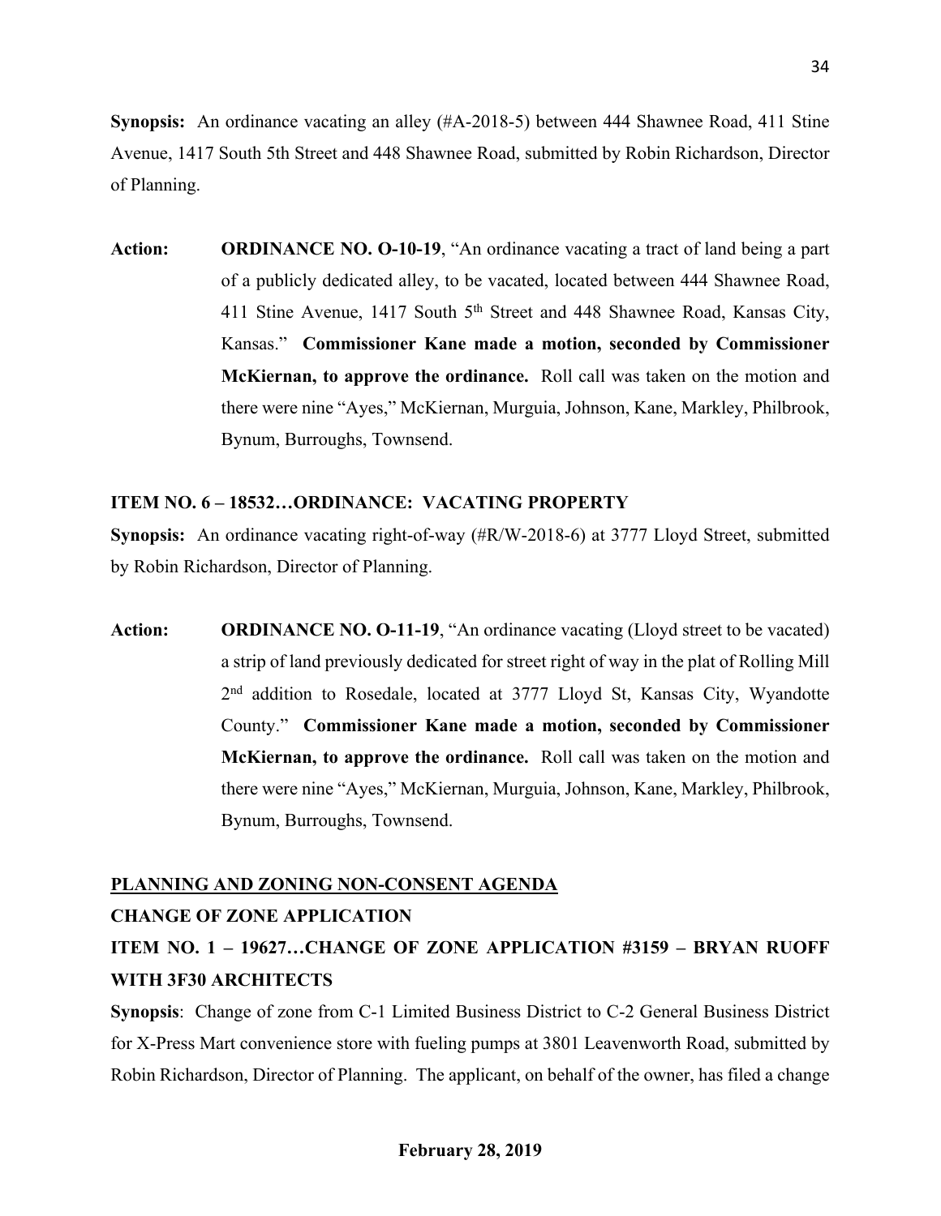**Synopsis:** An ordinance vacating an alley (#A-2018-5) between 444 Shawnee Road, 411 Stine Avenue, 1417 South 5th Street and 448 Shawnee Road, submitted by Robin Richardson, Director of Planning.

**Action:** **ORDINANCE NO. O-10-19**, "An ordinance vacating a tract of land being a part of a publicly dedicated alley, to be vacated, located between 444 Shawnee Road, 411 Stine Avenue, 1417 South 5th Street and 448 Shawnee Road, Kansas City, Kansas." **Commissioner Kane made a motion, seconded by Commissioner McKiernan, to approve the ordinance.** Roll call was taken on the motion and there were nine "Ayes," McKiernan, Murguia, Johnson, Kane, Markley, Philbrook, Bynum, Burroughs, Townsend.

**ITEM NO. 6 – 18532…ORDINANCE: VACATING PROPERTY**

**Synopsis:** An ordinance vacating right-of-way (#R/W-2018-6) at 3777 Lloyd Street, submitted by Robin Richardson, Director of Planning.

**Action:** **ORDINANCE NO. O-11-19**, "An ordinance vacating (Lloyd street to be vacated) a strip of land previously dedicated for street right of way in the plat of Rolling Mill 2nd addition to Rosedale, located at 3777 Lloyd St, Kansas City, Wyandotte County." **Commissioner Kane made a motion, seconded by Commissioner McKiernan, to approve the ordinance.** Roll call was taken on the motion and there were nine "Ayes," McKiernan, Murguia, Johnson, Kane, Markley, Philbrook, Bynum, Burroughs, Townsend.

**PLANNING AND ZONING NON-CONSENT AGENDA**

**CHANGE OF ZONE APPLICATION**

**ITEM NO. 1 – 19627…CHANGE OF ZONE APPLICATION #3159 – BRYAN RUOFF WITH 3F30 ARCHITECTS**

**Synopsis**: Change of zone from C-1 Limited Business District to C-2 General Business District for X-Press Mart convenience store with fueling pumps at 3801 Leavenworth Road, submitted by Robin Richardson, Director of Planning. The applicant, on behalf of the owner, has filed a change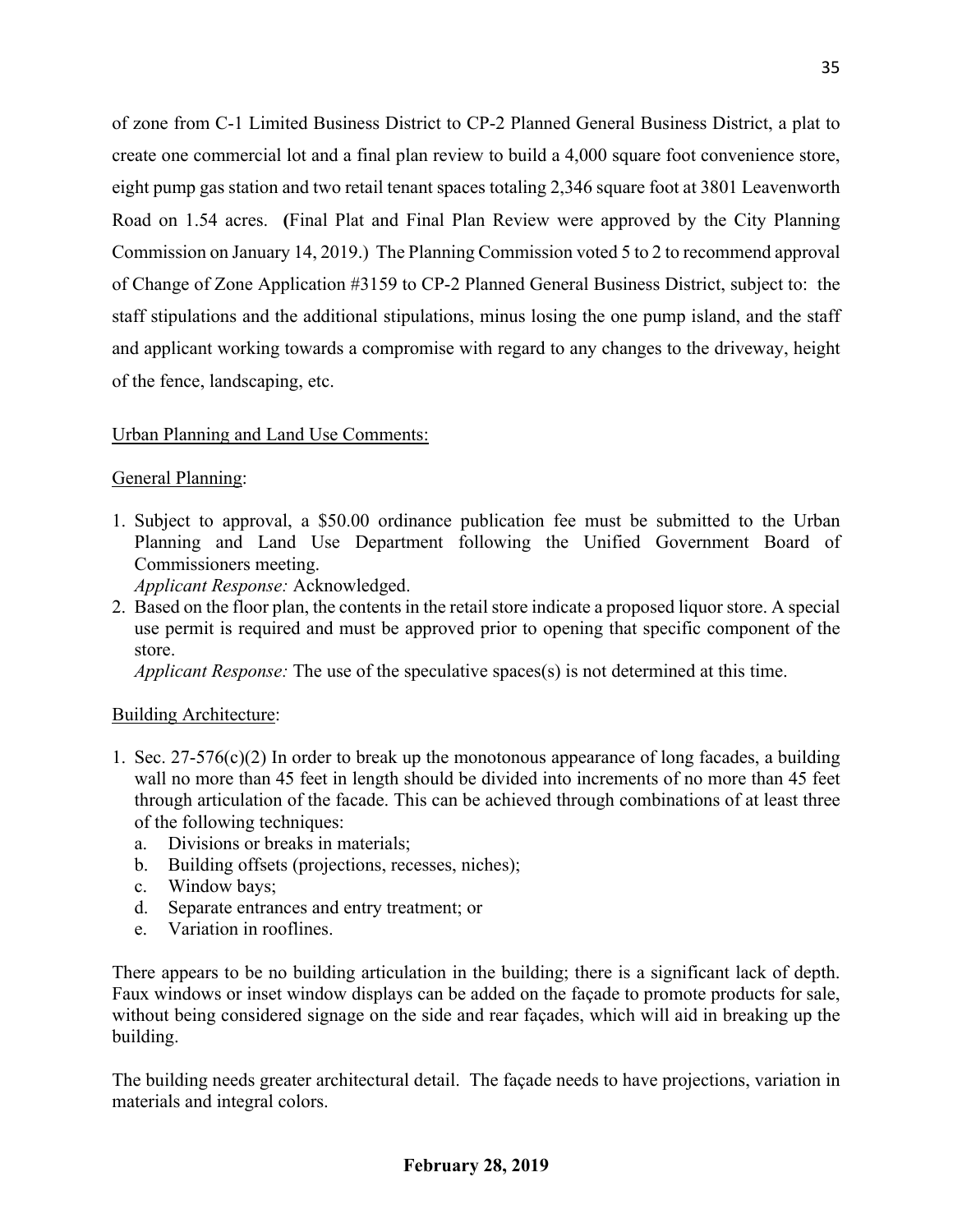of zone from C-1 Limited Business District to CP-2 Planned General Business District, a plat to create one commercial lot and a final plan review to build a 4,000 square foot convenience store, eight pump gas station and two retail tenant spaces totaling 2,346 square foot at 3801 Leavenworth Road on 1.54 acres. **(**Final Plat and Final Plan Review were approved by the City Planning Commission on January 14, 2019.) The Planning Commission voted 5 to 2 to recommend approval of Change of Zone Application #3159 to CP-2 Planned General Business District, subject to: the staff stipulations and the additional stipulations, minus losing the one pump island, and the staff and applicant working towards a compromise with regard to any changes to the driveway, height of the fence, landscaping, etc.

Urban Planning and Land Use Comments:

General Planning:

1. Subject to approval, a $50.00 ordinance publication fee must be submitted to the Urban Planning and Land Use Department following the Unified Government Board of Commissioners meeting.
   *Applicant Response:* Acknowledged.
2. Based on the floor plan, the contents in the retail store indicate a proposed liquor store. A special use permit is required and must be approved prior to opening that specific component of the store.
   *Applicant Response:* The use of the speculative spaces(s) is not determined at this time.

Building Architecture:

1. Sec. 27-576(c)(2) In order to break up the monotonous appearance of long facades, a building wall no more than 45 feet in length should be divided into increments of no more than 45 feet through articulation of the facade. This can be achieved through combinations of at least three of the following techniques:
   a. Divisions or breaks in materials;
   b. Building offsets (projections, recesses, niches);
   c. Window bays;
   d. Separate entrances and entry treatment; or
   e. Variation in rooflines.

There appears to be no building articulation in the building; there is a significant lack of depth. Faux windows or inset window displays can be added on the façade to promote products for sale, without being considered signage on the side and rear façades, which will aid in breaking up the building.

The building needs greater architectural detail. The façade needs to have projections, variation in materials and integral colors.

**February 28, 2019**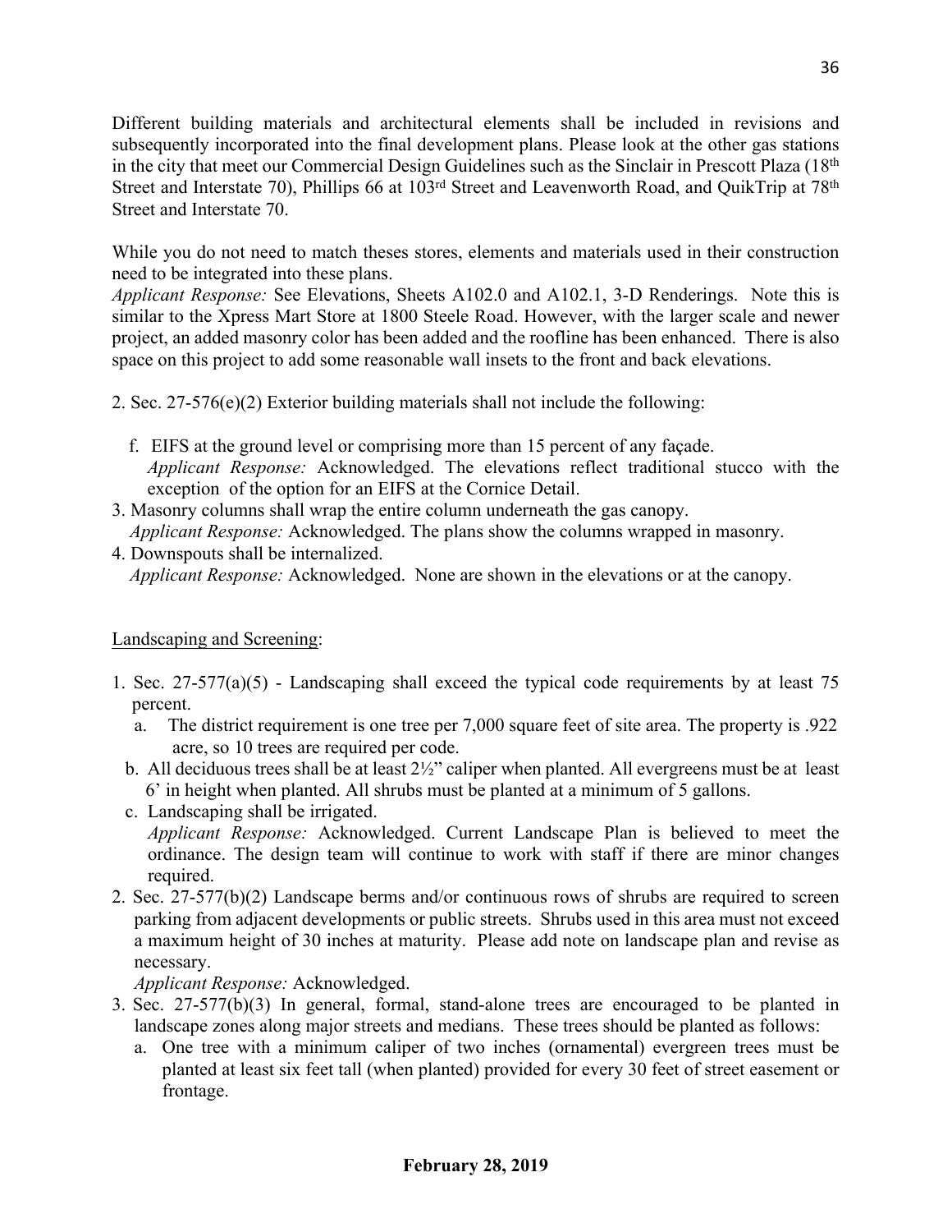Different building materials and architectural elements shall be included in revisions and subsequently incorporated into the final development plans. Please look at the other gas stations in the city that meet our Commercial Design Guidelines such as the Sinclair in Prescott Plaza (18th Street and Interstate 70), Phillips 66 at 103rd Street and Leavenworth Road, and QuikTrip at 78th Street and Interstate 70.

While you do not need to match theses stores, elements and materials used in their construction need to be integrated into these plans.
*Applicant Response:* See Elevations, Sheets A102.0 and A102.1, 3-D Renderings. Note this is similar to the Xpress Mart Store at 1800 Steele Road. However, with the larger scale and newer project, an added masonry color has been added and the roofline has been enhanced. There is also space on this project to add some reasonable wall insets to the front and back elevations.

2. Sec. 27-576(e)(2) Exterior building materials shall not include the following:

   f. EIFS at the ground level or comprising more than 15 percent of any façade.
   *Applicant Response:* Acknowledged. The elevations reflect traditional stucco with the exception of the option for an EIFS at the Cornice Detail.

3. Masonry columns shall wrap the entire column underneath the gas canopy.
   *Applicant Response:* Acknowledged. The plans show the columns wrapped in masonry.
4. Downspouts shall be internalized.
   *Applicant Response:* Acknowledged. None are shown in the elevations or at the canopy.

<u>Landscaping and Screening</u>:

1. Sec. 27-577(a)(5) - Landscaping shall exceed the typical code requirements by at least 75 percent.
   a. The district requirement is one tree per 7,000 square feet of site area. The property is .922 acre, so 10 trees are required per code.
   b. All deciduous trees shall be at least 2½" caliper when planted. All evergreens must be at least 6' in height when planted. All shrubs must be planted at a minimum of 5 gallons.
   c. Landscaping shall be irrigated.
   *Applicant Response:* Acknowledged. Current Landscape Plan is believed to meet the ordinance. The design team will continue to work with staff if there are minor changes required.
2. Sec. 27-577(b)(2) Landscape berms and/or continuous rows of shrubs are required to screen parking from adjacent developments or public streets. Shrubs used in this area must not exceed a maximum height of 30 inches at maturity. Please add note on landscape plan and revise as necessary.
   *Applicant Response:* Acknowledged.
3. Sec. 27-577(b)(3) In general, formal, stand-alone trees are encouraged to be planted in landscape zones along major streets and medians. These trees should be planted as follows:
   a. One tree with a minimum caliper of two inches (ornamental) evergreen trees must be planted at least six feet tall (when planted) provided for every 30 feet of street easement or frontage.

**February 28, 2019**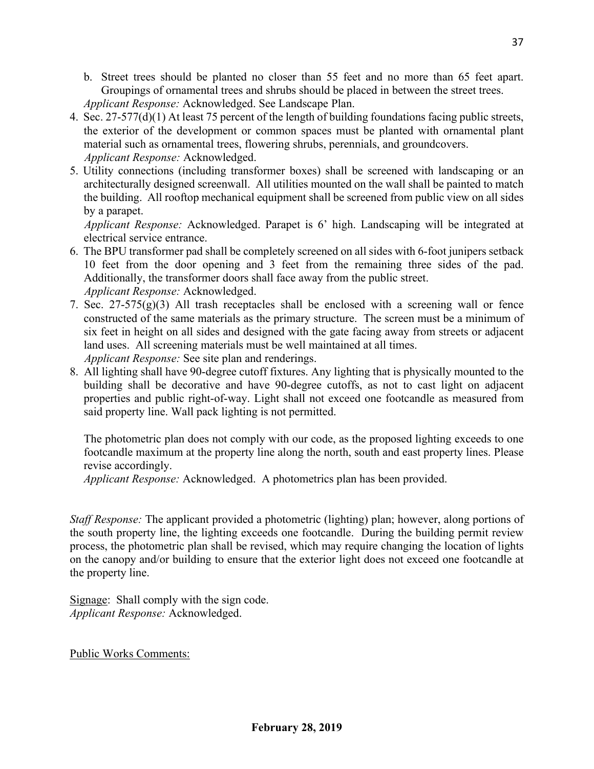b. Street trees should be planted no closer than 55 feet and no more than 65 feet apart. Groupings of ornamental trees and shrubs should be placed in between the street trees.
*Applicant Response:* Acknowledged. See Landscape Plan.

4. Sec. 27-577(d)(1) At least 75 percent of the length of building foundations facing public streets, the exterior of the development or common spaces must be planted with ornamental plant material such as ornamental trees, flowering shrubs, perennials, and groundcovers.
*Applicant Response:* Acknowledged.
5. Utility connections (including transformer boxes) shall be screened with landscaping or an architecturally designed screenwall. All utilities mounted on the wall shall be painted to match the building. All rooftop mechanical equipment shall be screened from public view on all sides by a parapet.
*Applicant Response:* Acknowledged. Parapet is 6' high. Landscaping will be integrated at electrical service entrance.
6. The BPU transformer pad shall be completely screened on all sides with 6-foot junipers setback 10 feet from the door opening and 3 feet from the remaining three sides of the pad. Additionally, the transformer doors shall face away from the public street.
*Applicant Response:* Acknowledged.
7. Sec. 27-575(g)(3) All trash receptacles shall be enclosed with a screening wall or fence constructed of the same materials as the primary structure. The screen must be a minimum of six feet in height on all sides and designed with the gate facing away from streets or adjacent land uses. All screening materials must be well maintained at all times.
*Applicant Response:* See site plan and renderings.
8. All lighting shall have 90-degree cutoff fixtures. Any lighting that is physically mounted to the building shall be decorative and have 90-degree cutoffs, as not to cast light on adjacent properties and public right-of-way. Light shall not exceed one footcandle as measured from said property line. Wall pack lighting is not permitted.

   The photometric plan does not comply with our code, as the proposed lighting exceeds to one footcandle maximum at the property line along the north, south and east property lines. Please revise accordingly.
*Applicant Response:* Acknowledged. A photometrics plan has been provided.

*Staff Response:* The applicant provided a photometric (lighting) plan; however, along portions of the south property line, the lighting exceeds one footcandle. During the building permit review process, the photometric plan shall be revised, which may require changing the location of lights on the canopy and/or building to ensure that the exterior light does not exceed one footcandle at the property line.

<u>Signage</u>: Shall comply with the sign code.
*Applicant Response:* Acknowledged.

<u>Public Works Comments:</u>

**February 28, 2019**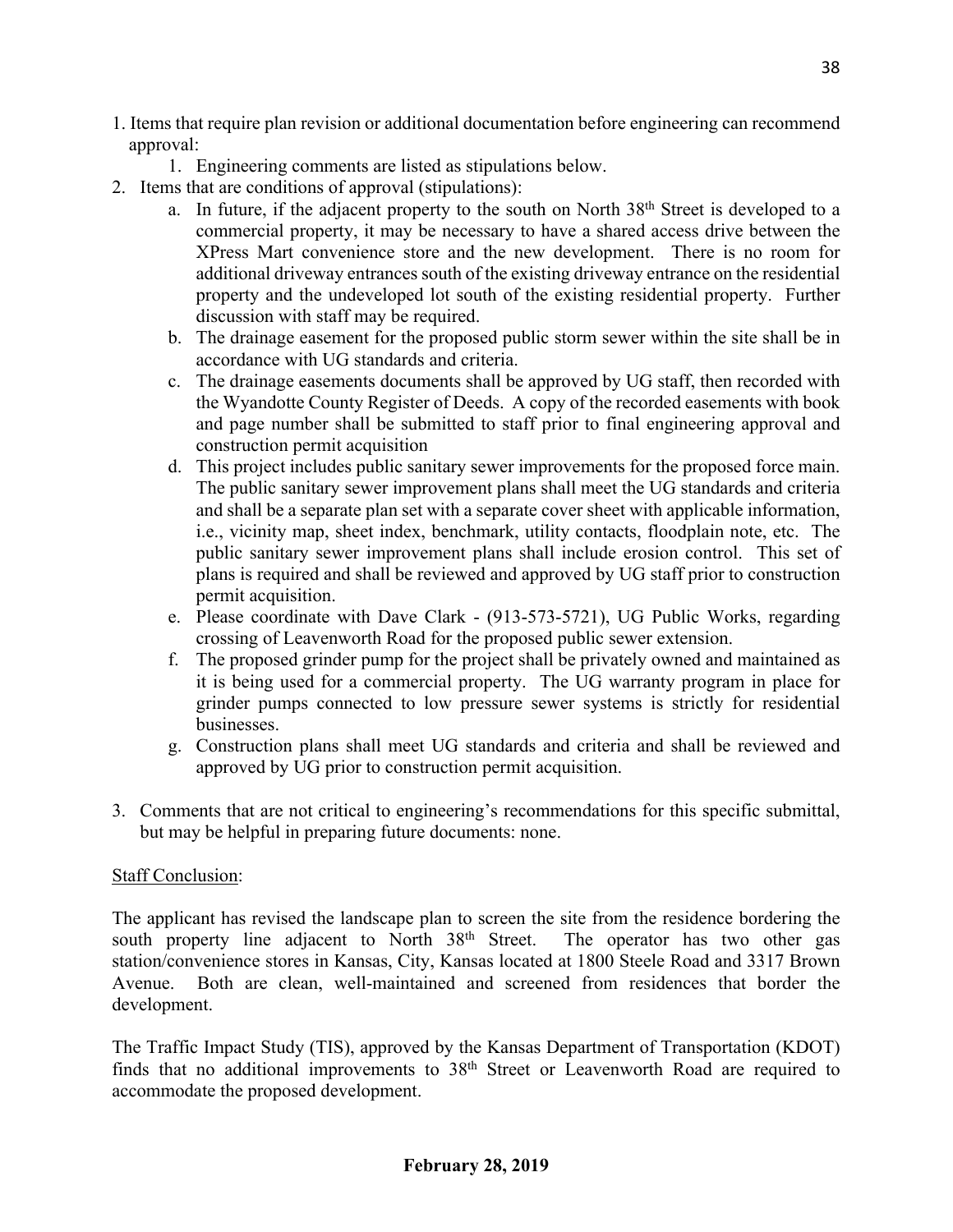1. Items that require plan revision or additional documentation before engineering can recommend approval:
    1. Engineering comments are listed as stipulations below.
2. Items that are conditions of approval (stipulations):
    a. In future, if the adjacent property to the south on North 38th Street is developed to a commercial property, it may be necessary to have a shared access drive between the XPress Mart convenience store and the new development. There is no room for additional driveway entrances south of the existing driveway entrance on the residential property and the undeveloped lot south of the existing residential property. Further discussion with staff may be required.
    b. The drainage easement for the proposed public storm sewer within the site shall be in accordance with UG standards and criteria.
    c. The drainage easements documents shall be approved by UG staff, then recorded with the Wyandotte County Register of Deeds. A copy of the recorded easements with book and page number shall be submitted to staff prior to final engineering approval and construction permit acquisition
    d. This project includes public sanitary sewer improvements for the proposed force main. The public sanitary sewer improvement plans shall meet the UG standards and criteria and shall be a separate plan set with a separate cover sheet with applicable information, i.e., vicinity map, sheet index, benchmark, utility contacts, floodplain note, etc. The public sanitary sewer improvement plans shall include erosion control. This set of plans is required and shall be reviewed and approved by UG staff prior to construction permit acquisition.
    e. Please coordinate with Dave Clark - (913-573-5721), UG Public Works, regarding crossing of Leavenworth Road for the proposed public sewer extension.
    f. The proposed grinder pump for the project shall be privately owned and maintained as it is being used for a commercial property. The UG warranty program in place for grinder pumps connected to low pressure sewer systems is strictly for residential businesses.
    g. Construction plans shall meet UG standards and criteria and shall be reviewed and approved by UG prior to construction permit acquisition.
3. Comments that are not critical to engineering's recommendations for this specific submittal, but may be helpful in preparing future documents: none.

Staff Conclusion:

The applicant has revised the landscape plan to screen the site from the residence bordering the south property line adjacent to North 38th Street. The operator has two other gas station/convenience stores in Kansas, City, Kansas located at 1800 Steele Road and 3317 Brown Avenue. Both are clean, well-maintained and screened from residences that border the development.

The Traffic Impact Study (TIS), approved by the Kansas Department of Transportation (KDOT) finds that no additional improvements to 38th Street or Leavenworth Road are required to accommodate the proposed development.

**February 28, 2019**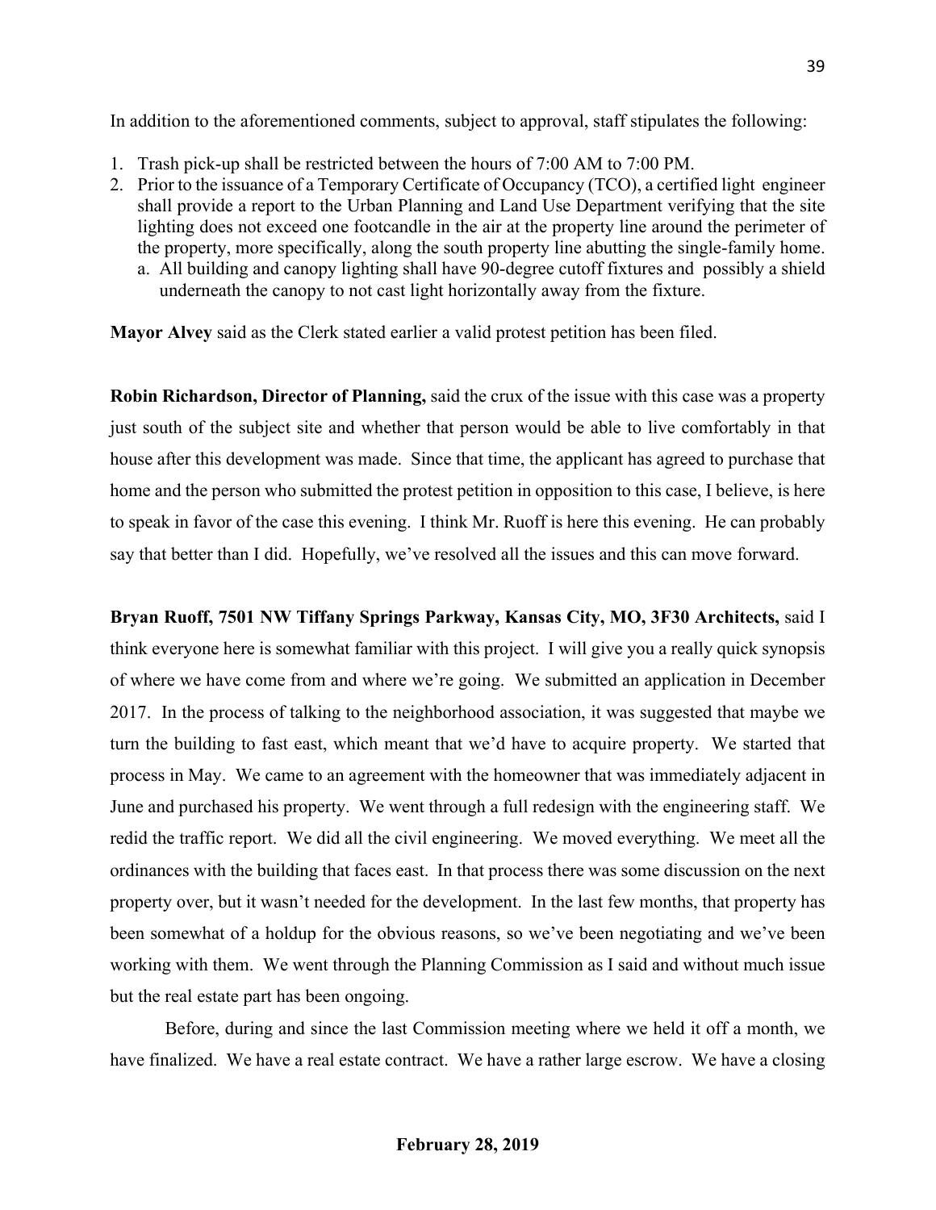In addition to the aforementioned comments, subject to approval, staff stipulates the following:

1. Trash pick-up shall be restricted between the hours of 7:00 AM to 7:00 PM.
2. Prior to the issuance of a Temporary Certificate of Occupancy (TCO), a certified light engineer shall provide a report to the Urban Planning and Land Use Department verifying that the site lighting does not exceed one footcandle in the air at the property line around the perimeter of the property, more specifically, along the south property line abutting the single-family home.
   a. All building and canopy lighting shall have 90-degree cutoff fixtures and possibly a shield underneath the canopy to not cast light horizontally away from the fixture.

**Mayor Alvey** said as the Clerk stated earlier a valid protest petition has been filed.

**Robin Richardson, Director of Planning,** said the crux of the issue with this case was a property just south of the subject site and whether that person would be able to live comfortably in that house after this development was made. Since that time, the applicant has agreed to purchase that home and the person who submitted the protest petition in opposition to this case, I believe, is here to speak in favor of the case this evening. I think Mr. Ruoff is here this evening. He can probably say that better than I did. Hopefully, we've resolved all the issues and this can move forward.

**Bryan Ruoff, 7501 NW Tiffany Springs Parkway, Kansas City, MO, 3F30 Architects,** said I think everyone here is somewhat familiar with this project. I will give you a really quick synopsis of where we have come from and where we're going. We submitted an application in December 2017. In the process of talking to the neighborhood association, it was suggested that maybe we turn the building to fast east, which meant that we'd have to acquire property. We started that process in May. We came to an agreement with the homeowner that was immediately adjacent in June and purchased his property. We went through a full redesign with the engineering staff. We redid the traffic report. We did all the civil engineering. We moved everything. We meet all the ordinances with the building that faces east. In that process there was some discussion on the next property over, but it wasn't needed for the development. In the last few months, that property has been somewhat of a holdup for the obvious reasons, so we've been negotiating and we've been working with them. We went through the Planning Commission as I said and without much issue but the real estate part has been ongoing.

Before, during and since the last Commission meeting where we held it off a month, we have finalized. We have a real estate contract. We have a rather large escrow. We have a closing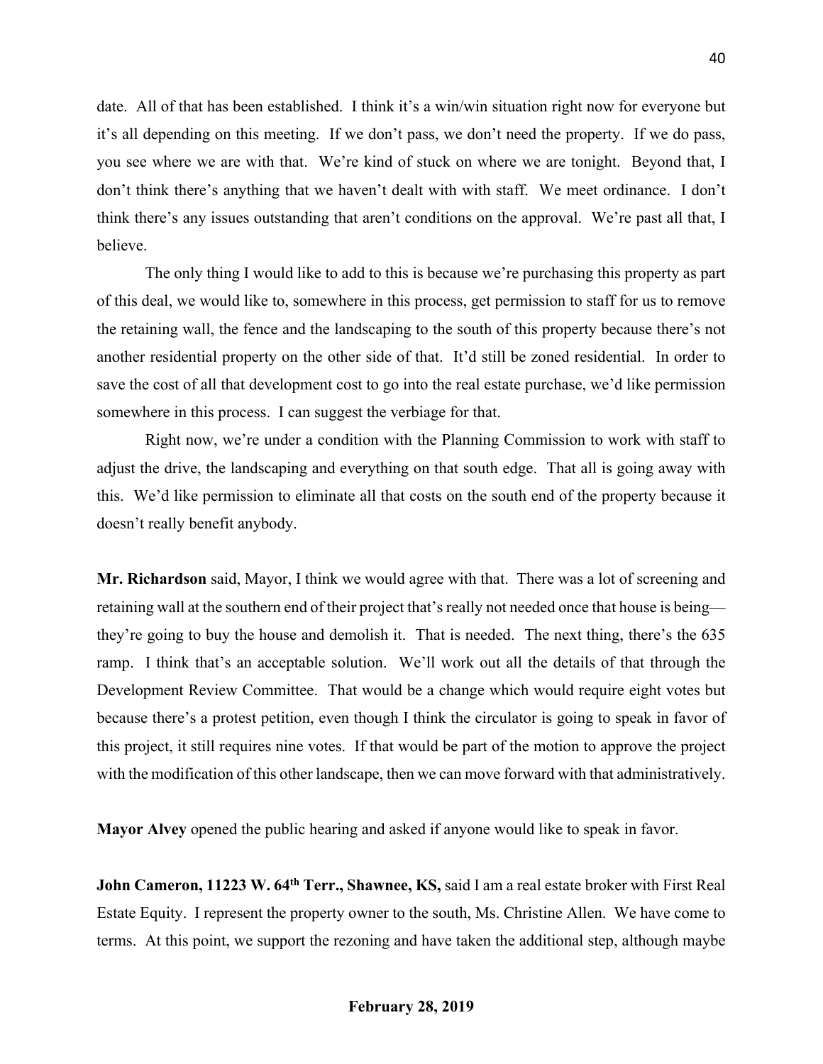date. All of that has been established. I think it's a win/win situation right now for everyone but it's all depending on this meeting. If we don't pass, we don't need the property. If we do pass, you see where we are with that. We're kind of stuck on where we are tonight. Beyond that, I don't think there's anything that we haven't dealt with with staff. We meet ordinance. I don't think there's any issues outstanding that aren't conditions on the approval. We're past all that, I believe.

The only thing I would like to add to this is because we're purchasing this property as part of this deal, we would like to, somewhere in this process, get permission to staff for us to remove the retaining wall, the fence and the landscaping to the south of this property because there's not another residential property on the other side of that. It'd still be zoned residential. In order to save the cost of all that development cost to go into the real estate purchase, we'd like permission somewhere in this process. I can suggest the verbiage for that.

Right now, we're under a condition with the Planning Commission to work with staff to adjust the drive, the landscaping and everything on that south edge. That all is going away with this. We'd like permission to eliminate all that costs on the south end of the property because it doesn't really benefit anybody.

**Mr. Richardson** said, Mayor, I think we would agree with that. There was a lot of screening and retaining wall at the southern end of their project that's really not needed once that house is being—they're going to buy the house and demolish it. That is needed. The next thing, there's the 635 ramp. I think that's an acceptable solution. We'll work out all the details of that through the Development Review Committee. That would be a change which would require eight votes but because there's a protest petition, even though I think the circulator is going to speak in favor of this project, it still requires nine votes. If that would be part of the motion to approve the project with the modification of this other landscape, then we can move forward with that administratively.

**Mayor Alvey** opened the public hearing and asked if anyone would like to speak in favor.

**John Cameron, 11223 W. 64th Terr., Shawnee, KS,** said I am a real estate broker with First Real Estate Equity. I represent the property owner to the south, Ms. Christine Allen. We have come to terms. At this point, we support the rezoning and have taken the additional step, although maybe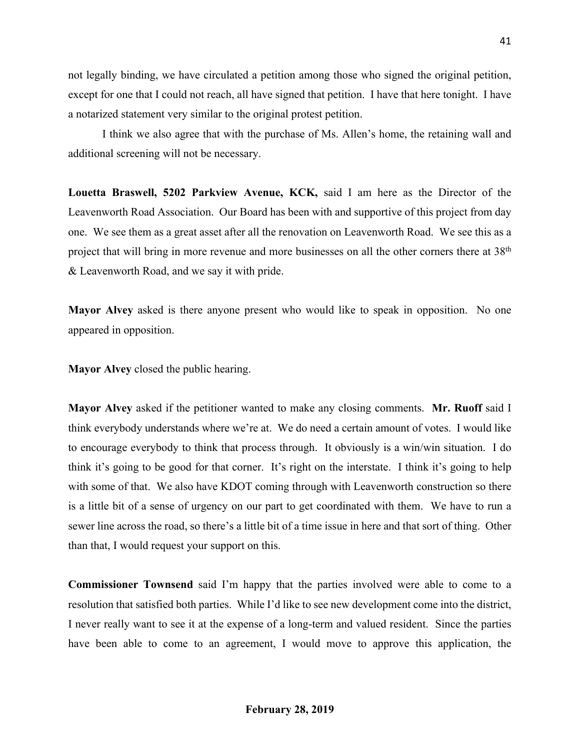not legally binding, we have circulated a petition among those who signed the original petition, except for one that I could not reach, all have signed that petition. I have that here tonight. I have a notarized statement very similar to the original protest petition.

I think we also agree that with the purchase of Ms. Allen's home, the retaining wall and additional screening will not be necessary.

**Louetta Braswell, 5202 Parkview Avenue, KCK,** said I am here as the Director of the Leavenworth Road Association. Our Board has been with and supportive of this project from day one. We see them as a great asset after all the renovation on Leavenworth Road. We see this as a project that will bring in more revenue and more businesses on all the other corners there at 38th & Leavenworth Road, and we say it with pride.

**Mayor Alvey** asked is there anyone present who would like to speak in opposition. No one appeared in opposition.

**Mayor Alvey** closed the public hearing.

**Mayor Alvey** asked if the petitioner wanted to make any closing comments. **Mr. Ruoff** said I think everybody understands where we're at. We do need a certain amount of votes. I would like to encourage everybody to think that process through. It obviously is a win/win situation. I do think it's going to be good for that corner. It's right on the interstate. I think it's going to help with some of that. We also have KDOT coming through with Leavenworth construction so there is a little bit of a sense of urgency on our part to get coordinated with them. We have to run a sewer line across the road, so there's a little bit of a time issue in here and that sort of thing. Other than that, I would request your support on this.

**Commissioner Townsend** said I'm happy that the parties involved were able to come to a resolution that satisfied both parties. While I'd like to see new development come into the district, I never really want to see it at the expense of a long-term and valued resident. Since the parties have been able to come to an agreement, I would move to approve this application, the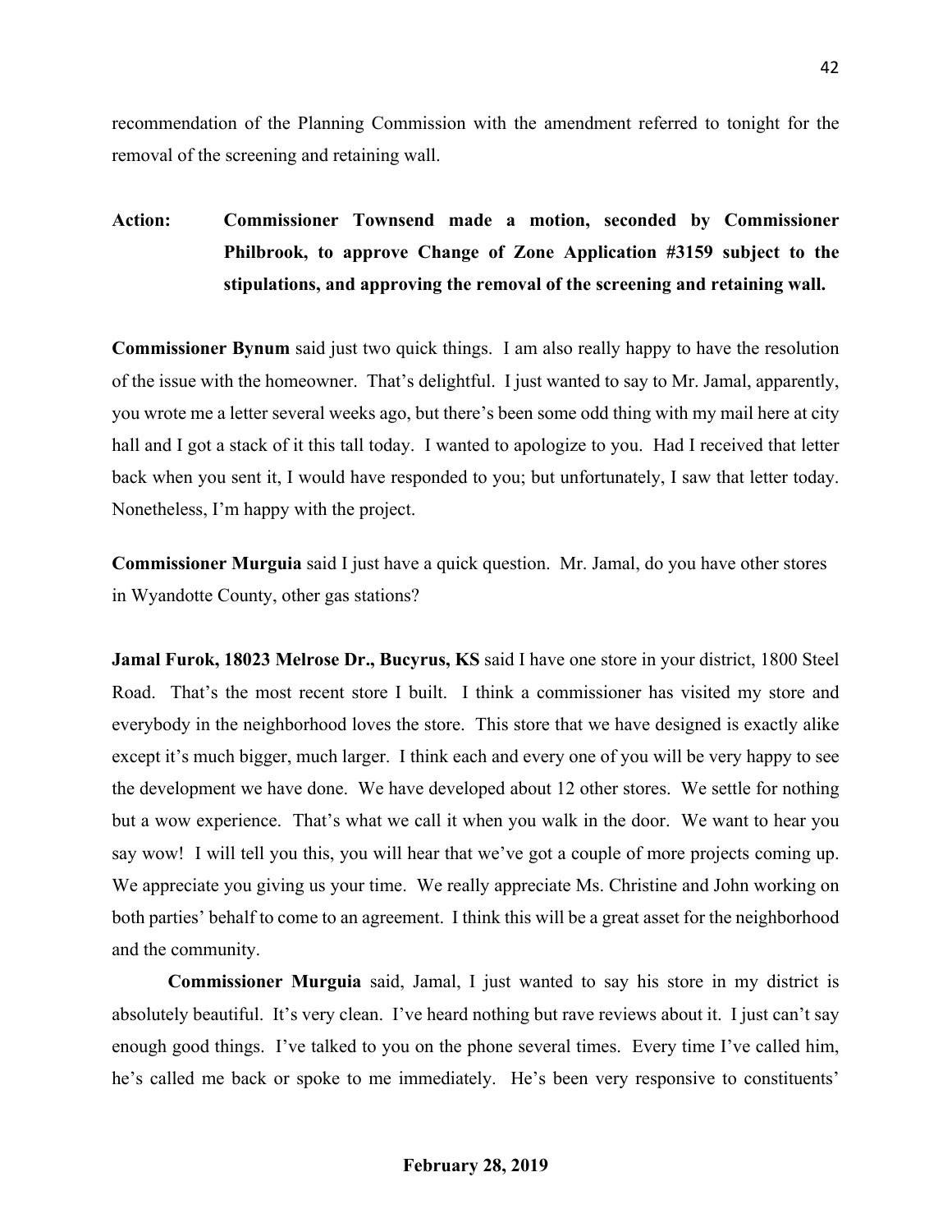recommendation of the Planning Commission with the amendment referred to tonight for the removal of the screening and retaining wall.

**Action: Commissioner Townsend made a motion, seconded by Commissioner Philbrook, to approve Change of Zone Application #3159 subject to the stipulations, and approving the removal of the screening and retaining wall.**

**Commissioner Bynum** said just two quick things. I am also really happy to have the resolution of the issue with the homeowner. That's delightful. I just wanted to say to Mr. Jamal, apparently, you wrote me a letter several weeks ago, but there's been some odd thing with my mail here at city hall and I got a stack of it this tall today. I wanted to apologize to you. Had I received that letter back when you sent it, I would have responded to you; but unfortunately, I saw that letter today. Nonetheless, I'm happy with the project.

**Commissioner Murguia** said I just have a quick question. Mr. Jamal, do you have other stores in Wyandotte County, other gas stations?

**Jamal Furok, 18023 Melrose Dr., Bucyrus, KS** said I have one store in your district, 1800 Steel Road. That's the most recent store I built. I think a commissioner has visited my store and everybody in the neighborhood loves the store. This store that we have designed is exactly alike except it's much bigger, much larger. I think each and every one of you will be very happy to see the development we have done. We have developed about 12 other stores. We settle for nothing but a wow experience. That's what we call it when you walk in the door. We want to hear you say wow! I will tell you this, you will hear that we've got a couple of more projects coming up. We appreciate you giving us your time. We really appreciate Ms. Christine and John working on both parties' behalf to come to an agreement. I think this will be a great asset for the neighborhood and the community.

**Commissioner Murguia** said, Jamal, I just wanted to say his store in my district is absolutely beautiful. It's very clean. I've heard nothing but rave reviews about it. I just can't say enough good things. I've talked to you on the phone several times. Every time I've called him, he's called me back or spoke to me immediately. He's been very responsive to constituents'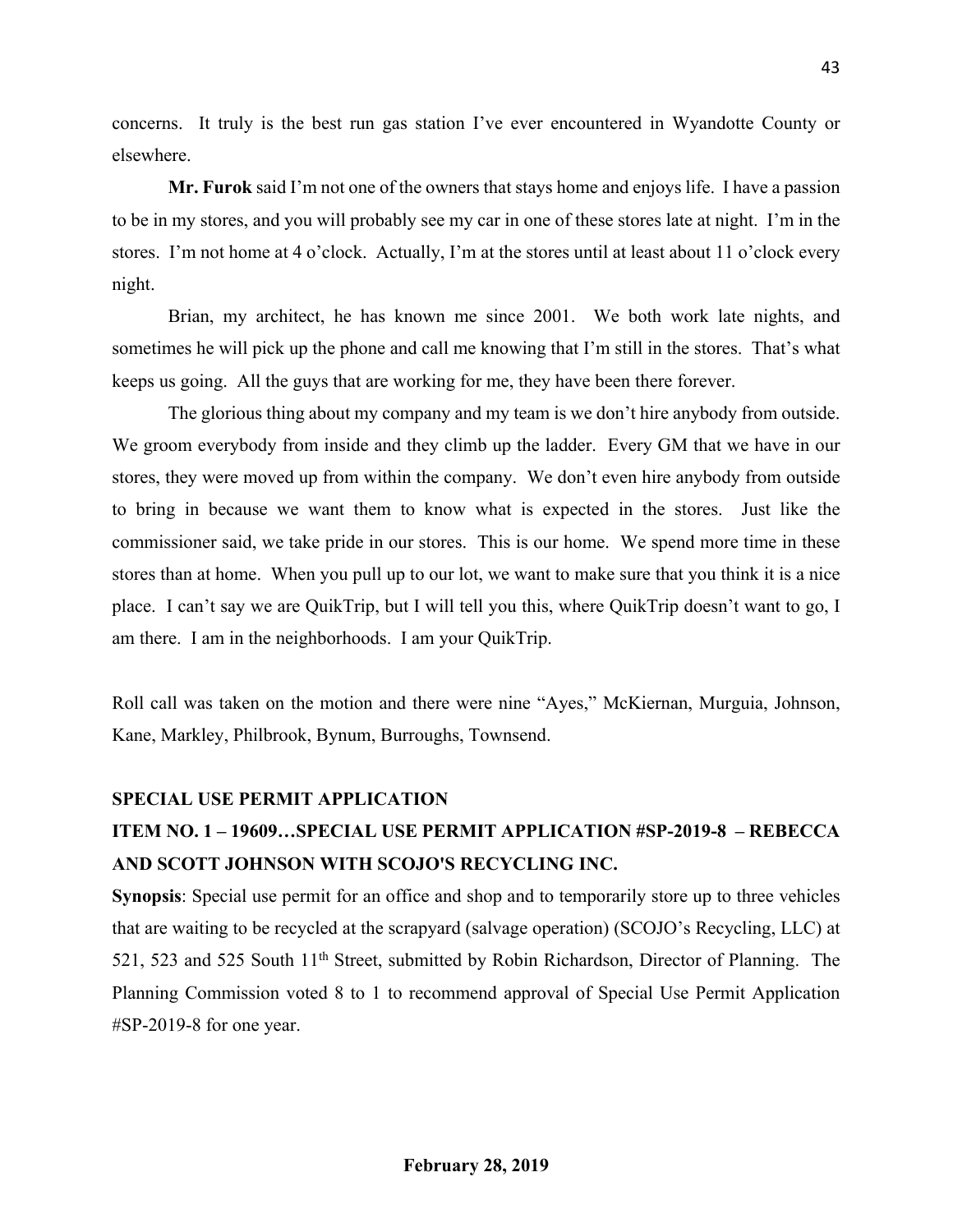concerns. It truly is the best run gas station I've ever encountered in Wyandotte County or elsewhere.

**Mr. Furok** said I'm not one of the owners that stays home and enjoys life. I have a passion to be in my stores, and you will probably see my car in one of these stores late at night. I'm in the stores. I'm not home at 4 o'clock. Actually, I'm at the stores until at least about 11 o'clock every night.

Brian, my architect, he has known me since 2001. We both work late nights, and sometimes he will pick up the phone and call me knowing that I'm still in the stores. That's what keeps us going. All the guys that are working for me, they have been there forever.

The glorious thing about my company and my team is we don't hire anybody from outside. We groom everybody from inside and they climb up the ladder. Every GM that we have in our stores, they were moved up from within the company. We don't even hire anybody from outside to bring in because we want them to know what is expected in the stores. Just like the commissioner said, we take pride in our stores. This is our home. We spend more time in these stores than at home. When you pull up to our lot, we want to make sure that you think it is a nice place. I can't say we are QuikTrip, but I will tell you this, where QuikTrip doesn't want to go, I am there. I am in the neighborhoods. I am your QuikTrip.

Roll call was taken on the motion and there were nine "Ayes," McKiernan, Murguia, Johnson, Kane, Markley, Philbrook, Bynum, Burroughs, Townsend.

**SPECIAL USE PERMIT APPLICATION**

**ITEM NO. 1 – 19609…SPECIAL USE PERMIT APPLICATION #SP-2019-8 – REBECCA AND SCOTT JOHNSON WITH SCOJO'S RECYCLING INC.**

**Synopsis**: Special use permit for an office and shop and to temporarily store up to three vehicles that are waiting to be recycled at the scrapyard (salvage operation) (SCOJO's Recycling, LLC) at 521, 523 and 525 South 11th Street, submitted by Robin Richardson, Director of Planning. The Planning Commission voted 8 to 1 to recommend approval of Special Use Permit Application #SP-2019-8 for one year.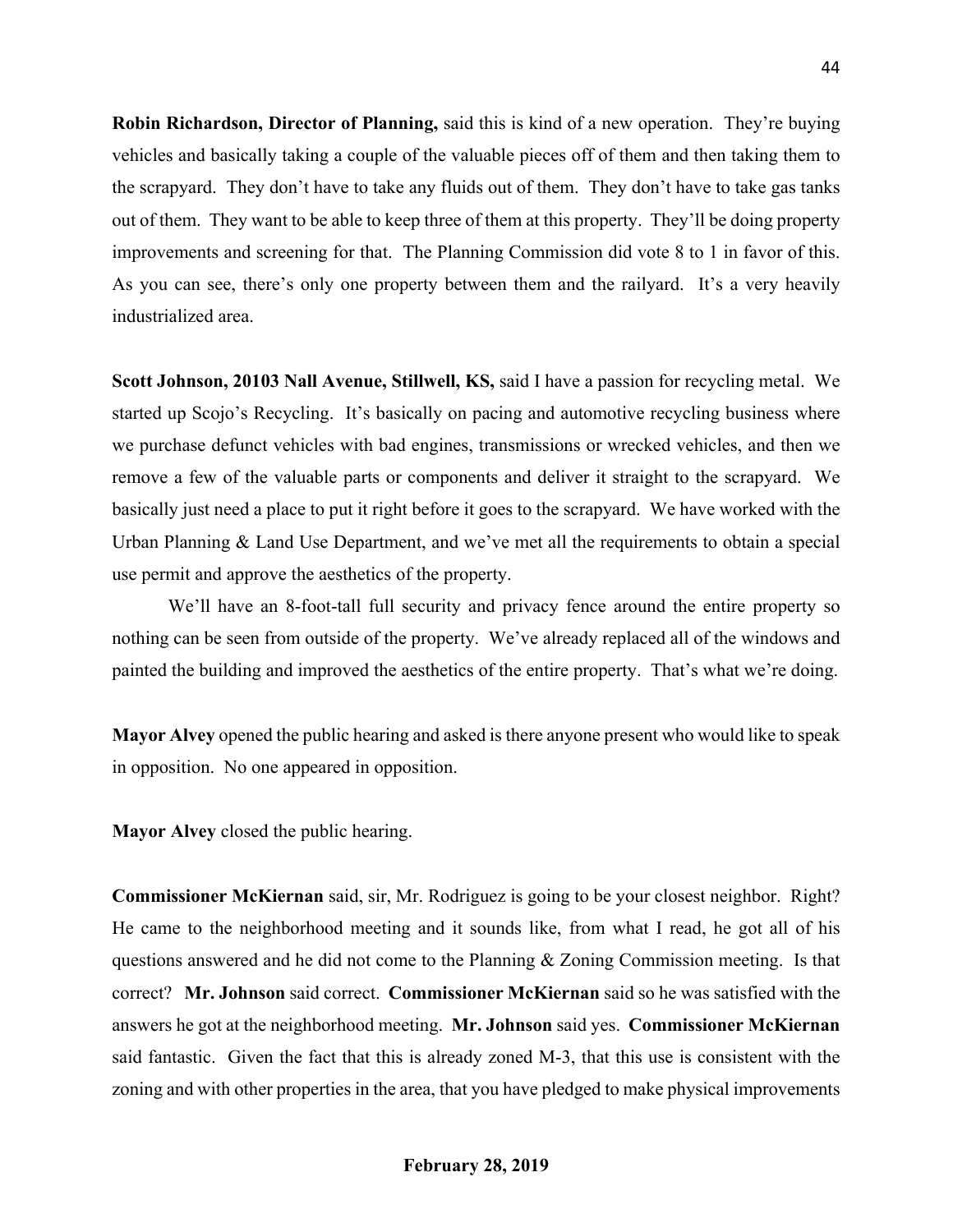**Robin Richardson, Director of Planning,** said this is kind of a new operation. They're buying vehicles and basically taking a couple of the valuable pieces off of them and then taking them to the scrapyard. They don't have to take any fluids out of them. They don't have to take gas tanks out of them. They want to be able to keep three of them at this property. They'll be doing property improvements and screening for that. The Planning Commission did vote 8 to 1 in favor of this. As you can see, there's only one property between them and the railyard. It's a very heavily industrialized area.

**Scott Johnson, 20103 Nall Avenue, Stillwell, KS,** said I have a passion for recycling metal. We started up Scojo's Recycling. It's basically on pacing and automotive recycling business where we purchase defunct vehicles with bad engines, transmissions or wrecked vehicles, and then we remove a few of the valuable parts or components and deliver it straight to the scrapyard. We basically just need a place to put it right before it goes to the scrapyard. We have worked with the Urban Planning & Land Use Department, and we've met all the requirements to obtain a special use permit and approve the aesthetics of the property.

We'll have an 8-foot-tall full security and privacy fence around the entire property so nothing can be seen from outside of the property. We've already replaced all of the windows and painted the building and improved the aesthetics of the entire property. That's what we're doing.

**Mayor Alvey** opened the public hearing and asked is there anyone present who would like to speak in opposition. No one appeared in opposition.

**Mayor Alvey** closed the public hearing.

**Commissioner McKiernan** said, sir, Mr. Rodriguez is going to be your closest neighbor. Right? He came to the neighborhood meeting and it sounds like, from what I read, he got all of his questions answered and he did not come to the Planning & Zoning Commission meeting. Is that correct? **Mr. Johnson** said correct. **Commissioner McKiernan** said so he was satisfied with the answers he got at the neighborhood meeting. **Mr. Johnson** said yes. **Commissioner McKiernan** said fantastic. Given the fact that this is already zoned M-3, that this use is consistent with the zoning and with other properties in the area, that you have pledged to make physical improvements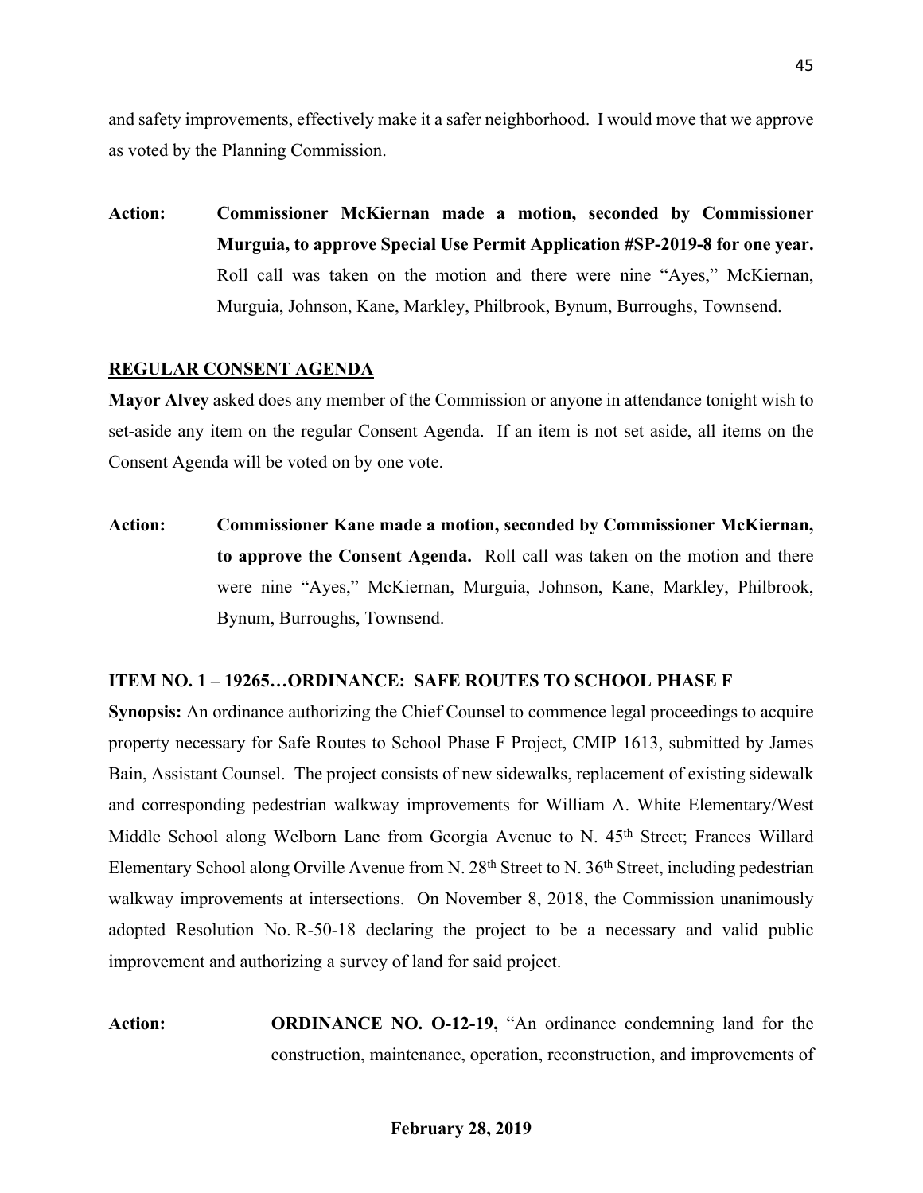and safety improvements, effectively make it a safer neighborhood. I would move that we approve as voted by the Planning Commission.

**Action:** **Commissioner McKiernan made a motion, seconded by Commissioner Murguia, to approve Special Use Permit Application #SP-2019-8 for one year.** Roll call was taken on the motion and there were nine "Ayes," McKiernan, Murguia, Johnson, Kane, Markley, Philbrook, Bynum, Burroughs, Townsend.

**REGULAR CONSENT AGENDA**

**Mayor Alvey** asked does any member of the Commission or anyone in attendance tonight wish to set-aside any item on the regular Consent Agenda. If an item is not set aside, all items on the Consent Agenda will be voted on by one vote.

**Action:** **Commissioner Kane made a motion, seconded by Commissioner McKiernan, to approve the Consent Agenda.** Roll call was taken on the motion and there were nine "Ayes," McKiernan, Murguia, Johnson, Kane, Markley, Philbrook, Bynum, Burroughs, Townsend.

**ITEM NO. 1 – 19265…ORDINANCE: SAFE ROUTES TO SCHOOL PHASE F**

**Synopsis:** An ordinance authorizing the Chief Counsel to commence legal proceedings to acquire property necessary for Safe Routes to School Phase F Project, CMIP 1613, submitted by James Bain, Assistant Counsel. The project consists of new sidewalks, replacement of existing sidewalk and corresponding pedestrian walkway improvements for William A. White Elementary/West Middle School along Welborn Lane from Georgia Avenue to N. 45th Street; Frances Willard Elementary School along Orville Avenue from N. 28th Street to N. 36th Street, including pedestrian walkway improvements at intersections. On November 8, 2018, the Commission unanimously adopted Resolution No. R-50-18 declaring the project to be a necessary and valid public improvement and authorizing a survey of land for said project.

**Action:** **ORDINANCE NO. O-12-19,** "An ordinance condemning land for the construction, maintenance, operation, reconstruction, and improvements of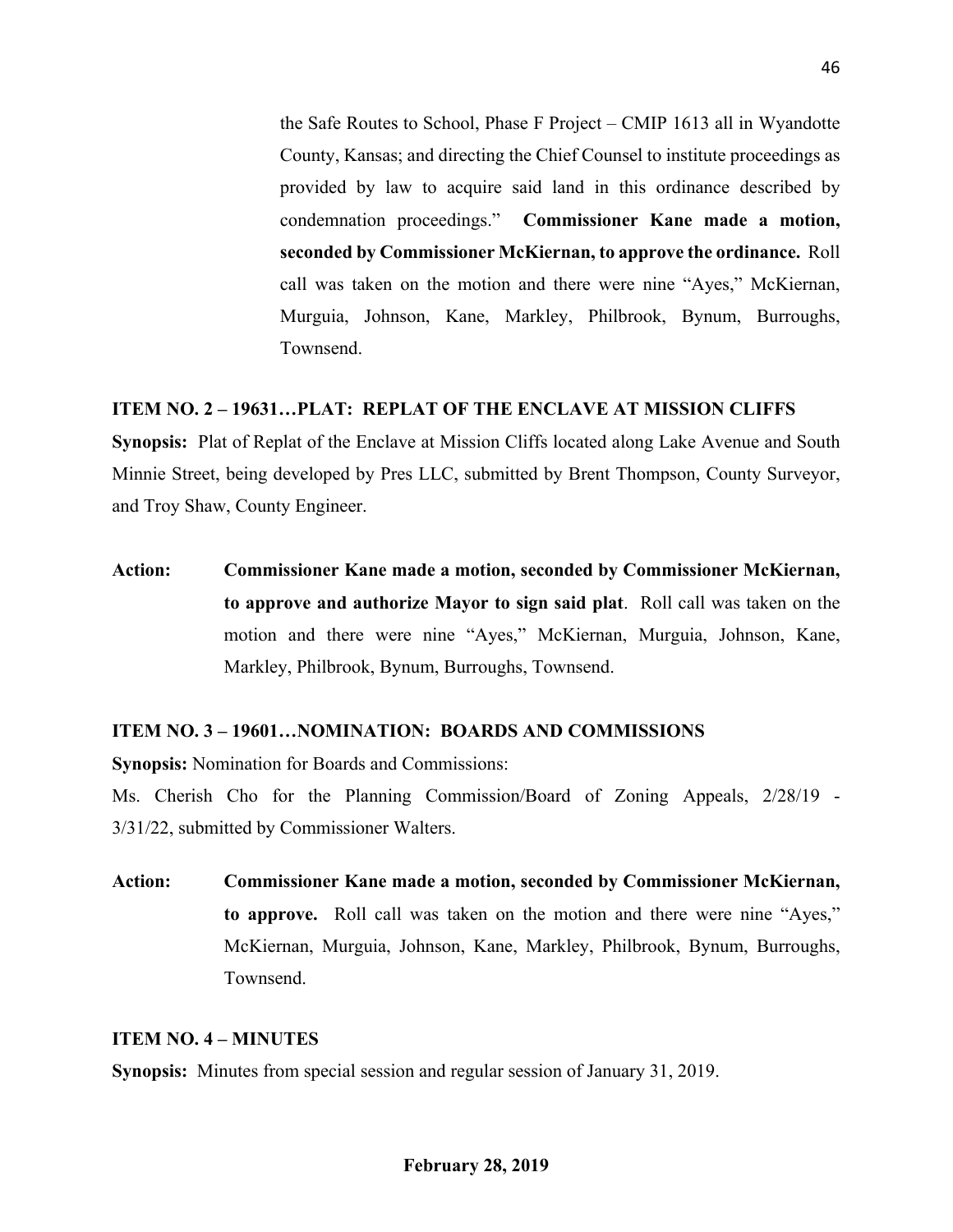the Safe Routes to School, Phase F Project – CMIP 1613 all in Wyandotte County, Kansas; and directing the Chief Counsel to institute proceedings as provided by law to acquire said land in this ordinance described by condemnation proceedings." **Commissioner Kane made a motion, seconded by Commissioner McKiernan, to approve the ordinance.** Roll call was taken on the motion and there were nine "Ayes," McKiernan, Murguia, Johnson, Kane, Markley, Philbrook, Bynum, Burroughs, Townsend.

**ITEM NO. 2 – 19631…PLAT: REPLAT OF THE ENCLAVE AT MISSION CLIFFS**

**Synopsis:** Plat of Replat of the Enclave at Mission Cliffs located along Lake Avenue and South Minnie Street, being developed by Pres LLC, submitted by Brent Thompson, County Surveyor, and Troy Shaw, County Engineer.

**Action:** **Commissioner Kane made a motion, seconded by Commissioner McKiernan, to approve and authorize Mayor to sign said plat**. Roll call was taken on the motion and there were nine "Ayes," McKiernan, Murguia, Johnson, Kane, Markley, Philbrook, Bynum, Burroughs, Townsend.

**ITEM NO. 3 – 19601…NOMINATION: BOARDS AND COMMISSIONS**

**Synopsis:** Nomination for Boards and Commissions:

Ms. Cherish Cho for the Planning Commission/Board of Zoning Appeals, 2/28/19 - 3/31/22, submitted by Commissioner Walters.

**Action:** **Commissioner Kane made a motion, seconded by Commissioner McKiernan, to approve.** Roll call was taken on the motion and there were nine "Ayes," McKiernan, Murguia, Johnson, Kane, Markley, Philbrook, Bynum, Burroughs, Townsend.

**ITEM NO. 4 – MINUTES**

**Synopsis:** Minutes from special session and regular session of January 31, 2019.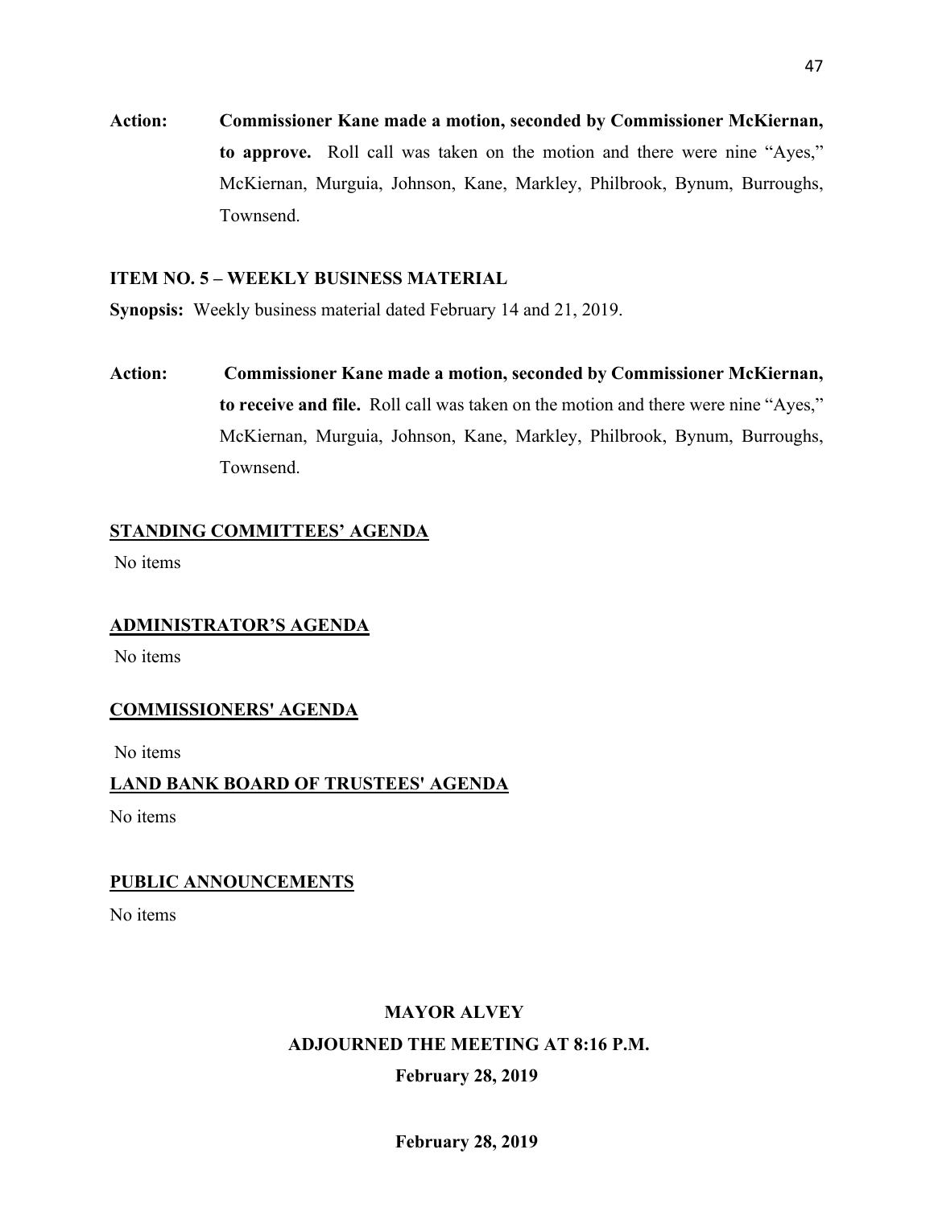**Action:** **Commissioner Kane made a motion, seconded by Commissioner McKiernan, to approve.** Roll call was taken on the motion and there were nine "Ayes," McKiernan, Murguia, Johnson, Kane, Markley, Philbrook, Bynum, Burroughs, Townsend.

**ITEM NO. 5 – WEEKLY BUSINESS MATERIAL**

**Synopsis:** Weekly business material dated February 14 and 21, 2019.

**Action:** **Commissioner Kane made a motion, seconded by Commissioner McKiernan, to receive and file.** Roll call was taken on the motion and there were nine "Ayes," McKiernan, Murguia, Johnson, Kane, Markley, Philbrook, Bynum, Burroughs, Townsend.

## STANDING COMMITTEES' AGENDA

No items

## ADMINISTRATOR'S AGENDA

No items

## COMMISSIONERS' AGENDA

No items

## LAND BANK BOARD OF TRUSTEES' AGENDA

No items

## PUBLIC ANNOUNCEMENTS

No items

**MAYOR ALVEY**

**ADJOURNED THE MEETING AT 8:16 P.M.**

**February 28, 2019**

**February 28, 2019**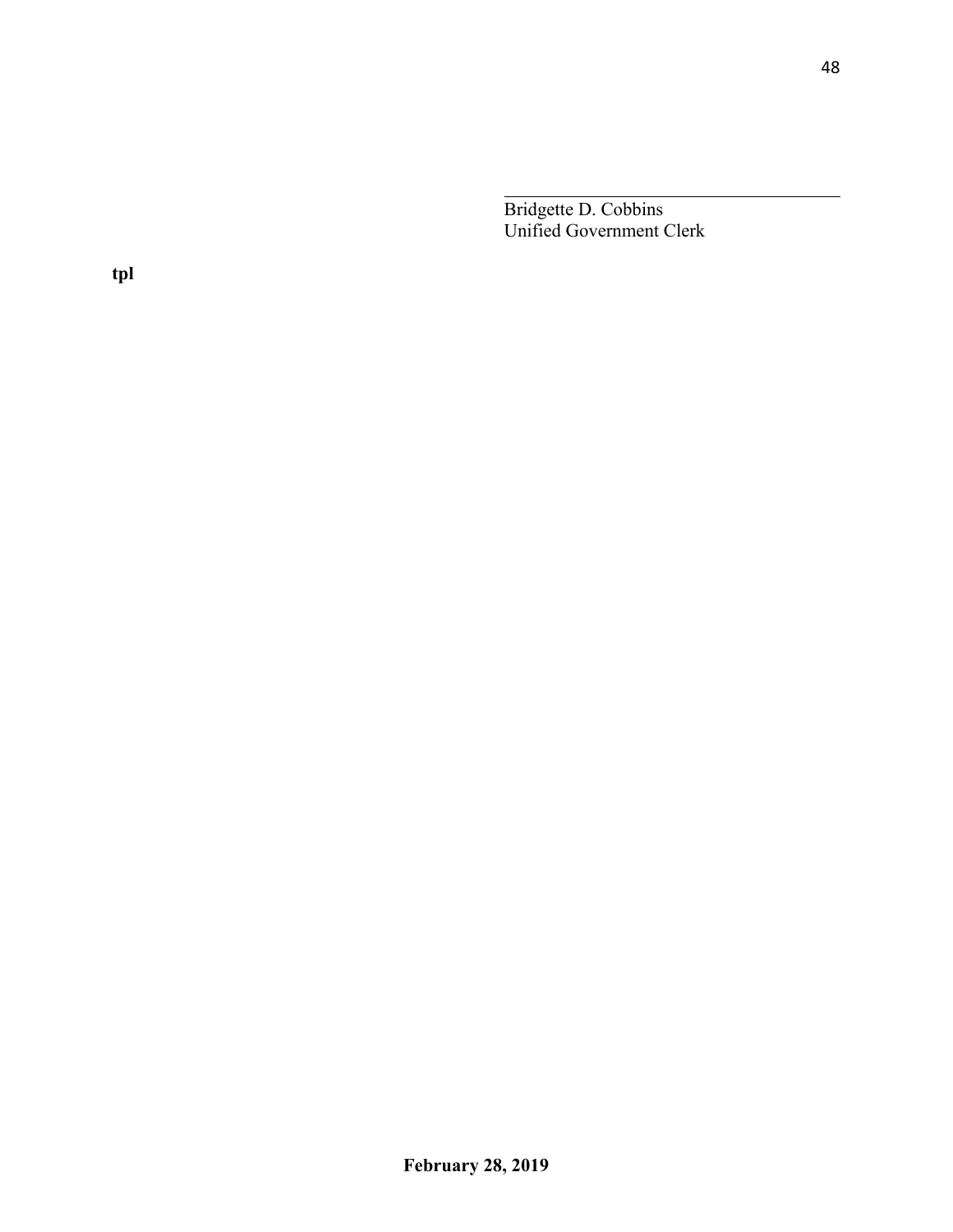\_\_\_\_\_\_\_\_\_\_\_\_\_\_\_\_\_\_\_\_\_\_\_\_\_\_\_\_\_\_\_\_\_\_\_\_

Bridgette D. Cobbins
Unified Government Clerk

**tpl**